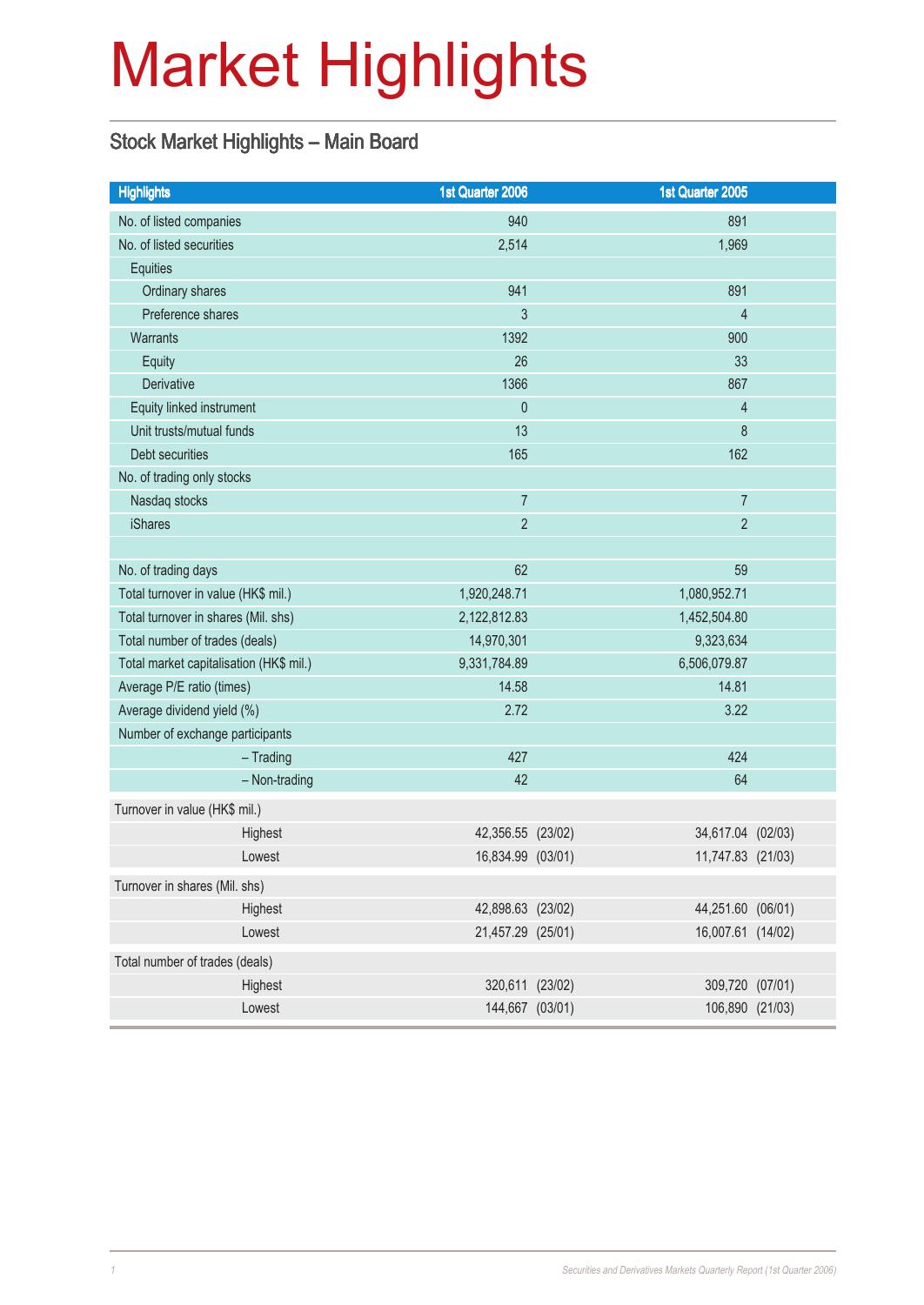# Market Highlights

## Stock Market Highlights – Main Board

| Highlights | 1st Quarter 2006 | 1st Quarter 2005 |
|---|---|---|
| No. of listed companies | 940 | 891 |
| No. of listed securities | 2,514 | 1,969 |
| Equities | | |
| Ordinary shares | 941 | 891 |
| Preference shares | 3 | 4 |
| Warrants | 1392 | 900 |
| Equity | 26 | 33 |
| Derivative | 1366 | 867 |
| Equity linked instrument | 0 | 4 |
| Unit trusts/mutual funds | 13 | 8 |
| Debt securities | 165 | 162 |
| No. of trading only stocks | | |
| Nasdaq stocks | 7 | 7 |
| iShares | 2 | 2 |
| | | |
| No. of trading days | 62 | 59 |
| Total turnover in value (HK$ mil.) | 1,920,248.71 | 1,080,952.71 |
| Total turnover in shares (Mil. shs) | 2,122,812.83 | 1,452,504.80 |
| Total number of trades (deals) | 14,970,301 | 9,323,634 |
| Total market capitalisation (HK$ mil.) | 9,331,784.89 | 6,506,079.87 |
| Average P/E ratio (times) | 14.58 | 14.81 |
| Average dividend yield (%) | 2.72 | 3.22 |
| Number of exchange participants | | |
| – Trading | 427 | 424 |
| – Non-trading | 42 | 64 |
| Turnover in value (HK$ mil.) | | |
| Highest | 42,356.55 (23/02) | 34,617.04 (02/03) |
| Lowest | 16,834.99 (03/01) | 11,747.83 (21/03) |
| Turnover in shares (Mil. shs) | | |
| Highest | 42,898.63 (23/02) | 44,251.60 (06/01) |
| Lowest | 21,457.29 (25/01) | 16,007.61 (14/02) |
| Total number of trades (deals) | | |
| Highest | 320,611 (23/02) | 309,720 (07/01) |
| Lowest | 144,667 (03/01) | 106,890 (21/03) |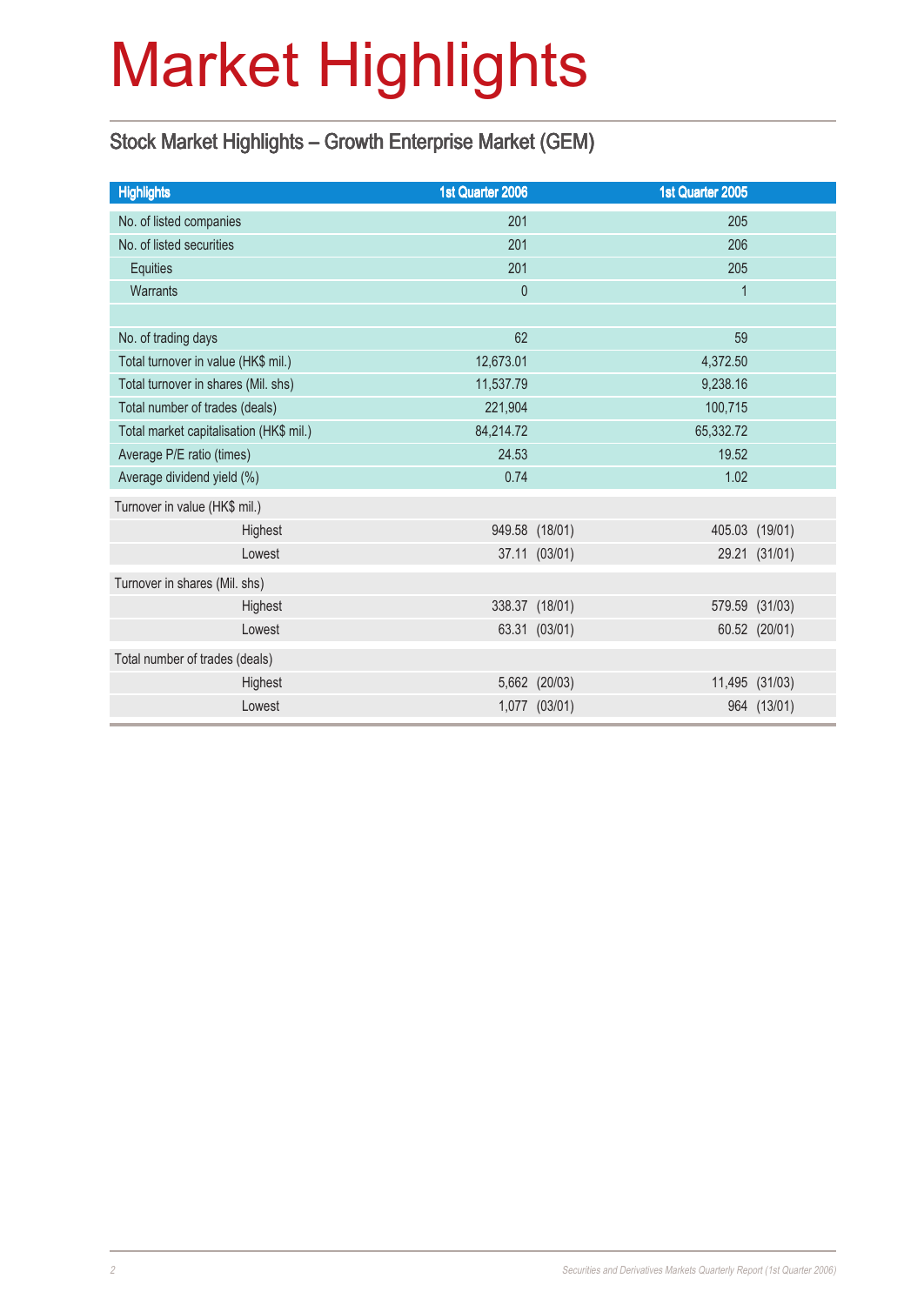# Market Highlights

## Stock Market Highlights – Growth Enterprise Market (GEM)

| Highlights | 1st Quarter 2006 | 1st Quarter 2005 |
|---|---|---|
| No. of listed companies | 201 | 205 |
| No. of listed securities | 201 | 206 |
| Equities | 201 | 205 |
| Warrants | 0 | 1 |
| | | |
| No. of trading days | 62 | 59 |
| Total turnover in value (HK$ mil.) | 12,673.01 | 4,372.50 |
| Total turnover in shares (Mil. shs) | 11,537.79 | 9,238.16 |
| Total number of trades (deals) | 221,904 | 100,715 |
| Total market capitalisation (HK$ mil.) | 84,214.72 | 65,332.72 |
| Average P/E ratio (times) | 24.53 | 19.52 |
| Average dividend yield (%) | 0.74 | 1.02 |
| Turnover in value (HK$ mil.) | | |
| Highest | 949.58 (18/01) | 405.03 (19/01) |
| Lowest | 37.11 (03/01) | 29.21 (31/01) |
| Turnover in shares (Mil. shs) | | |
| Highest | 338.37 (18/01) | 579.59 (31/03) |
| Lowest | 63.31 (03/01) | 60.52 (20/01) |
| Total number of trades (deals) | | |
| Highest | 5,662 (20/03) | 11,495 (31/03) |
| Lowest | 1,077 (03/01) | 964 (13/01) |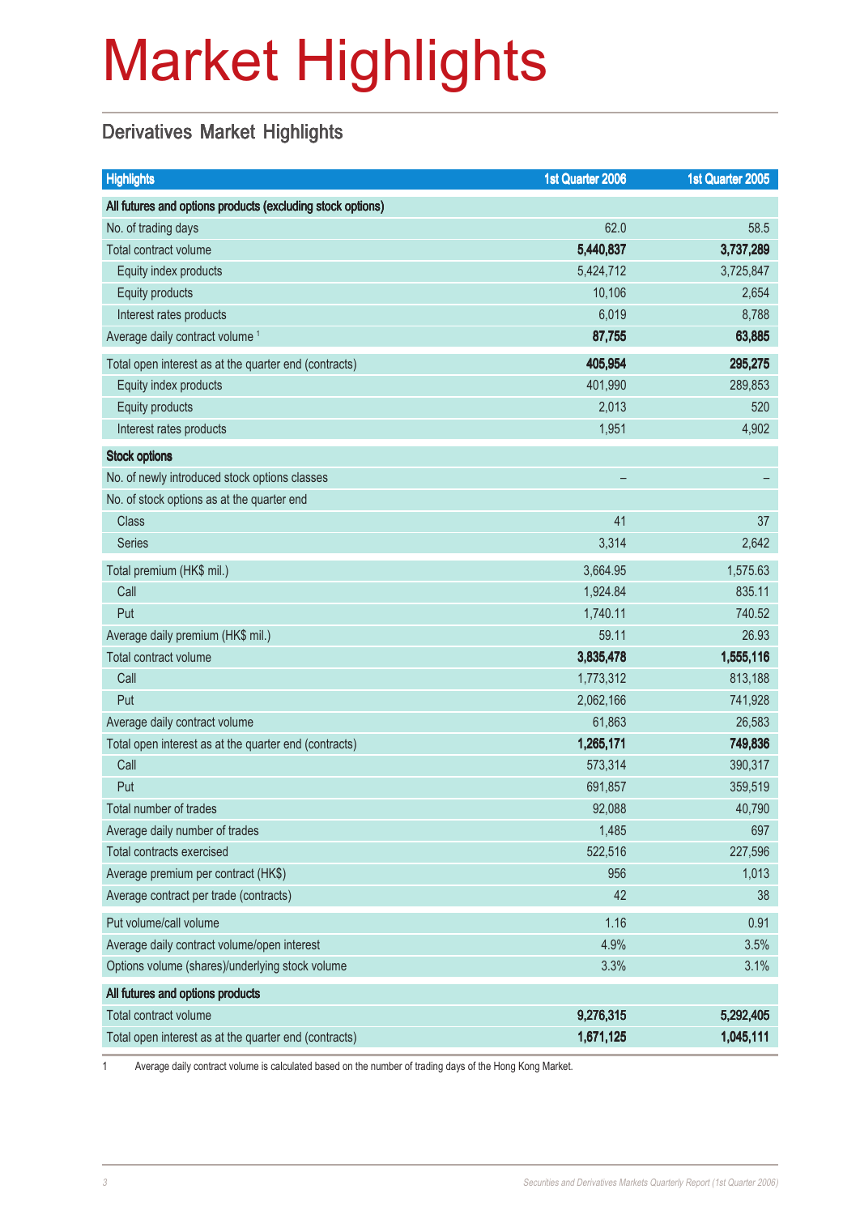# Market Highlights

## Derivatives Market Highlights

| Highlights | 1st Quarter 2006 | 1st Quarter 2005 |
|---|---|---|
| **All futures and options products (excluding stock options)** | | |
| No. of trading days | 62.0 | 58.5 |
| Total contract volume | **5,440,837** | **3,737,289** |
| Equity index products | 5,424,712 | 3,725,847 |
| Equity products | 10,106 | 2,654 |
| Interest rates products | 6,019 | 8,788 |
| Average daily contract volume [1] | **87,755** | **63,885** |
| Total open interest as at the quarter end (contracts) | **405,954** | **295,275** |
| Equity index products | 401,990 | 289,853 |
| Equity products | 2,013 | 520 |
| Interest rates products | 1,951 | 4,902 |
| **Stock options** | | |
| No. of newly introduced stock options classes | – | – |
| No. of stock options as at the quarter end | | |
| Class | 41 | 37 |
| Series | 3,314 | 2,642 |
| Total premium (HK$ mil.) | 3,664.95 | 1,575.63 |
| Call | 1,924.84 | 835.11 |
| Put | 1,740.11 | 740.52 |
| Average daily premium (HK$ mil.) | 59.11 | 26.93 |
| Total contract volume | **3,835,478** | **1,555,116** |
| Call | 1,773,312 | 813,188 |
| Put | 2,062,166 | 741,928 |
| Average daily contract volume | 61,863 | 26,583 |
| Total open interest as at the quarter end (contracts) | **1,265,171** | **749,836** |
| Call | 573,314 | 390,317 |
| Put | 691,857 | 359,519 |
| Total number of trades | 92,088 | 40,790 |
| Average daily number of trades | 1,485 | 697 |
| Total contracts exercised | 522,516 | 227,596 |
| Average premium per contract (HK$) | 956 | 1,013 |
| Average contract per trade (contracts) | 42 | 38 |
| Put volume/call volume | 1.16 | 0.91 |
| Average daily contract volume/open interest | 4.9% | 3.5% |
| Options volume (shares)/underlying stock volume | 3.3% | 3.1% |
| **All futures and options products** | | |
| Total contract volume | **9,276,315** | **5,292,405** |
| Total open interest as at the quarter end (contracts) | **1,671,125** | **1,045,111** |

1 Average daily contract volume is calculated based on the number of trading days of the Hong Kong Market.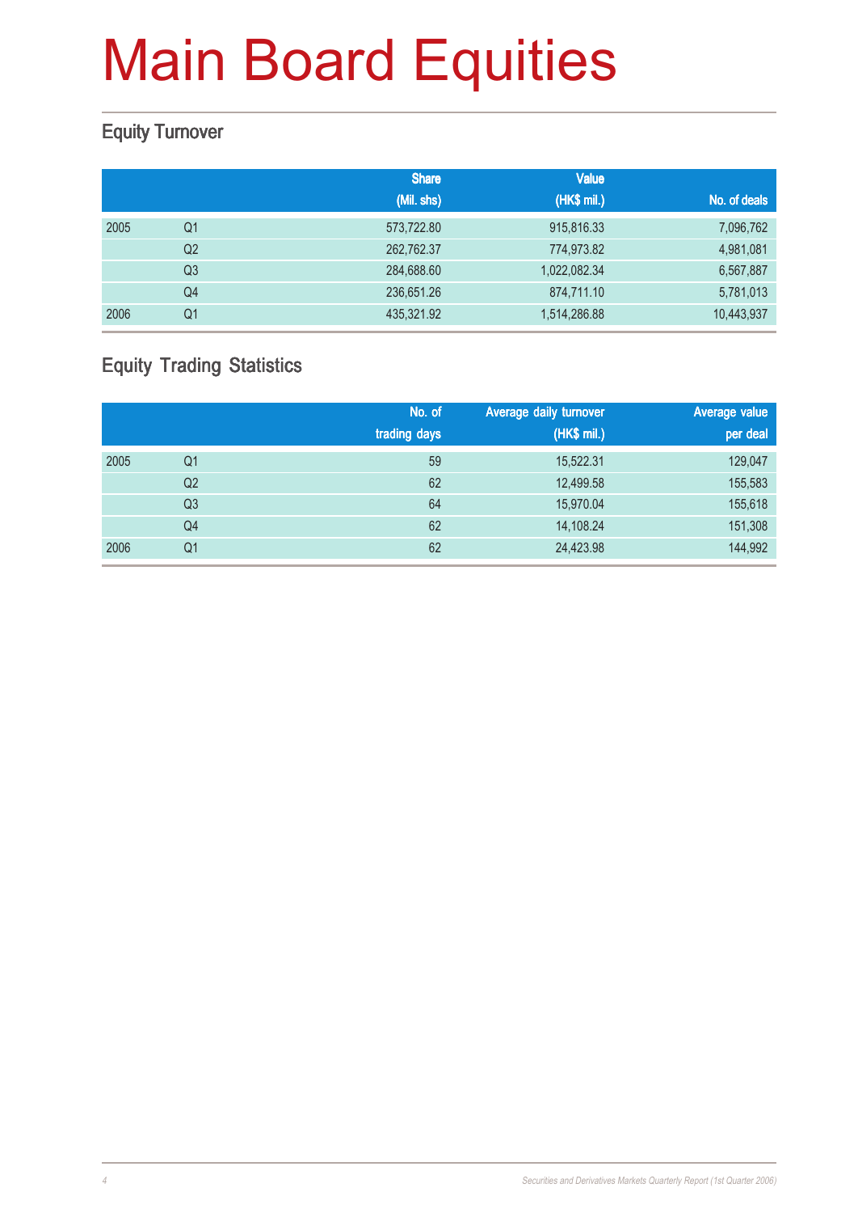# Main Board Equities

## Equity Turnover

| | | Share (Mil. shs) | Value (HK$ mil.) | No. of deals |
|---|---|---|---|---|
| 2005 | Q1 | 573,722.80 | 915,816.33 | 7,096,762 |
| | Q2 | 262,762.37 | 774,973.82 | 4,981,081 |
| | Q3 | 284,688.60 | 1,022,082.34 | 6,567,887 |
| | Q4 | 236,651.26 | 874,711.10 | 5,781,013 |
| 2006 | Q1 | 435,321.92 | 1,514,286.88 | 10,443,937 |

## Equity Trading Statistics

| | | No. of trading days | Average daily turnover (HK$ mil.) | Average value per deal |
|---|---|---|---|---|
| 2005 | Q1 | 59 | 15,522.31 | 129,047 |
| | Q2 | 62 | 12,499.58 | 155,583 |
| | Q3 | 64 | 15,970.04 | 155,618 |
| | Q4 | 62 | 14,108.24 | 151,308 |
| 2006 | Q1 | 62 | 24,423.98 | 144,992 |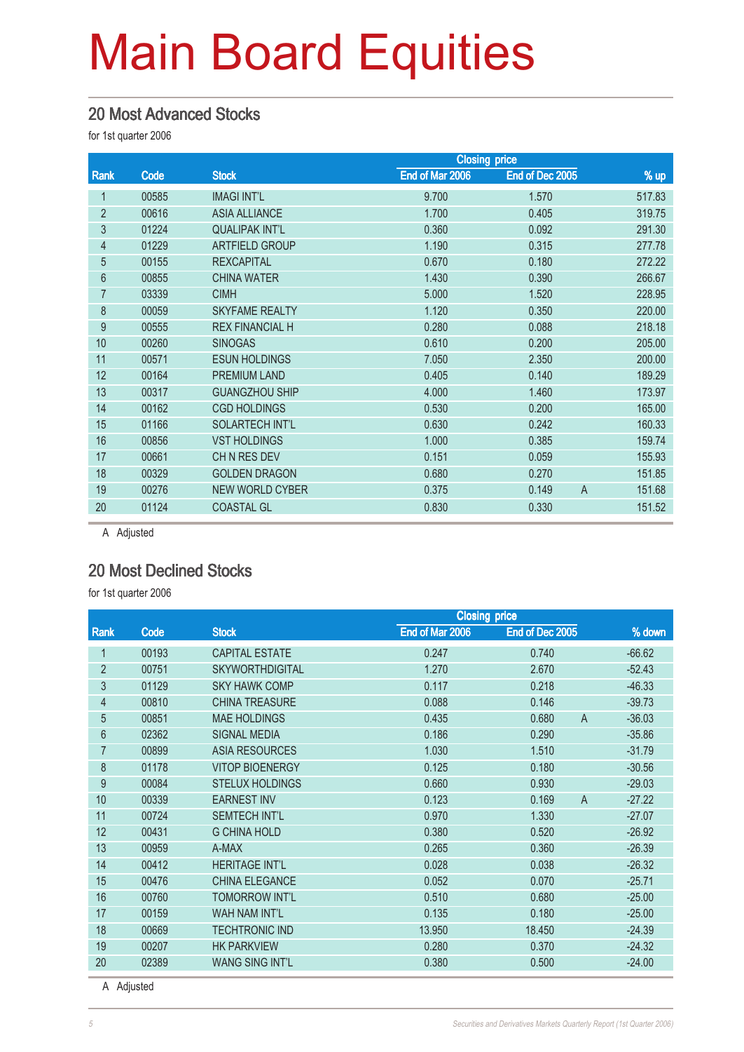# Main Board Equities

## 20 Most Advanced Stocks

for 1st quarter 2006

| Rank | Code | Stock | Closing price | | | % up |
|---|---|---|---|---|---|---|
| | | | End of Mar 2006 | End of Dec 2005 | | |
| 1 | 00585 | IMAGI INT'L | 9.700 | 1.570 | | 517.83 |
| 2 | 00616 | ASIA ALLIANCE | 1.700 | 0.405 | | 319.75 |
| 3 | 01224 | QUALIPAK INT'L | 0.360 | 0.092 | | 291.30 |
| 4 | 01229 | ARTFIELD GROUP | 1.190 | 0.315 | | 277.78 |
| 5 | 00155 | REXCAPITAL | 0.670 | 0.180 | | 272.22 |
| 6 | 00855 | CHINA WATER | 1.430 | 0.390 | | 266.67 |
| 7 | 03339 | CIMH | 5.000 | 1.520 | | 228.95 |
| 8 | 00059 | SKYFAME REALTY | 1.120 | 0.350 | | 220.00 |
| 9 | 00555 | REX FINANCIAL H | 0.280 | 0.088 | | 218.18 |
| 10 | 00260 | SINOGAS | 0.610 | 0.200 | | 205.00 |
| 11 | 00571 | ESUN HOLDINGS | 7.050 | 2.350 | | 200.00 |
| 12 | 00164 | PREMIUM LAND | 0.405 | 0.140 | | 189.29 |
| 13 | 00317 | GUANGZHOU SHIP | 4.000 | 1.460 | | 173.97 |
| 14 | 00162 | CGD HOLDINGS | 0.530 | 0.200 | | 165.00 |
| 15 | 01166 | SOLARTECH INT'L | 0.630 | 0.242 | | 160.33 |
| 16 | 00856 | VST HOLDINGS | 1.000 | 0.385 | | 159.74 |
| 17 | 00661 | CH N RES DEV | 0.151 | 0.059 | | 155.93 |
| 18 | 00329 | GOLDEN DRAGON | 0.680 | 0.270 | | 151.85 |
| 19 | 00276 | NEW WORLD CYBER | 0.375 | 0.149 | A | 151.68 |
| 20 | 01124 | COASTAL GL | 0.830 | 0.330 | | 151.52 |

A Adjusted

## 20 Most Declined Stocks

for 1st quarter 2006

| Rank | Code | Stock | Closing price | | | % down |
|---|---|---|---|---|---|---|
| | | | End of Mar 2006 | End of Dec 2005 | | |
| 1 | 00193 | CAPITAL ESTATE | 0.247 | 0.740 | | -66.62 |
| 2 | 00751 | SKYWORTHDIGITAL | 1.270 | 2.670 | | -52.43 |
| 3 | 01129 | SKY HAWK COMP | 0.117 | 0.218 | | -46.33 |
| 4 | 00810 | CHINA TREASURE | 0.088 | 0.146 | | -39.73 |
| 5 | 00851 | MAE HOLDINGS | 0.435 | 0.680 | A | -36.03 |
| 6 | 02362 | SIGNAL MEDIA | 0.186 | 0.290 | | -35.86 |
| 7 | 00899 | ASIA RESOURCES | 1.030 | 1.510 | | -31.79 |
| 8 | 01178 | VITOP BIOENERGY | 0.125 | 0.180 | | -30.56 |
| 9 | 00084 | STELUX HOLDINGS | 0.660 | 0.930 | | -29.03 |
| 10 | 00339 | EARNEST INV | 0.123 | 0.169 | A | -27.22 |
| 11 | 00724 | SEMTECH INT'L | 0.970 | 1.330 | | -27.07 |
| 12 | 00431 | G CHINA HOLD | 0.380 | 0.520 | | -26.92 |
| 13 | 00959 | A-MAX | 0.265 | 0.360 | | -26.39 |
| 14 | 00412 | HERITAGE INT'L | 0.028 | 0.038 | | -26.32 |
| 15 | 00476 | CHINA ELEGANCE | 0.052 | 0.070 | | -25.71 |
| 16 | 00760 | TOMORROW INT'L | 0.510 | 0.680 | | -25.00 |
| 17 | 00159 | WAH NAM INT'L | 0.135 | 0.180 | | -25.00 |
| 18 | 00669 | TECHTRONIC IND | 13.950 | 18.450 | | -24.39 |
| 19 | 00207 | HK PARKVIEW | 0.280 | 0.370 | | -24.32 |
| 20 | 02389 | WANG SING INT'L | 0.380 | 0.500 | | -24.00 |

A Adjusted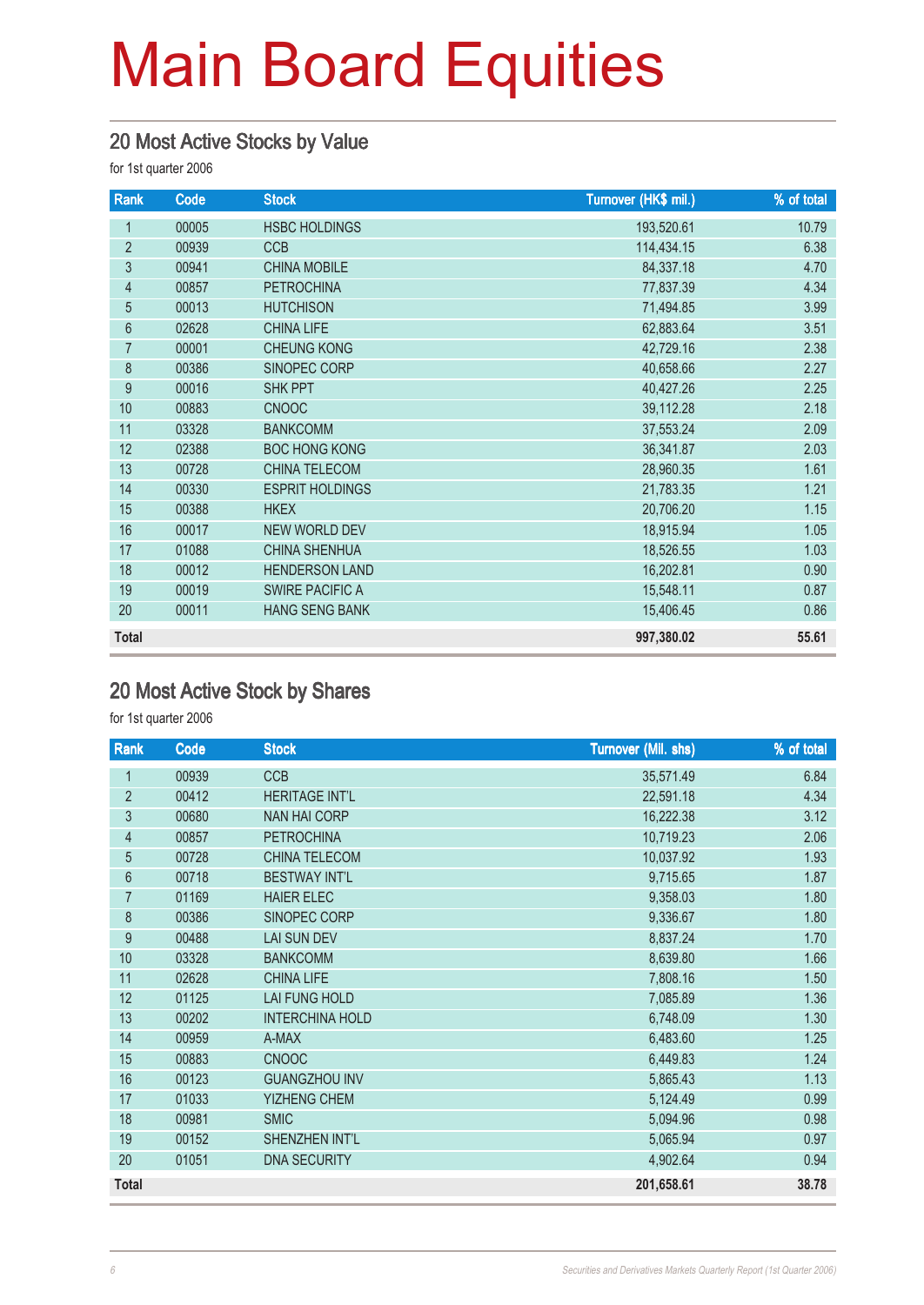# Main Board Equities

## 20 Most Active Stocks by Value

for 1st quarter 2006

| Rank | Code | Stock | Turnover (HK$ mil.) | % of total |
|---|---|---|---|---|
| 1 | 00005 | HSBC HOLDINGS | 193,520.61 | 10.79 |
| 2 | 00939 | CCB | 114,434.15 | 6.38 |
| 3 | 00941 | CHINA MOBILE | 84,337.18 | 4.70 |
| 4 | 00857 | PETROCHINA | 77,837.39 | 4.34 |
| 5 | 00013 | HUTCHISON | 71,494.85 | 3.99 |
| 6 | 02628 | CHINA LIFE | 62,883.64 | 3.51 |
| 7 | 00001 | CHEUNG KONG | 42,729.16 | 2.38 |
| 8 | 00386 | SINOPEC CORP | 40,658.66 | 2.27 |
| 9 | 00016 | SHK PPT | 40,427.26 | 2.25 |
| 10 | 00883 | CNOOC | 39,112.28 | 2.18 |
| 11 | 03328 | BANKCOMM | 37,553.24 | 2.09 |
| 12 | 02388 | BOC HONG KONG | 36,341.87 | 2.03 |
| 13 | 00728 | CHINA TELECOM | 28,960.35 | 1.61 |
| 14 | 00330 | ESPRIT HOLDINGS | 21,783.35 | 1.21 |
| 15 | 00388 | HKEX | 20,706.20 | 1.15 |
| 16 | 00017 | NEW WORLD DEV | 18,915.94 | 1.05 |
| 17 | 01088 | CHINA SHENHUA | 18,526.55 | 1.03 |
| 18 | 00012 | HENDERSON LAND | 16,202.81 | 0.90 |
| 19 | 00019 | SWIRE PACIFIC A | 15,548.11 | 0.87 |
| 20 | 00011 | HANG SENG BANK | 15,406.45 | 0.86 |
| **Total** | | | **997,380.02** | **55.61** |

## 20 Most Active Stock by Shares

for 1st quarter 2006

| Rank | Code | Stock | Turnover (Mil. shs) | % of total |
|---|---|---|---|---|
| 1 | 00939 | CCB | 35,571.49 | 6.84 |
| 2 | 00412 | HERITAGE INT'L | 22,591.18 | 4.34 |
| 3 | 00680 | NAN HAI CORP | 16,222.38 | 3.12 |
| 4 | 00857 | PETROCHINA | 10,719.23 | 2.06 |
| 5 | 00728 | CHINA TELECOM | 10,037.92 | 1.93 |
| 6 | 00718 | BESTWAY INT'L | 9,715.65 | 1.87 |
| 7 | 01169 | HAIER ELEC | 9,358.03 | 1.80 |
| 8 | 00386 | SINOPEC CORP | 9,336.67 | 1.80 |
| 9 | 00488 | LAI SUN DEV | 8,837.24 | 1.70 |
| 10 | 03328 | BANKCOMM | 8,639.80 | 1.66 |
| 11 | 02628 | CHINA LIFE | 7,808.16 | 1.50 |
| 12 | 01125 | LAI FUNG HOLD | 7,085.89 | 1.36 |
| 13 | 00202 | INTERCHINA HOLD | 6,748.09 | 1.30 |
| 14 | 00959 | A-MAX | 6,483.60 | 1.25 |
| 15 | 00883 | CNOOC | 6,449.83 | 1.24 |
| 16 | 00123 | GUANGZHOU INV | 5,865.43 | 1.13 |
| 17 | 01033 | YIZHENG CHEM | 5,124.49 | 0.99 |
| 18 | 00981 | SMIC | 5,094.96 | 0.98 |
| 19 | 00152 | SHENZHEN INT'L | 5,065.94 | 0.97 |
| 20 | 01051 | DNA SECURITY | 4,902.64 | 0.94 |
| **Total** | | | **201,658.61** | **38.78** |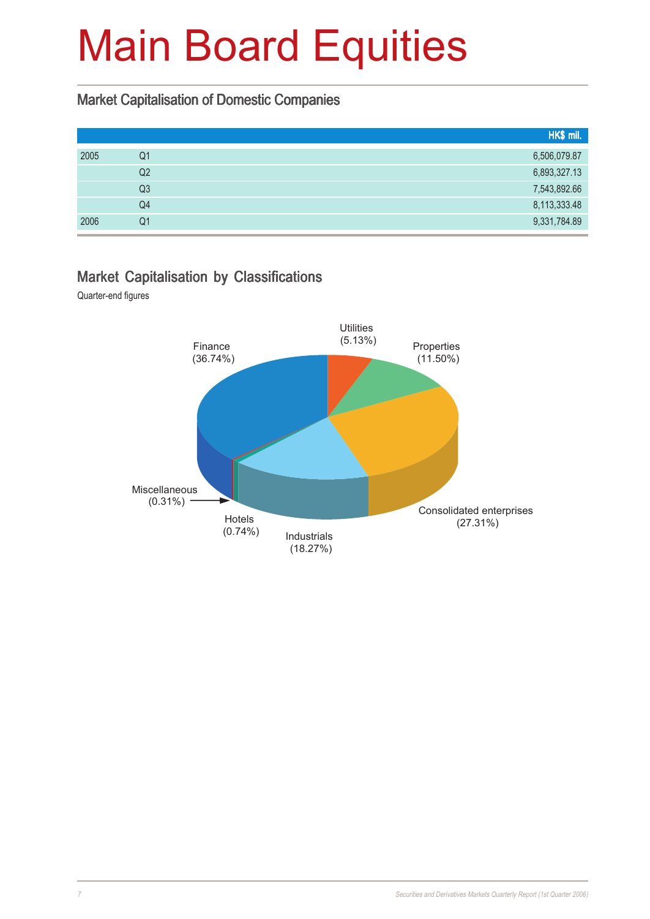# Main Board Equities

## Market Capitalisation of Domestic Companies

| | | HK$ mil. |
|---|---|---|
| 2005 | Q1 | 6,506,079.87 |
| | Q2 | 6,893,327.13 |
| | Q3 | 7,543,892.66 |
| | Q4 | 8,113,333.48 |
| 2006 | Q1 | 9,331,784.89 |

## Market Capitalisation by Classifications

Quarter-end figures

Finance (36.74%)
Utilities (5.13%)
Properties (11.50%)
Consolidated enterprises (27.31%)
Industrials (18.27%)
Hotels (0.74%)
Miscellaneous (0.31%)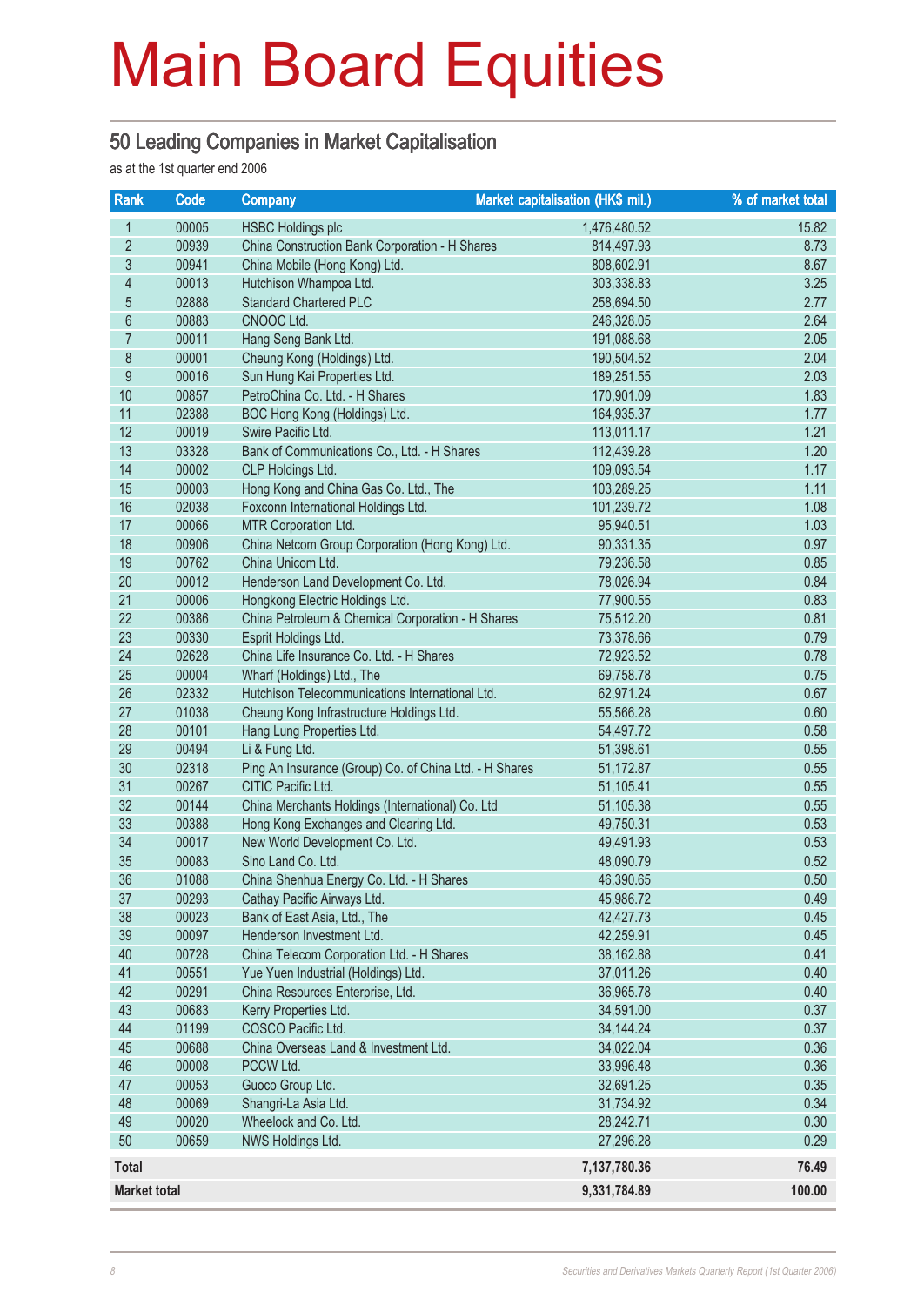# Main Board Equities

## 50 Leading Companies in Market Capitalisation

as at the 1st quarter end 2006

| Rank | Code | Company | Market capitalisation (HK$ mil.) | % of market total |
|---|---|---|---|---|
| 1 | 00005 | HSBC Holdings plc | 1,476,480.52 | 15.82 |
| 2 | 00939 | China Construction Bank Corporation - H Shares | 814,497.93 | 8.73 |
| 3 | 00941 | China Mobile (Hong Kong) Ltd. | 808,602.91 | 8.67 |
| 4 | 00013 | Hutchison Whampoa Ltd. | 303,338.83 | 3.25 |
| 5 | 02888 | Standard Chartered PLC | 258,694.50 | 2.77 |
| 6 | 00883 | CNOOC Ltd. | 246,328.05 | 2.64 |
| 7 | 00011 | Hang Seng Bank Ltd. | 191,088.68 | 2.05 |
| 8 | 00001 | Cheung Kong (Holdings) Ltd. | 190,504.52 | 2.04 |
| 9 | 00016 | Sun Hung Kai Properties Ltd. | 189,251.55 | 2.03 |
| 10 | 00857 | PetroChina Co. Ltd. - H Shares | 170,901.09 | 1.83 |
| 11 | 02388 | BOC Hong Kong (Holdings) Ltd. | 164,935.37 | 1.77 |
| 12 | 00019 | Swire Pacific Ltd. | 113,011.17 | 1.21 |
| 13 | 03328 | Bank of Communications Co., Ltd. - H Shares | 112,439.28 | 1.20 |
| 14 | 00002 | CLP Holdings Ltd. | 109,093.54 | 1.17 |
| 15 | 00003 | Hong Kong and China Gas Co. Ltd., The | 103,289.25 | 1.11 |
| 16 | 02038 | Foxconn International Holdings Ltd. | 101,239.72 | 1.08 |
| 17 | 00066 | MTR Corporation Ltd. | 95,940.51 | 1.03 |
| 18 | 00906 | China Netcom Group Corporation (Hong Kong) Ltd. | 90,331.35 | 0.97 |
| 19 | 00762 | China Unicom Ltd. | 79,236.58 | 0.85 |
| 20 | 00012 | Henderson Land Development Co. Ltd. | 78,026.94 | 0.84 |
| 21 | 00006 | Hongkong Electric Holdings Ltd. | 77,900.55 | 0.83 |
| 22 | 00386 | China Petroleum & Chemical Corporation - H Shares | 75,512.20 | 0.81 |
| 23 | 00330 | Esprit Holdings Ltd. | 73,378.66 | 0.79 |
| 24 | 02628 | China Life Insurance Co. Ltd. - H Shares | 72,923.52 | 0.78 |
| 25 | 00004 | Wharf (Holdings) Ltd., The | 69,758.78 | 0.75 |
| 26 | 02332 | Hutchison Telecommunications International Ltd. | 62,971.24 | 0.67 |
| 27 | 01038 | Cheung Kong Infrastructure Holdings Ltd. | 55,566.28 | 0.60 |
| 28 | 00101 | Hang Lung Properties Ltd. | 54,497.72 | 0.58 |
| 29 | 00494 | Li & Fung Ltd. | 51,398.61 | 0.55 |
| 30 | 02318 | Ping An Insurance (Group) Co. of China Ltd. - H Shares | 51,172.87 | 0.55 |
| 31 | 00267 | CITIC Pacific Ltd. | 51,105.41 | 0.55 |
| 32 | 00144 | China Merchants Holdings (International) Co. Ltd | 51,105.38 | 0.55 |
| 33 | 00388 | Hong Kong Exchanges and Clearing Ltd. | 49,750.31 | 0.53 |
| 34 | 00017 | New World Development Co. Ltd. | 49,491.93 | 0.53 |
| 35 | 00083 | Sino Land Co. Ltd. | 48,090.79 | 0.52 |
| 36 | 01088 | China Shenhua Energy Co. Ltd. - H Shares | 46,390.65 | 0.50 |
| 37 | 00293 | Cathay Pacific Airways Ltd. | 45,986.72 | 0.49 |
| 38 | 00023 | Bank of East Asia, Ltd., The | 42,427.73 | 0.45 |
| 39 | 00097 | Henderson Investment Ltd. | 42,259.91 | 0.45 |
| 40 | 00728 | China Telecom Corporation Ltd. - H Shares | 38,162.88 | 0.41 |
| 41 | 00551 | Yue Yuen Industrial (Holdings) Ltd. | 37,011.26 | 0.40 |
| 42 | 00291 | China Resources Enterprise, Ltd. | 36,965.78 | 0.40 |
| 43 | 00683 | Kerry Properties Ltd. | 34,591.00 | 0.37 |
| 44 | 01199 | COSCO Pacific Ltd. | 34,144.24 | 0.37 |
| 45 | 00688 | China Overseas Land & Investment Ltd. | 34,022.04 | 0.36 |
| 46 | 00008 | PCCW Ltd. | 33,996.48 | 0.36 |
| 47 | 00053 | Guoco Group Ltd. | 32,691.25 | 0.35 |
| 48 | 00069 | Shangri-La Asia Ltd. | 31,734.92 | 0.34 |
| 49 | 00020 | Wheelock and Co. Ltd. | 28,242.71 | 0.30 |
| 50 | 00659 | NWS Holdings Ltd. | 27,296.28 | 0.29 |
| **Total** | | | **7,137,780.36** | **76.49** |
| **Market total** | | | **9,331,784.89** | **100.00** |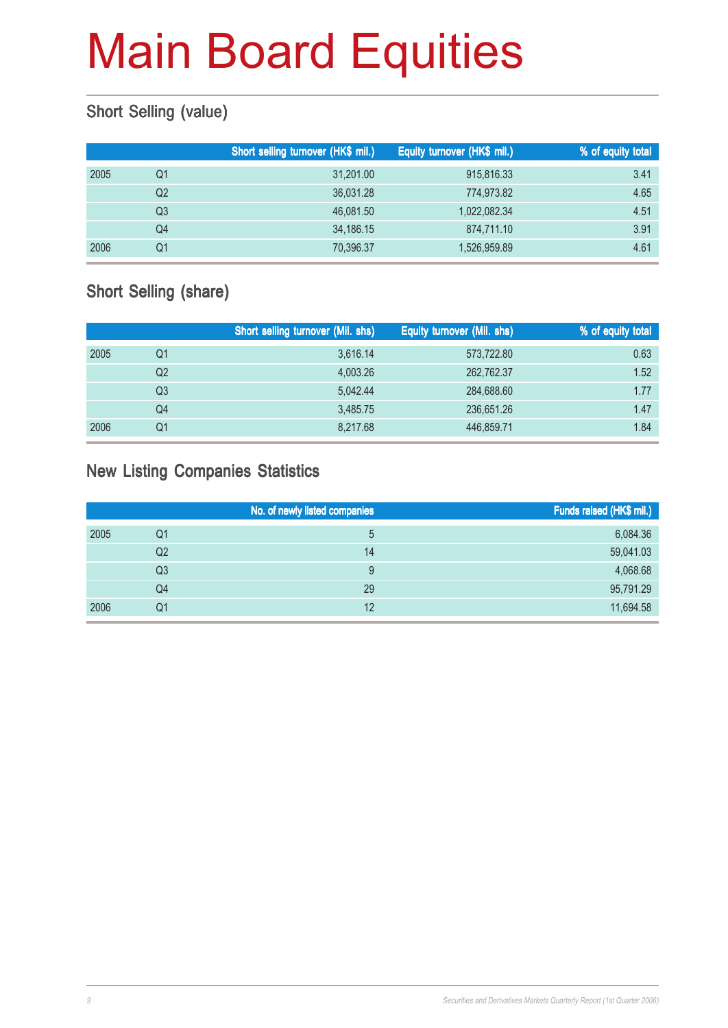# Main Board Equities

## Short Selling (value)

| | | Short selling turnover (HK$ mil.) | Equity turnover (HK$ mil.) | % of equity total |
|---|---|---|---|---|
| 2005 | Q1 | 31,201.00 | 915,816.33 | 3.41 |
| | Q2 | 36,031.28 | 774,973.82 | 4.65 |
| | Q3 | 46,081.50 | 1,022,082.34 | 4.51 |
| | Q4 | 34,186.15 | 874,711.10 | 3.91 |
| 2006 | Q1 | 70,396.37 | 1,526,959.89 | 4.61 |

## Short Selling (share)

| | | Short selling turnover (Mil. shs) | Equity turnover (Mil. shs) | % of equity total |
|---|---|---|---|---|
| 2005 | Q1 | 3,616.14 | 573,722.80 | 0.63 |
| | Q2 | 4,003.26 | 262,762.37 | 1.52 |
| | Q3 | 5,042.44 | 284,688.60 | 1.77 |
| | Q4 | 3,485.75 | 236,651.26 | 1.47 |
| 2006 | Q1 | 8,217.68 | 446,859.71 | 1.84 |

## New Listing Companies Statistics

| | | No. of newly listed companies | Funds raised (HK$ mil.) |
|---|---|---|---|
| 2005 | Q1 | 5 | 6,084.36 |
| | Q2 | 14 | 59,041.03 |
| | Q3 | 9 | 4,068.68 |
| | Q4 | 29 | 95,791.29 |
| 2006 | Q1 | 12 | 11,694.58 |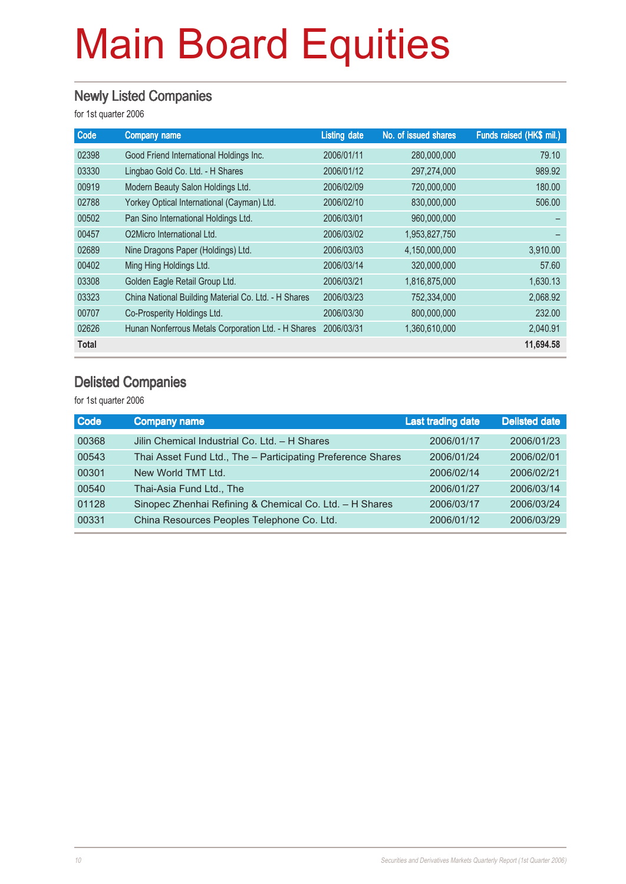# Main Board Equities

## Newly Listed Companies

for 1st quarter 2006

| Code | Company name | Listing date | No. of issued shares | Funds raised (HK$ mil.) |
|---|---|---|---|---|
| 02398 | Good Friend International Holdings Inc. | 2006/01/11 | 280,000,000 | 79.10 |
| 03330 | Lingbao Gold Co. Ltd. - H Shares | 2006/01/12 | 297,274,000 | 989.92 |
| 00919 | Modern Beauty Salon Holdings Ltd. | 2006/02/09 | 720,000,000 | 180.00 |
| 02788 | Yorkey Optical International (Cayman) Ltd. | 2006/02/10 | 830,000,000 | 506.00 |
| 00502 | Pan Sino International Holdings Ltd. | 2006/03/01 | 960,000,000 | – |
| 00457 | O2Micro International Ltd. | 2006/03/02 | 1,953,827,750 | – |
| 02689 | Nine Dragons Paper (Holdings) Ltd. | 2006/03/03 | 4,150,000,000 | 3,910.00 |
| 00402 | Ming Hing Holdings Ltd. | 2006/03/14 | 320,000,000 | 57.60 |
| 03308 | Golden Eagle Retail Group Ltd. | 2006/03/21 | 1,816,875,000 | 1,630.13 |
| 03323 | China National Building Material Co. Ltd. - H Shares | 2006/03/23 | 752,334,000 | 2,068.92 |
| 00707 | Co-Prosperity Holdings Ltd. | 2006/03/30 | 800,000,000 | 232.00 |
| 02626 | Hunan Nonferrous Metals Corporation Ltd. - H Shares | 2006/03/31 | 1,360,610,000 | 2,040.91 |
| **Total** | | | | **11,694.58** |

## Delisted Companies

for 1st quarter 2006

| Code | Company name | Last trading date | Delisted date |
|---|---|---|---|
| 00368 | Jilin Chemical Industrial Co. Ltd. – H Shares | 2006/01/17 | 2006/01/23 |
| 00543 | Thai Asset Fund Ltd., The – Participating Preference Shares | 2006/01/24 | 2006/02/01 |
| 00301 | New World TMT Ltd. | 2006/02/14 | 2006/02/21 |
| 00540 | Thai-Asia Fund Ltd., The | 2006/01/27 | 2006/03/14 |
| 01128 | Sinopec Zhenhai Refining & Chemical Co. Ltd. – H Shares | 2006/03/17 | 2006/03/24 |
| 00331 | China Resources Peoples Telephone Co. Ltd. | 2006/01/12 | 2006/03/29 |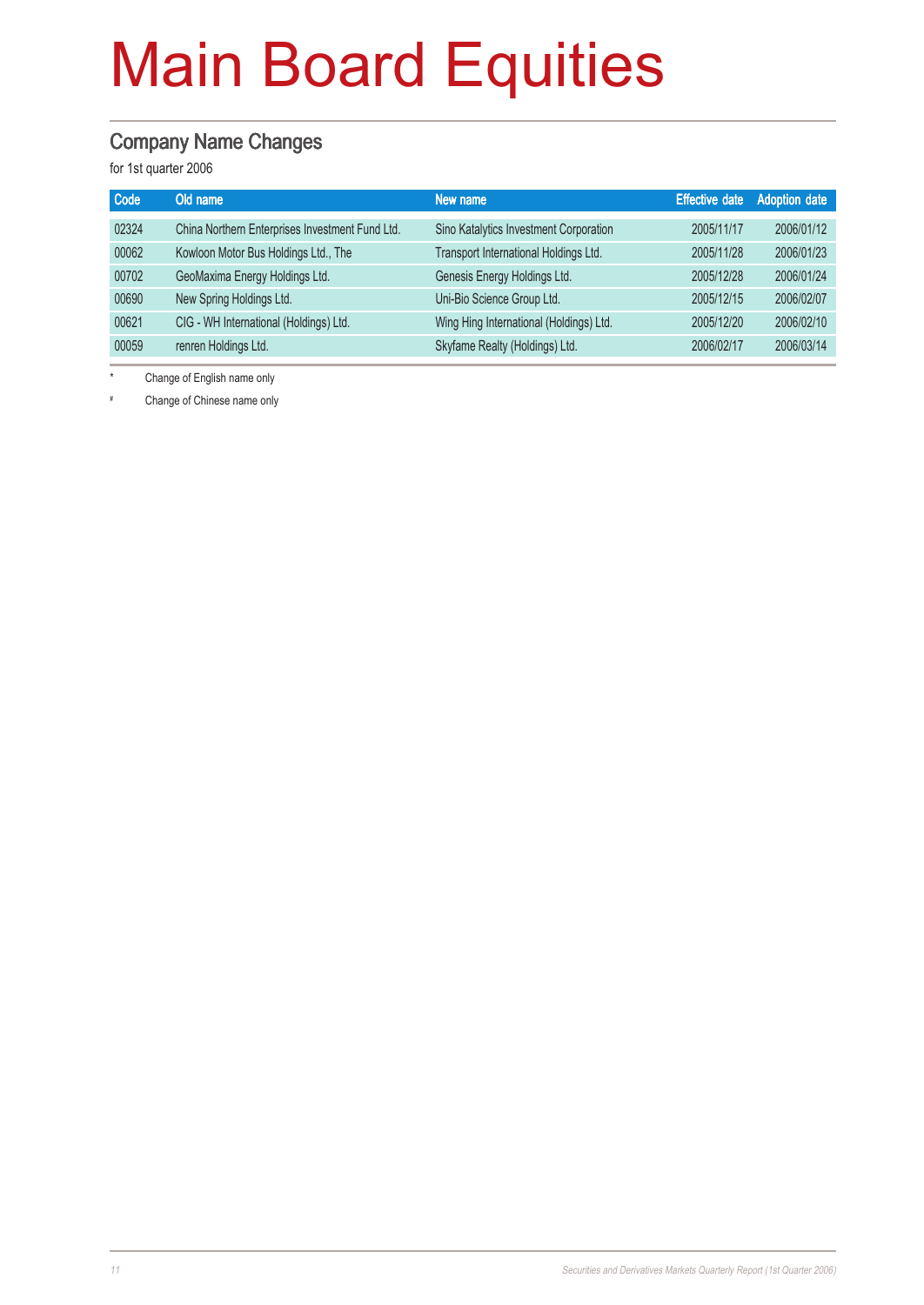# Main Board Equities

## Company Name Changes

for 1st quarter 2006

| Code | Old name | New name | Effective date | Adoption date |
|---|---|---|---|---|
| 02324 | China Northern Enterprises Investment Fund Ltd. | Sino Katalytics Investment Corporation | 2005/11/17 | 2006/01/12 |
| 00062 | Kowloon Motor Bus Holdings Ltd., The | Transport International Holdings Ltd. | 2005/11/28 | 2006/01/23 |
| 00702 | GeoMaxima Energy Holdings Ltd. | Genesis Energy Holdings Ltd. | 2005/12/28 | 2006/01/24 |
| 00690 | New Spring Holdings Ltd. | Uni-Bio Science Group Ltd. | 2005/12/15 | 2006/02/07 |
| 00621 | CIG - WH International (Holdings) Ltd. | Wing Hing International (Holdings) Ltd. | 2005/12/20 | 2006/02/10 |
| 00059 | renren Holdings Ltd. | Skyfame Realty (Holdings) Ltd. | 2006/02/17 | 2006/03/14 |

\* Change of English name only

\# Change of Chinese name only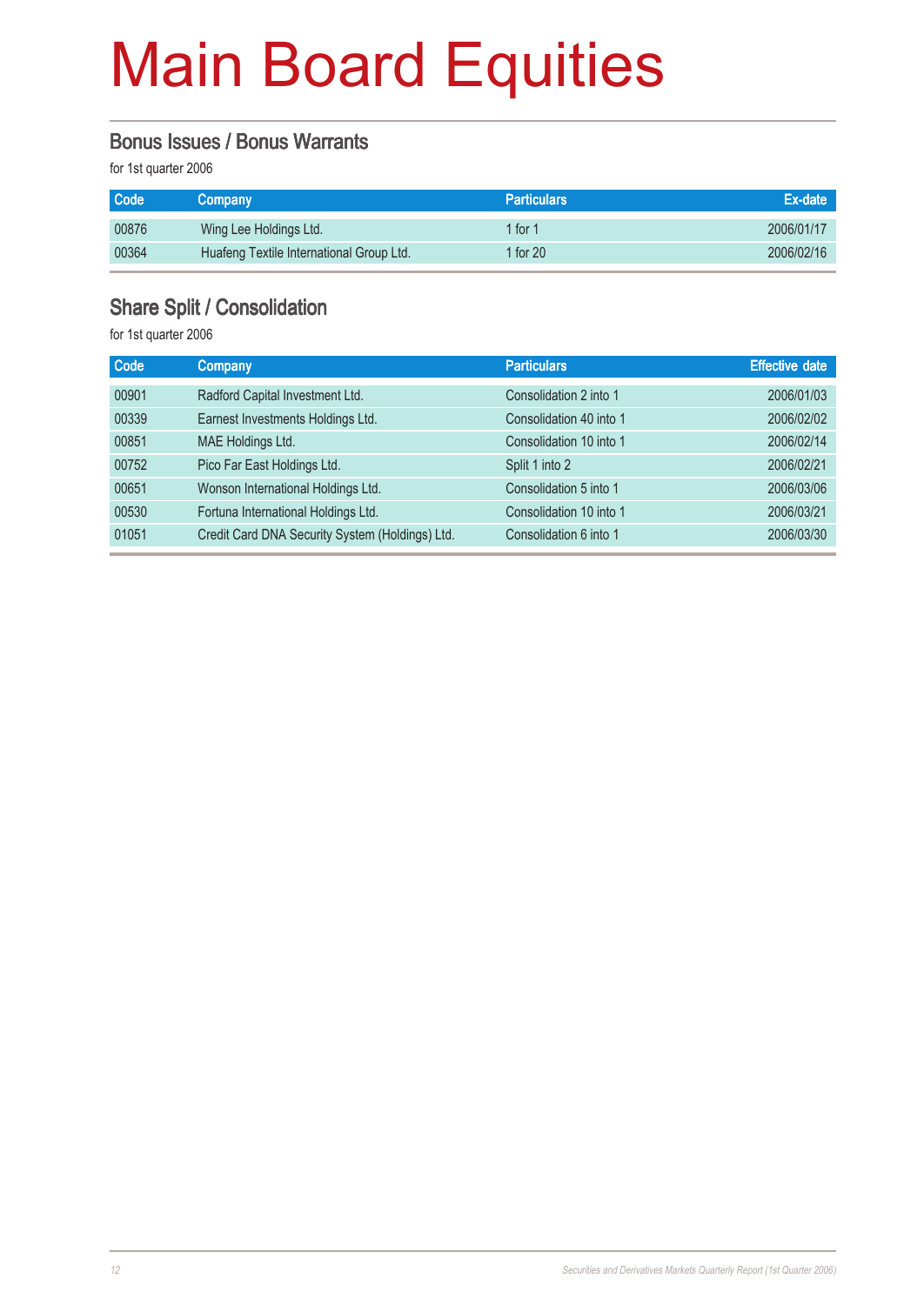# Main Board Equities

## Bonus Issues / Bonus Warrants

for 1st quarter 2006

| Code | Company | Particulars | Ex-date |
|---|---|---|---|
| 00876 | Wing Lee Holdings Ltd. | 1 for 1 | 2006/01/17 |
| 00364 | Huafeng Textile International Group Ltd. | 1 for 20 | 2006/02/16 |

## Share Split / Consolidation

for 1st quarter 2006

| Code | Company | Particulars | Effective date |
|---|---|---|---|
| 00901 | Radford Capital Investment Ltd. | Consolidation 2 into 1 | 2006/01/03 |
| 00339 | Earnest Investments Holdings Ltd. | Consolidation 40 into 1 | 2006/02/02 |
| 00851 | MAE Holdings Ltd. | Consolidation 10 into 1 | 2006/02/14 |
| 00752 | Pico Far East Holdings Ltd. | Split 1 into 2 | 2006/02/21 |
| 00651 | Wonson International Holdings Ltd. | Consolidation 5 into 1 | 2006/03/06 |
| 00530 | Fortuna International Holdings Ltd. | Consolidation 10 into 1 | 2006/03/21 |
| 01051 | Credit Card DNA Security System (Holdings) Ltd. | Consolidation 6 into 1 | 2006/03/30 |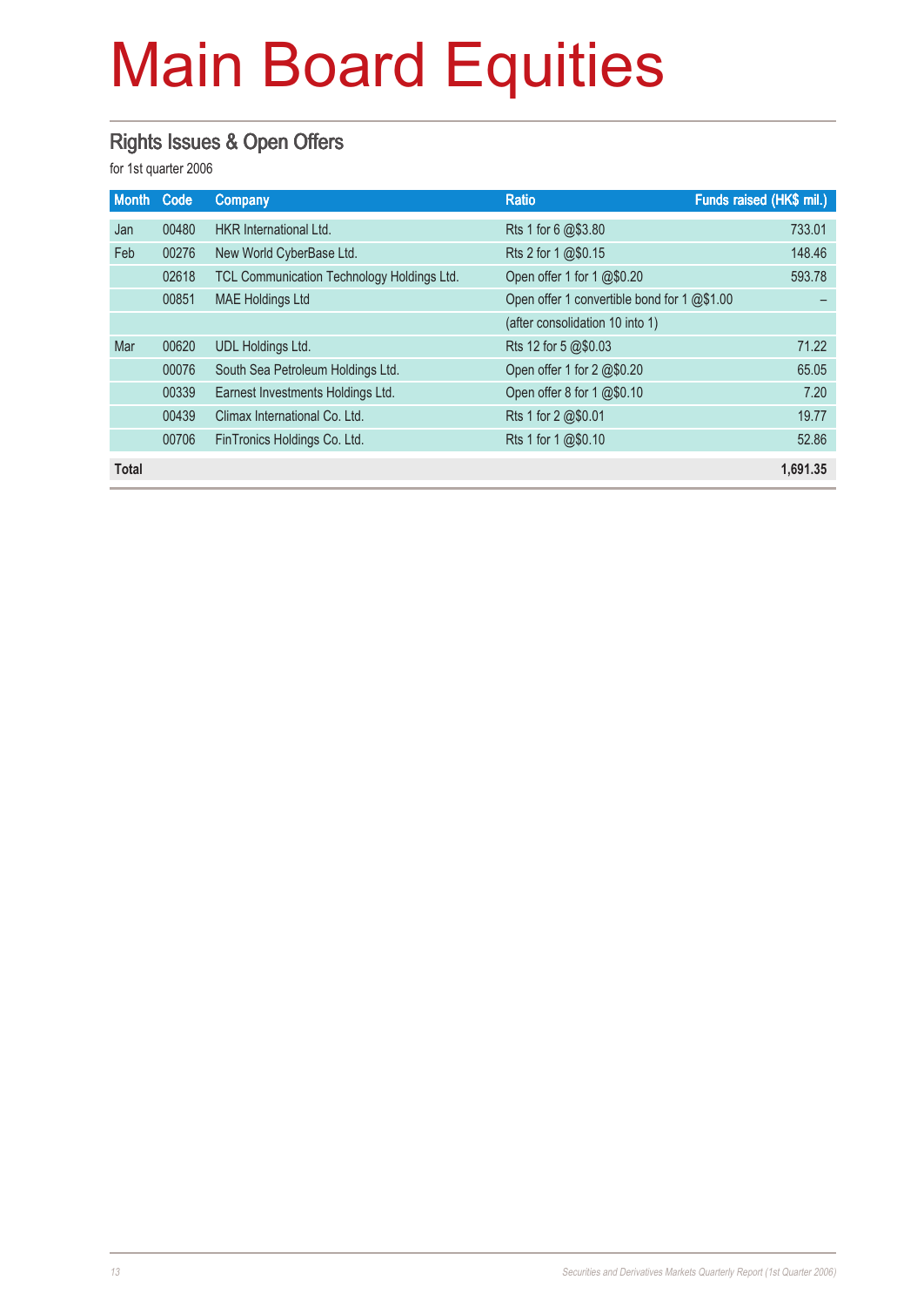# Main Board Equities

## Rights Issues & Open Offers

for 1st quarter 2006

| Month | Code | Company | Ratio | Funds raised (HK$ mil.) |
|---|---|---|---|---|
| Jan | 00480 | HKR International Ltd. | Rts 1 for 6 @$3.80 | 733.01 |
| Feb | 00276 | New World CyberBase Ltd. | Rts 2 for 1 @$0.15 | 148.46 |
| | 02618 | TCL Communication Technology Holdings Ltd. | Open offer 1 for 1 @$0.20 | 593.78 |
| | 00851 | MAE Holdings Ltd | Open offer 1 convertible bond for 1 @$1.00 | – |
| | | | (after consolidation 10 into 1) | |
| Mar | 00620 | UDL Holdings Ltd. | Rts 12 for 5 @$0.03 | 71.22 |
| | 00076 | South Sea Petroleum Holdings Ltd. | Open offer 1 for 2 @$0.20 | 65.05 |
| | 00339 | Earnest Investments Holdings Ltd. | Open offer 8 for 1 @$0.10 | 7.20 |
| | 00439 | Climax International Co. Ltd. | Rts 1 for 2 @$0.01 | 19.77 |
| | 00706 | FinTronics Holdings Co. Ltd. | Rts 1 for 1 @$0.10 | 52.86 |
| **Total** | | | | **1,691.35** |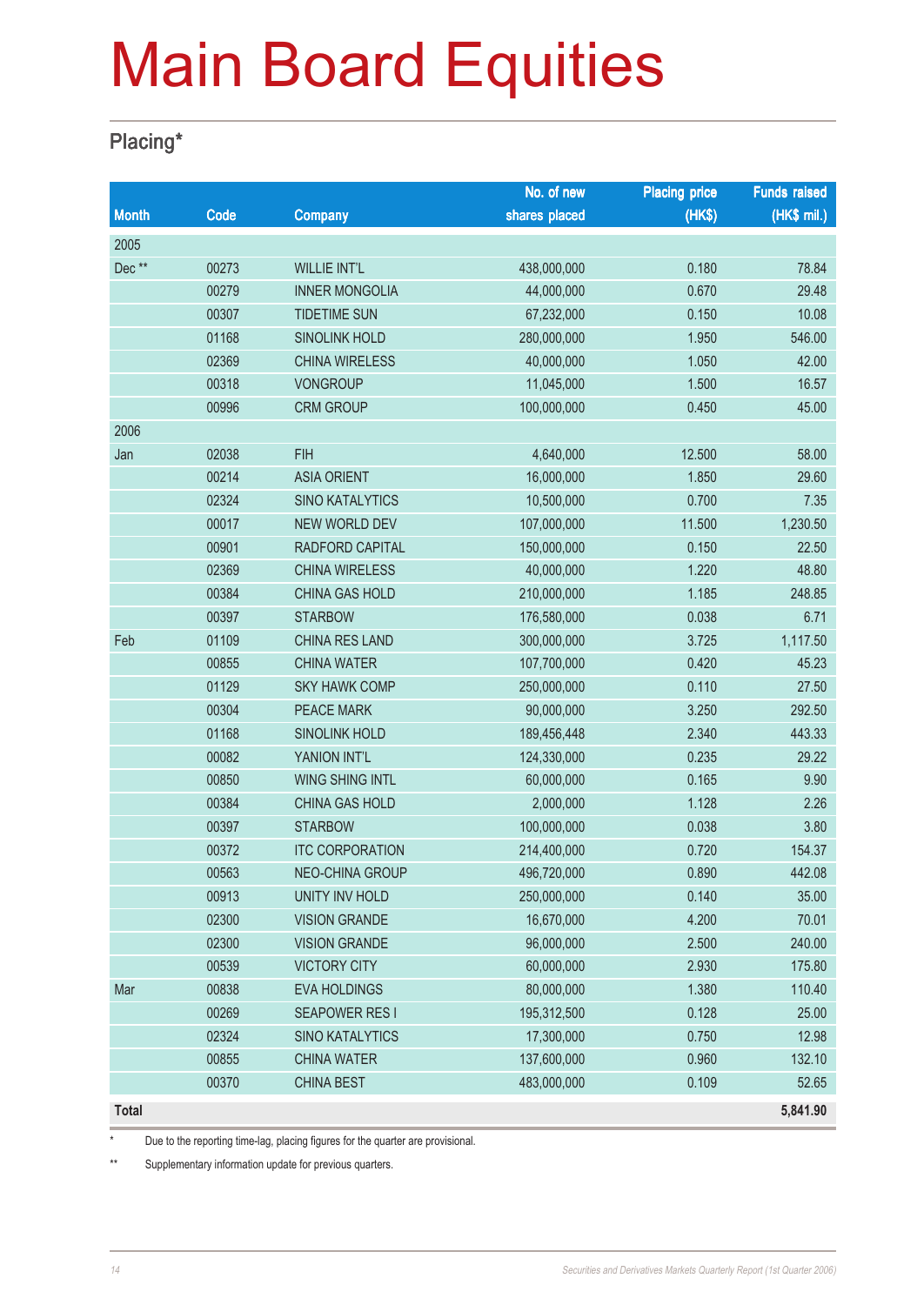# Main Board Equities

## Placing*

| Month | Code | Company | No. of new shares placed | Placing price (HK$) | Funds raised (HK$ mil.) |
|---|---|---|---|---|---|
| 2005 | | | | | |
| Dec ** | 00273 | WILLIE INT'L | 438,000,000 | 0.180 | 78.84 |
| | 00279 | INNER MONGOLIA | 44,000,000 | 0.670 | 29.48 |
| | 00307 | TIDETIME SUN | 67,232,000 | 0.150 | 10.08 |
| | 01168 | SINOLINK HOLD | 280,000,000 | 1.950 | 546.00 |
| | 02369 | CHINA WIRELESS | 40,000,000 | 1.050 | 42.00 |
| | 00318 | VONGROUP | 11,045,000 | 1.500 | 16.57 |
| | 00996 | CRM GROUP | 100,000,000 | 0.450 | 45.00 |
| 2006 | | | | | |
| Jan | 02038 | FIH | 4,640,000 | 12.500 | 58.00 |
| | 00214 | ASIA ORIENT | 16,000,000 | 1.850 | 29.60 |
| | 02324 | SINO KATALYTICS | 10,500,000 | 0.700 | 7.35 |
| | 00017 | NEW WORLD DEV | 107,000,000 | 11.500 | 1,230.50 |
| | 00901 | RADFORD CAPITAL | 150,000,000 | 0.150 | 22.50 |
| | 02369 | CHINA WIRELESS | 40,000,000 | 1.220 | 48.80 |
| | 00384 | CHINA GAS HOLD | 210,000,000 | 1.185 | 248.85 |
| | 00397 | STARBOW | 176,580,000 | 0.038 | 6.71 |
| Feb | 01109 | CHINA RES LAND | 300,000,000 | 3.725 | 1,117.50 |
| | 00855 | CHINA WATER | 107,700,000 | 0.420 | 45.23 |
| | 01129 | SKY HAWK COMP | 250,000,000 | 0.110 | 27.50 |
| | 00304 | PEACE MARK | 90,000,000 | 3.250 | 292.50 |
| | 01168 | SINOLINK HOLD | 189,456,448 | 2.340 | 443.33 |
| | 00082 | YANION INT'L | 124,330,000 | 0.235 | 29.22 |
| | 00850 | WING SHING INTL | 60,000,000 | 0.165 | 9.90 |
| | 00384 | CHINA GAS HOLD | 2,000,000 | 1.128 | 2.26 |
| | 00397 | STARBOW | 100,000,000 | 0.038 | 3.80 |
| | 00372 | ITC CORPORATION | 214,400,000 | 0.720 | 154.37 |
| | 00563 | NEO-CHINA GROUP | 496,720,000 | 0.890 | 442.08 |
| | 00913 | UNITY INV HOLD | 250,000,000 | 0.140 | 35.00 |
| | 02300 | VISION GRANDE | 16,670,000 | 4.200 | 70.01 |
| | 02300 | VISION GRANDE | 96,000,000 | 2.500 | 240.00 |
| | 00539 | VICTORY CITY | 60,000,000 | 2.930 | 175.80 |
| Mar | 00838 | EVA HOLDINGS | 80,000,000 | 1.380 | 110.40 |
| | 00269 | SEAPOWER RES I | 195,312,500 | 0.128 | 25.00 |
| | 02324 | SINO KATALYTICS | 17,300,000 | 0.750 | 12.98 |
| | 00855 | CHINA WATER | 137,600,000 | 0.960 | 132.10 |
| | 00370 | CHINA BEST | 483,000,000 | 0.109 | 52.65 |
| **Total** | | | | | **5,841.90** |

* Due to the reporting time-lag, placing figures for the quarter are provisional.

** Supplementary information update for previous quarters.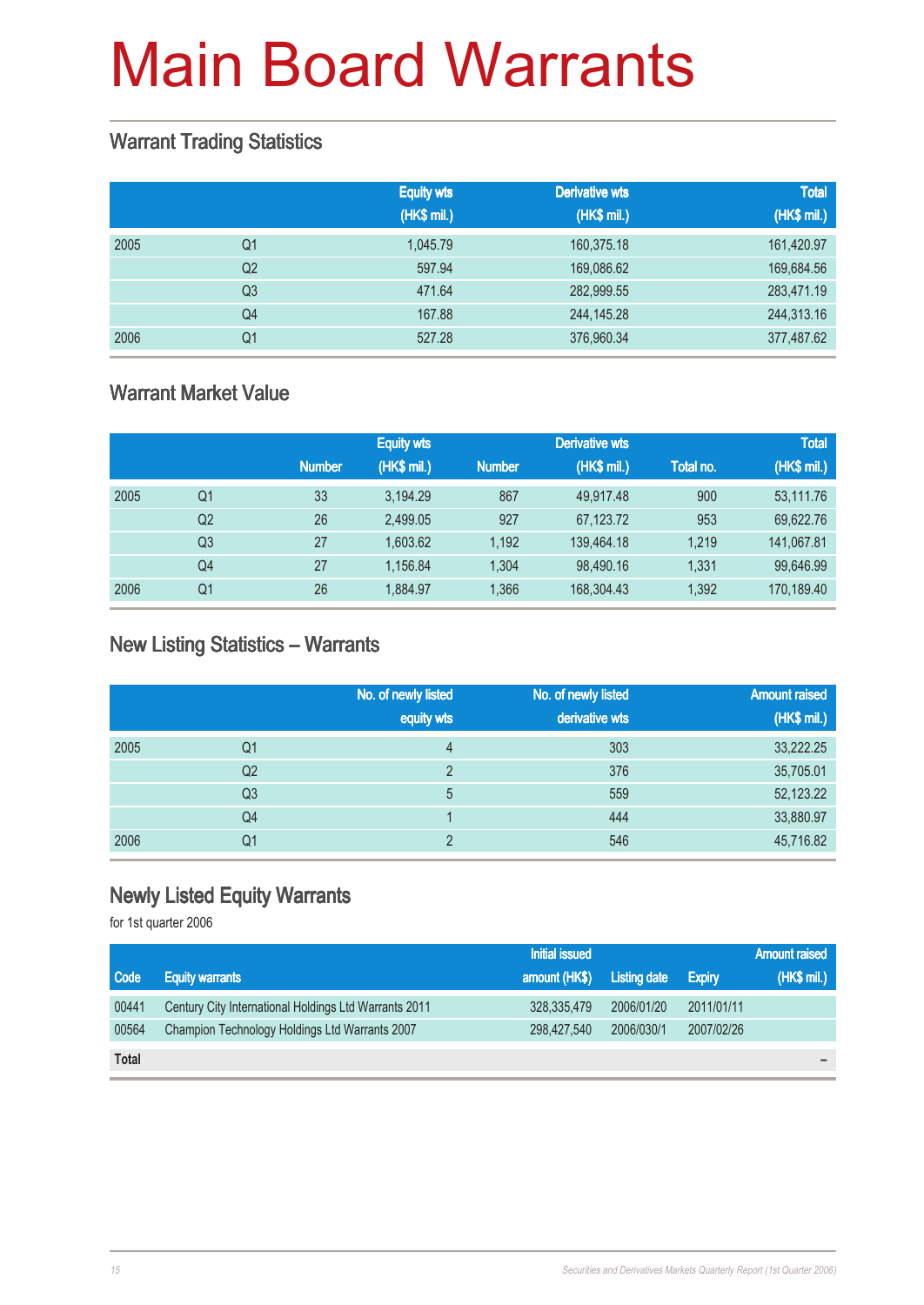# Main Board Warrants

## Warrant Trading Statistics

| | | Equity wts (HK$ mil.) | Derivative wts (HK$ mil.) | Total (HK$ mil.) |
|---|---|---|---|---|
| 2005 | Q1 | 1,045.79 | 160,375.18 | 161,420.97 |
| | Q2 | 597.94 | 169,086.62 | 169,684.56 |
| | Q3 | 471.64 | 282,999.55 | 283,471.19 |
| | Q4 | 167.88 | 244,145.28 | 244,313.16 |
| 2006 | Q1 | 527.28 | 376,960.34 | 377,487.62 |

## Warrant Market Value

| | | Equity wts | | Derivative wts | | Total | |
|---|---|---|---|---|---|---|---|
| | | Number | (HK$ mil.) | Number | (HK$ mil.) | Total no. | (HK$ mil.) |
| 2005 | Q1 | 33 | 3,194.29 | 867 | 49,917.48 | 900 | 53,111.76 |
| | Q2 | 26 | 2,499.05 | 927 | 67,123.72 | 953 | 69,622.76 |
| | Q3 | 27 | 1,603.62 | 1,192 | 139,464.18 | 1,219 | 141,067.81 |
| | Q4 | 27 | 1,156.84 | 1,304 | 98,490.16 | 1,331 | 99,646.99 |
| 2006 | Q1 | 26 | 1,884.97 | 1,366 | 168,304.43 | 1,392 | 170,189.40 |

## New Listing Statistics – Warrants

| | | No. of newly listed equity wts | No. of newly listed derivative wts | Amount raised (HK$ mil.) |
|---|---|---|---|---|
| 2005 | Q1 | 4 | 303 | 33,222.25 |
| | Q2 | 2 | 376 | 35,705.01 |
| | Q3 | 5 | 559 | 52,123.22 |
| | Q4 | 1 | 444 | 33,880.97 |
| 2006 | Q1 | 2 | 546 | 45,716.82 |

## Newly Listed Equity Warrants

for 1st quarter 2006

| Code | Equity warrants | Initial issued amount (HK$) | Listing date | Expiry | Amount raised (HK$ mil.) |
|---|---|---|---|---|---|
| 00441 | Century City International Holdings Ltd Warrants 2011 | 328,335,479 | 2006/01/20 | 2011/01/11 | |
| 00564 | Champion Technology Holdings Ltd Warrants 2007 | 298,427,540 | 2006/030/1 | 2007/02/26 | |
| **Total** | | | | | – |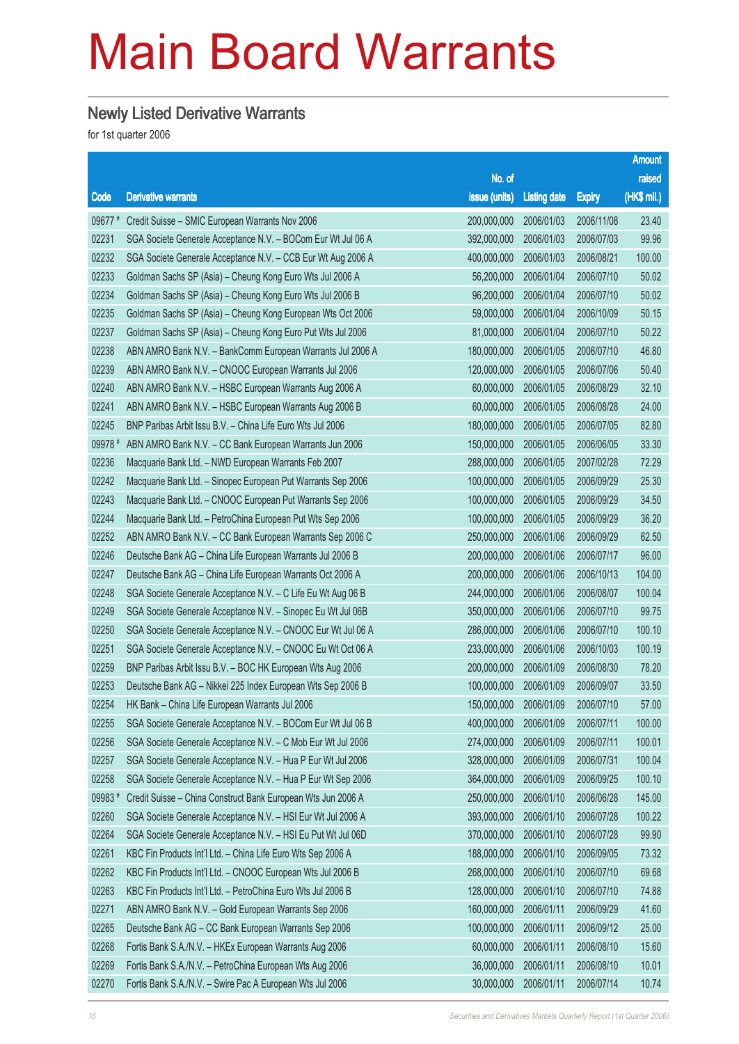# Main Board Warrants

## Newly Listed Derivative Warrants

for 1st quarter 2006

| Code | Derivative warrants | No. of issue (units) | Listing date | Expiry | Amount raised (HK$ mil.) |
|---|---|---|---|---|---|
| 09677 # | Credit Suisse – SMIC European Warrants Nov 2006 | 200,000,000 | 2006/01/03 | 2006/11/08 | 23.40 |
| 02231 | SGA Societe Generale Acceptance N.V. – BOCom Eur Wt Jul 06 A | 392,000,000 | 2006/01/03 | 2006/07/03 | 99.96 |
| 02232 | SGA Societe Generale Acceptance N.V. – CCB Eur Wt Aug 2006 A | 400,000,000 | 2006/01/03 | 2006/08/21 | 100.00 |
| 02233 | Goldman Sachs SP (Asia) – Cheung Kong Euro Wts Jul 2006 A | 56,200,000 | 2006/01/04 | 2006/07/10 | 50.02 |
| 02234 | Goldman Sachs SP (Asia) – Cheung Kong Euro Wts Jul 2006 B | 96,200,000 | 2006/01/04 | 2006/07/10 | 50.02 |
| 02235 | Goldman Sachs SP (Asia) – Cheung Kong European Wts Oct 2006 | 59,000,000 | 2006/01/04 | 2006/10/09 | 50.15 |
| 02237 | Goldman Sachs SP (Asia) – Cheung Kong Euro Put Wts Jul 2006 | 81,000,000 | 2006/01/04 | 2006/07/10 | 50.22 |
| 02238 | ABN AMRO Bank N.V. – BankComm European Warrants Jul 2006 A | 180,000,000 | 2006/01/05 | 2006/07/10 | 46.80 |
| 02239 | ABN AMRO Bank N.V. – CNOOC European Warrants Jul 2006 | 120,000,000 | 2006/01/05 | 2006/07/06 | 50.40 |
| 02240 | ABN AMRO Bank N.V. – HSBC European Warrants Aug 2006 A | 60,000,000 | 2006/01/05 | 2006/08/29 | 32.10 |
| 02241 | ABN AMRO Bank N.V. – HSBC European Warrants Aug 2006 B | 60,000,000 | 2006/01/05 | 2006/08/28 | 24.00 |
| 02245 | BNP Paribas Arbit Issu B.V. – China Life Euro Wts Jul 2006 | 180,000,000 | 2006/01/05 | 2006/07/05 | 82.80 |
| 09978 # | ABN AMRO Bank N.V. – CC Bank European Warrants Jun 2006 | 150,000,000 | 2006/01/05 | 2006/06/05 | 33.30 |
| 02236 | Macquarie Bank Ltd. – NWD European Warrants Feb 2007 | 288,000,000 | 2006/01/05 | 2007/02/28 | 72.29 |
| 02242 | Macquarie Bank Ltd. – Sinopec European Put Warrants Sep 2006 | 100,000,000 | 2006/01/05 | 2006/09/29 | 25.30 |
| 02243 | Macquarie Bank Ltd. – CNOOC European Put Warrants Sep 2006 | 100,000,000 | 2006/01/05 | 2006/09/29 | 34.50 |
| 02244 | Macquarie Bank Ltd. – PetroChina European Put Wts Sep 2006 | 100,000,000 | 2006/01/05 | 2006/09/29 | 36.20 |
| 02252 | ABN AMRO Bank N.V. – CC Bank European Warrants Sep 2006 C | 250,000,000 | 2006/01/06 | 2006/09/29 | 62.50 |
| 02246 | Deutsche Bank AG – China Life European Warrants Jul 2006 B | 200,000,000 | 2006/01/06 | 2006/07/17 | 96.00 |
| 02247 | Deutsche Bank AG – China Life European Warrants Oct 2006 A | 200,000,000 | 2006/01/06 | 2006/10/13 | 104.00 |
| 02248 | SGA Societe Generale Acceptance N.V. – C Life Eu Wt Aug 06 B | 244,000,000 | 2006/01/06 | 2006/08/07 | 100.04 |
| 02249 | SGA Societe Generale Acceptance N.V. – Sinopec Eu Wt Jul 06B | 350,000,000 | 2006/01/06 | 2006/07/10 | 99.75 |
| 02250 | SGA Societe Generale Acceptance N.V. – CNOOC Eur Wt Jul 06 A | 286,000,000 | 2006/01/06 | 2006/07/10 | 100.10 |
| 02251 | SGA Societe Generale Acceptance N.V. – CNOOC Eu Wt Oct 06 A | 233,000,000 | 2006/01/06 | 2006/10/03 | 100.19 |
| 02259 | BNP Paribas Arbit Issu B.V. – BOC HK European Wts Aug 2006 | 200,000,000 | 2006/01/09 | 2006/08/30 | 78.20 |
| 02253 | Deutsche Bank AG – Nikkei 225 Index European Wts Sep 2006 B | 100,000,000 | 2006/01/09 | 2006/09/07 | 33.50 |
| 02254 | HK Bank – China Life European Warrants Jul 2006 | 150,000,000 | 2006/01/09 | 2006/07/10 | 57.00 |
| 02255 | SGA Societe Generale Acceptance N.V. – BOCom Eur Wt Jul 06 B | 400,000,000 | 2006/01/09 | 2006/07/11 | 100.00 |
| 02256 | SGA Societe Generale Acceptance N.V. – C Mob Eur Wt Jul 2006 | 274,000,000 | 2006/01/09 | 2006/07/11 | 100.01 |
| 02257 | SGA Societe Generale Acceptance N.V. – Hua P Eur Wt Jul 2006 | 328,000,000 | 2006/01/09 | 2006/07/31 | 100.04 |
| 02258 | SGA Societe Generale Acceptance N.V. – Hua P Eur Wt Sep 2006 | 364,000,000 | 2006/01/09 | 2006/09/25 | 100.10 |
| 09983 # | Credit Suisse – China Construct Bank European Wts Jun 2006 A | 250,000,000 | 2006/01/10 | 2006/06/28 | 145.00 |
| 02260 | SGA Societe Generale Acceptance N.V. – HSI Eur Wt Jul 2006 A | 393,000,000 | 2006/01/10 | 2006/07/28 | 100.22 |
| 02264 | SGA Societe Generale Acceptance N.V. – HSI Eu Put Wt Jul 06D | 370,000,000 | 2006/01/10 | 2006/07/28 | 99.90 |
| 02261 | KBC Fin Products Int'l Ltd. – China Life Euro Wts Sep 2006 A | 188,000,000 | 2006/01/10 | 2006/09/05 | 73.32 |
| 02262 | KBC Fin Products Int'l Ltd. – CNOOC European Wts Jul 2006 B | 268,000,000 | 2006/01/10 | 2006/07/10 | 69.68 |
| 02263 | KBC Fin Products Int'l Ltd. – PetroChina Euro Wts Jul 2006 B | 128,000,000 | 2006/01/10 | 2006/07/10 | 74.88 |
| 02271 | ABN AMRO Bank N.V. – Gold European Warrants Sep 2006 | 160,000,000 | 2006/01/11 | 2006/09/29 | 41.60 |
| 02265 | Deutsche Bank AG – CC Bank European Warrants Sep 2006 | 100,000,000 | 2006/01/11 | 2006/09/12 | 25.00 |
| 02268 | Fortis Bank S.A./N.V. – HKEx European Warrants Aug 2006 | 60,000,000 | 2006/01/11 | 2006/08/10 | 15.60 |
| 02269 | Fortis Bank S.A./N.V. – PetroChina European Wts Aug 2006 | 36,000,000 | 2006/01/11 | 2006/08/10 | 10.01 |
| 02270 | Fortis Bank S.A./N.V. – Swire Pac A European Wts Jul 2006 | 30,000,000 | 2006/01/11 | 2006/07/14 | 10.74 |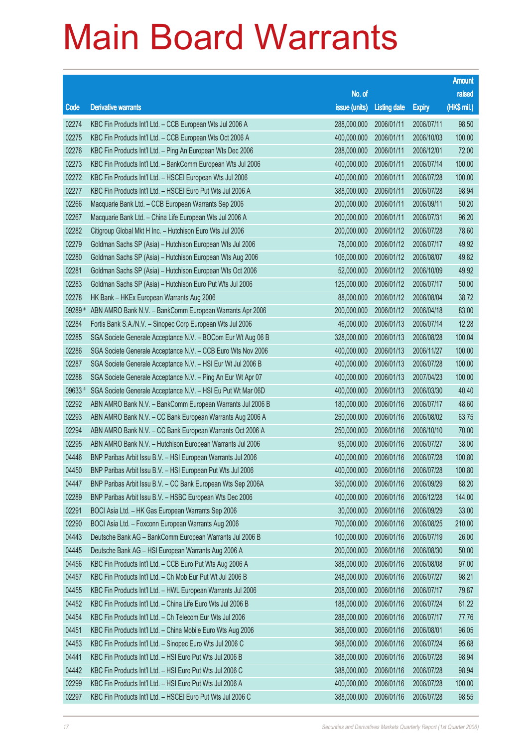# Main Board Warrants

| Code | Derivative warrants | No. of issue (units) | Listing date | Expiry | Amount raised (HK$ mil.) |
|---|---|---|---|---|---|
| 02274 | KBC Fin Products Int'l Ltd. – CCB European Wts Jul 2006 A | 288,000,000 | 2006/01/11 | 2006/07/11 | 98.50 |
| 02275 | KBC Fin Products Int'l Ltd. – CCB European Wts Oct 2006 A | 400,000,000 | 2006/01/11 | 2006/10/03 | 100.00 |
| 02276 | KBC Fin Products Int'l Ltd. – Ping An European Wts Dec 2006 | 288,000,000 | 2006/01/11 | 2006/12/01 | 72.00 |
| 02273 | KBC Fin Products Int'l Ltd. – BankComm European Wts Jul 2006 | 400,000,000 | 2006/01/11 | 2006/07/14 | 100.00 |
| 02272 | KBC Fin Products Int'l Ltd. – HSCEI European Wts Jul 2006 | 400,000,000 | 2006/01/11 | 2006/07/28 | 100.00 |
| 02277 | KBC Fin Products Int'l Ltd. – HSCEI Euro Put Wts Jul 2006 A | 388,000,000 | 2006/01/11 | 2006/07/28 | 98.94 |
| 02266 | Macquarie Bank Ltd. – CCB European Warrants Sep 2006 | 200,000,000 | 2006/01/11 | 2006/09/11 | 50.20 |
| 02267 | Macquarie Bank Ltd. – China Life European Wts Jul 2006 A | 200,000,000 | 2006/01/11 | 2006/07/31 | 96.20 |
| 02282 | Citigroup Global Mkt H Inc. – Hutchison Euro Wts Jul 2006 | 200,000,000 | 2006/01/12 | 2006/07/28 | 78.60 |
| 02279 | Goldman Sachs SP (Asia) – Hutchison European Wts Jul 2006 | 78,000,000 | 2006/01/12 | 2006/07/17 | 49.92 |
| 02280 | Goldman Sachs SP (Asia) – Hutchison European Wts Aug 2006 | 106,000,000 | 2006/01/12 | 2006/08/07 | 49.82 |
| 02281 | Goldman Sachs SP (Asia) – Hutchison European Wts Oct 2006 | 52,000,000 | 2006/01/12 | 2006/10/09 | 49.92 |
| 02283 | Goldman Sachs SP (Asia) – Hutchison Euro Put Wts Jul 2006 | 125,000,000 | 2006/01/12 | 2006/07/17 | 50.00 |
| 02278 | HK Bank – HKEx European Warrants Aug 2006 | 88,000,000 | 2006/01/12 | 2006/08/04 | 38.72 |
| 09289 # | ABN AMRO Bank N.V. – BankComm European Warrants Apr 2006 | 200,000,000 | 2006/01/12 | 2006/04/18 | 83.00 |
| 02284 | Fortis Bank S.A./N.V. – Sinopec Corp European Wts Jul 2006 | 46,000,000 | 2006/01/13 | 2006/07/14 | 12.28 |
| 02285 | SGA Societe Generale Acceptance N.V. – BOCom Eur Wt Aug 06 B | 328,000,000 | 2006/01/13 | 2006/08/28 | 100.04 |
| 02286 | SGA Societe Generale Acceptance N.V. – CCB Euro Wts Nov 2006 | 400,000,000 | 2006/01/13 | 2006/11/27 | 100.00 |
| 02287 | SGA Societe Generale Acceptance N.V. – HSI Eur Wt Jul 2006 B | 400,000,000 | 2006/01/13 | 2006/07/28 | 100.00 |
| 02288 | SGA Societe Generale Acceptance N.V. – Ping An Eur Wt Apr 07 | 400,000,000 | 2006/01/13 | 2007/04/23 | 100.00 |
| 09633 # | SGA Societe Generale Acceptance N.V. – HSI Eu Put Wt Mar 06D | 400,000,000 | 2006/01/13 | 2006/03/30 | 40.40 |
| 02292 | ABN AMRO Bank N.V. – BankComm European Warrants Jul 2006 B | 180,000,000 | 2006/01/16 | 2006/07/17 | 48.60 |
| 02293 | ABN AMRO Bank N.V. – CC Bank European Warrants Aug 2006 A | 250,000,000 | 2006/01/16 | 2006/08/02 | 63.75 |
| 02294 | ABN AMRO Bank N.V. – CC Bank European Warrants Oct 2006 A | 250,000,000 | 2006/01/16 | 2006/10/10 | 70.00 |
| 02295 | ABN AMRO Bank N.V. – Hutchison European Warrants Jul 2006 | 95,000,000 | 2006/01/16 | 2006/07/27 | 38.00 |
| 04446 | BNP Paribas Arbit Issu B.V. – HSI European Warrants Jul 2006 | 400,000,000 | 2006/01/16 | 2006/07/28 | 100.80 |
| 04450 | BNP Paribas Arbit Issu B.V. – HSI European Put Wts Jul 2006 | 400,000,000 | 2006/01/16 | 2006/07/28 | 100.80 |
| 04447 | BNP Paribas Arbit Issu B.V. – CC Bank European Wts Sep 2006A | 350,000,000 | 2006/01/16 | 2006/09/29 | 88.20 |
| 02289 | BNP Paribas Arbit Issu B.V. – HSBC European Wts Dec 2006 | 400,000,000 | 2006/01/16 | 2006/12/28 | 144.00 |
| 02291 | BOCI Asia Ltd. – HK Gas European Warrants Sep 2006 | 30,000,000 | 2006/01/16 | 2006/09/29 | 33.00 |
| 02290 | BOCI Asia Ltd. – Foxconn European Warrants Aug 2006 | 700,000,000 | 2006/01/16 | 2006/08/25 | 210.00 |
| 04443 | Deutsche Bank AG – BankComm European Warrants Jul 2006 B | 100,000,000 | 2006/01/16 | 2006/07/19 | 26.00 |
| 04445 | Deutsche Bank AG – HSI European Warrants Aug 2006 A | 200,000,000 | 2006/01/16 | 2006/08/30 | 50.00 |
| 04456 | KBC Fin Products Int'l Ltd. – CCB Euro Put Wts Aug 2006 A | 388,000,000 | 2006/01/16 | 2006/08/08 | 97.00 |
| 04457 | KBC Fin Products Int'l Ltd. – Ch Mob Eur Put Wt Jul 2006 B | 248,000,000 | 2006/01/16 | 2006/07/27 | 98.21 |
| 04455 | KBC Fin Products Int'l Ltd. – HWL European Warrants Jul 2006 | 208,000,000 | 2006/01/16 | 2006/07/17 | 79.87 |
| 04452 | KBC Fin Products Int'l Ltd. – China Life Euro Wts Jul 2006 B | 188,000,000 | 2006/01/16 | 2006/07/24 | 81.22 |
| 04454 | KBC Fin Products Int'l Ltd. – Ch Telecom Eur Wts Jul 2006 | 288,000,000 | 2006/01/16 | 2006/07/17 | 77.76 |
| 04451 | KBC Fin Products Int'l Ltd. – China Mobile Euro Wts Aug 2006 | 368,000,000 | 2006/01/16 | 2006/08/01 | 96.05 |
| 04453 | KBC Fin Products Int'l Ltd. – Sinopec Euro Wts Jul 2006 C | 368,000,000 | 2006/01/16 | 2006/07/24 | 95.68 |
| 04441 | KBC Fin Products Int'l Ltd. – HSI Euro Put Wts Jul 2006 B | 388,000,000 | 2006/01/16 | 2006/07/28 | 98.94 |
| 04442 | KBC Fin Products Int'l Ltd. – HSI Euro Put Wts Jul 2006 C | 388,000,000 | 2006/01/16 | 2006/07/28 | 98.94 |
| 02299 | KBC Fin Products Int'l Ltd. – HSI Euro Put Wts Jul 2006 A | 400,000,000 | 2006/01/16 | 2006/07/28 | 100.00 |
| 02297 | KBC Fin Products Int'l Ltd. – HSCEI Euro Put Wts Jul 2006 C | 388,000,000 | 2006/01/16 | 2006/07/28 | 98.55 |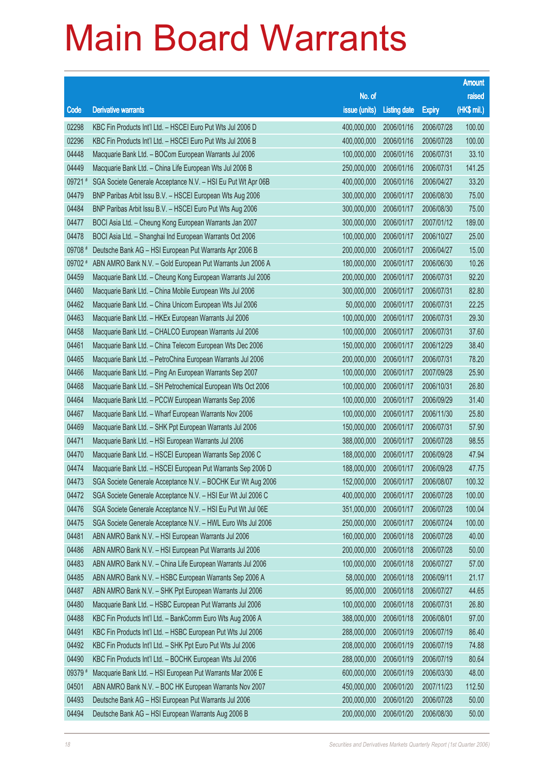# Main Board Warrants

| Code | Derivative warrants | No. of issue (units) | Listing date | Expiry | Amount raised (HK$ mil.) |
|---|---|---|---|---|---|
| 02298 | KBC Fin Products Int'l Ltd. – HSCEI Euro Put Wts Jul 2006 D | 400,000,000 | 2006/01/16 | 2006/07/28 | 100.00 |
| 02296 | KBC Fin Products Int'l Ltd. – HSCEI Euro Put Wts Jul 2006 B | 400,000,000 | 2006/01/16 | 2006/07/28 | 100.00 |
| 04448 | Macquarie Bank Ltd. – BOCom European Warrants Jul 2006 | 100,000,000 | 2006/01/16 | 2006/07/31 | 33.10 |
| 04449 | Macquarie Bank Ltd. – China Life European Wts Jul 2006 B | 250,000,000 | 2006/01/16 | 2006/07/31 | 141.25 |
| 09721 # | SGA Societe Generale Acceptance N.V. – HSI Eu Put Wt Apr 06B | 400,000,000 | 2006/01/16 | 2006/04/27 | 33.20 |
| 04479 | BNP Paribas Arbit Issu B.V. – HSCEI European Wts Aug 2006 | 300,000,000 | 2006/01/17 | 2006/08/30 | 75.00 |
| 04484 | BNP Paribas Arbit Issu B.V. – HSCEI Euro Put Wts Aug 2006 | 300,000,000 | 2006/01/17 | 2006/08/30 | 75.00 |
| 04477 | BOCI Asia Ltd. – Cheung Kong European Warrants Jan 2007 | 300,000,000 | 2006/01/17 | 2007/01/12 | 189.00 |
| 04478 | BOCI Asia Ltd. – Shanghai Ind European Warrants Oct 2006 | 100,000,000 | 2006/01/17 | 2006/10/27 | 25.00 |
| 09708 # | Deutsche Bank AG – HSI European Put Warrants Apr 2006 B | 200,000,000 | 2006/01/17 | 2006/04/27 | 15.00 |
| 09702 # | ABN AMRO Bank N.V. – Gold European Put Warrants Jun 2006 A | 180,000,000 | 2006/01/17 | 2006/06/30 | 10.26 |
| 04459 | Macquarie Bank Ltd. – Cheung Kong European Warrants Jul 2006 | 200,000,000 | 2006/01/17 | 2006/07/31 | 92.20 |
| 04460 | Macquarie Bank Ltd. – China Mobile European Wts Jul 2006 | 300,000,000 | 2006/01/17 | 2006/07/31 | 82.80 |
| 04462 | Macquarie Bank Ltd. – China Unicom European Wts Jul 2006 | 50,000,000 | 2006/01/17 | 2006/07/31 | 22.25 |
| 04463 | Macquarie Bank Ltd. – HKEx European Warrants Jul 2006 | 100,000,000 | 2006/01/17 | 2006/07/31 | 29.30 |
| 04458 | Macquarie Bank Ltd. – CHALCO European Warrants Jul 2006 | 100,000,000 | 2006/01/17 | 2006/07/31 | 37.60 |
| 04461 | Macquarie Bank Ltd. – China Telecom European Wts Dec 2006 | 150,000,000 | 2006/01/17 | 2006/12/29 | 38.40 |
| 04465 | Macquarie Bank Ltd. – PetroChina European Warrants Jul 2006 | 200,000,000 | 2006/01/17 | 2006/07/31 | 78.20 |
| 04466 | Macquarie Bank Ltd. – Ping An European Warrants Sep 2007 | 100,000,000 | 2006/01/17 | 2007/09/28 | 25.90 |
| 04468 | Macquarie Bank Ltd. – SH Petrochemical European Wts Oct 2006 | 100,000,000 | 2006/01/17 | 2006/10/31 | 26.80 |
| 04464 | Macquarie Bank Ltd. – PCCW European Warrants Sep 2006 | 100,000,000 | 2006/01/17 | 2006/09/29 | 31.40 |
| 04467 | Macquarie Bank Ltd. – Wharf European Warrants Nov 2006 | 100,000,000 | 2006/01/17 | 2006/11/30 | 25.80 |
| 04469 | Macquarie Bank Ltd. – SHK Ppt European Warrants Jul 2006 | 150,000,000 | 2006/01/17 | 2006/07/31 | 57.90 |
| 04471 | Macquarie Bank Ltd. – HSI European Warrants Jul 2006 | 388,000,000 | 2006/01/17 | 2006/07/28 | 98.55 |
| 04470 | Macquarie Bank Ltd. – HSCEI European Warrants Sep 2006 C | 188,000,000 | 2006/01/17 | 2006/09/28 | 47.94 |
| 04474 | Macquarie Bank Ltd. – HSCEI European Put Warrants Sep 2006 D | 188,000,000 | 2006/01/17 | 2006/09/28 | 47.75 |
| 04473 | SGA Societe Generale Acceptance N.V. – BOCHK Eur Wt Aug 2006 | 152,000,000 | 2006/01/17 | 2006/08/07 | 100.32 |
| 04472 | SGA Societe Generale Acceptance N.V. – HSI Eur Wt Jul 2006 C | 400,000,000 | 2006/01/17 | 2006/07/28 | 100.00 |
| 04476 | SGA Societe Generale Acceptance N.V. – HSI Eu Put Wt Jul 06E | 351,000,000 | 2006/01/17 | 2006/07/28 | 100.04 |
| 04475 | SGA Societe Generale Acceptance N.V. – HWL Euro Wts Jul 2006 | 250,000,000 | 2006/01/17 | 2006/07/24 | 100.00 |
| 04481 | ABN AMRO Bank N.V. – HSI European Warrants Jul 2006 | 160,000,000 | 2006/01/18 | 2006/07/28 | 40.00 |
| 04486 | ABN AMRO Bank N.V. – HSI European Put Warrants Jul 2006 | 200,000,000 | 2006/01/18 | 2006/07/28 | 50.00 |
| 04483 | ABN AMRO Bank N.V. – China Life European Warrants Jul 2006 | 100,000,000 | 2006/01/18 | 2006/07/27 | 57.00 |
| 04485 | ABN AMRO Bank N.V. – HSBC European Warrants Sep 2006 A | 58,000,000 | 2006/01/18 | 2006/09/11 | 21.17 |
| 04487 | ABN AMRO Bank N.V. – SHK Ppt European Warrants Jul 2006 | 95,000,000 | 2006/01/18 | 2006/07/27 | 44.65 |
| 04480 | Macquarie Bank Ltd. – HSBC European Put Warrants Jul 2006 | 100,000,000 | 2006/01/18 | 2006/07/31 | 26.80 |
| 04488 | KBC Fin Products Int'l Ltd. – BankComm Euro Wts Aug 2006 A | 388,000,000 | 2006/01/18 | 2006/08/01 | 97.00 |
| 04491 | KBC Fin Products Int'l Ltd. – HSBC European Put Wts Jul 2006 | 288,000,000 | 2006/01/19 | 2006/07/19 | 86.40 |
| 04492 | KBC Fin Products Int'l Ltd. – SHK Ppt Euro Put Wts Jul 2006 | 208,000,000 | 2006/01/19 | 2006/07/19 | 74.88 |
| 04490 | KBC Fin Products Int'l Ltd. – BOCHK European Wts Jul 2006 | 288,000,000 | 2006/01/19 | 2006/07/19 | 80.64 |
| 09379 # | Macquarie Bank Ltd. – HSI European Put Warrants Mar 2006 E | 600,000,000 | 2006/01/19 | 2006/03/30 | 48.00 |
| 04501 | ABN AMRO Bank N.V. – BOC HK European Warrants Nov 2007 | 450,000,000 | 2006/01/20 | 2007/11/23 | 112.50 |
| 04493 | Deutsche Bank AG – HSI European Put Warrants Jul 2006 | 200,000,000 | 2006/01/20 | 2006/07/28 | 50.00 |
| 04494 | Deutsche Bank AG – HSI European Warrants Aug 2006 B | 200,000,000 | 2006/01/20 | 2006/08/30 | 50.00 |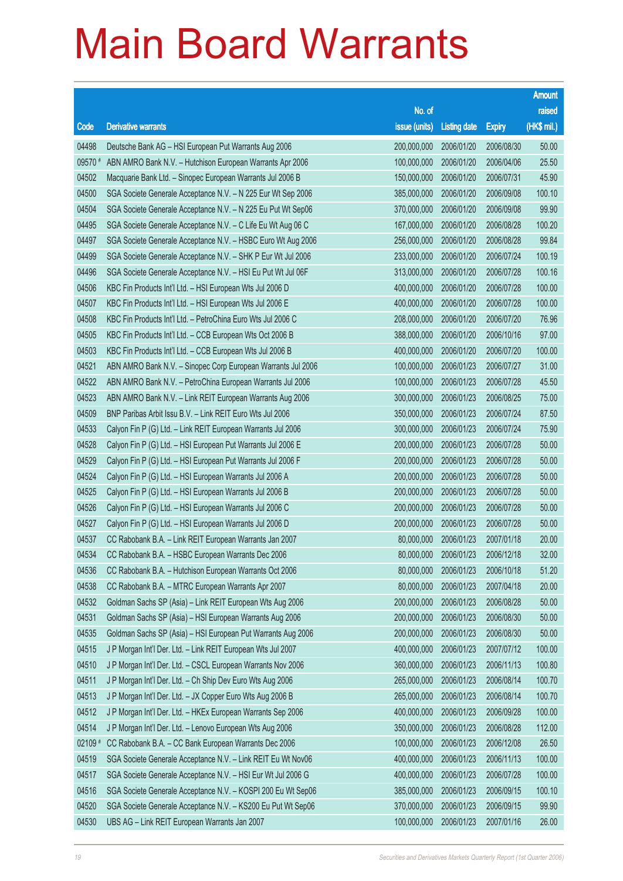# Main Board Warrants

| Code | Derivative warrants | No. of issue (units) | Listing date | Expiry | Amount raised (HK$ mil.) |
|---|---|---|---|---|---|
| 04498 | Deutsche Bank AG – HSI European Put Warrants Aug 2006 | 200,000,000 | 2006/01/20 | 2006/08/30 | 50.00 |
| 09570 # | ABN AMRO Bank N.V. – Hutchison European Warrants Apr 2006 | 100,000,000 | 2006/01/20 | 2006/04/06 | 25.50 |
| 04502 | Macquarie Bank Ltd. – Sinopec European Warrants Jul 2006 B | 150,000,000 | 2006/01/20 | 2006/07/31 | 45.90 |
| 04500 | SGA Societe Generale Acceptance N.V. – N 225 Eur Wt Sep 2006 | 385,000,000 | 2006/01/20 | 2006/09/08 | 100.10 |
| 04504 | SGA Societe Generale Acceptance N.V. – N 225 Eu Put Wt Sep06 | 370,000,000 | 2006/01/20 | 2006/09/08 | 99.90 |
| 04495 | SGA Societe Generale Acceptance N.V. – C Life Eu Wt Aug 06 C | 167,000,000 | 2006/01/20 | 2006/08/28 | 100.20 |
| 04497 | SGA Societe Generale Acceptance N.V. – HSBC Euro Wt Aug 2006 | 256,000,000 | 2006/01/20 | 2006/08/28 | 99.84 |
| 04499 | SGA Societe Generale Acceptance N.V. – SHK P Eur Wt Jul 2006 | 233,000,000 | 2006/01/20 | 2006/07/24 | 100.19 |
| 04496 | SGA Societe Generale Acceptance N.V. – HSI Eu Put Wt Jul 06F | 313,000,000 | 2006/01/20 | 2006/07/28 | 100.16 |
| 04506 | KBC Fin Products Int'l Ltd. – HSI European Wts Jul 2006 D | 400,000,000 | 2006/01/20 | 2006/07/28 | 100.00 |
| 04507 | KBC Fin Products Int'l Ltd. – HSI European Wts Jul 2006 E | 400,000,000 | 2006/01/20 | 2006/07/28 | 100.00 |
| 04508 | KBC Fin Products Int'l Ltd. – PetroChina Euro Wts Jul 2006 C | 208,000,000 | 2006/01/20 | 2006/07/20 | 76.96 |
| 04505 | KBC Fin Products Int'l Ltd. – CCB European Wts Oct 2006 B | 388,000,000 | 2006/01/20 | 2006/10/16 | 97.00 |
| 04503 | KBC Fin Products Int'l Ltd. – CCB European Wts Jul 2006 B | 400,000,000 | 2006/01/20 | 2006/07/20 | 100.00 |
| 04521 | ABN AMRO Bank N.V. – Sinopec Corp European Warrants Jul 2006 | 100,000,000 | 2006/01/23 | 2006/07/27 | 31.00 |
| 04522 | ABN AMRO Bank N.V. – PetroChina European Warrants Jul 2006 | 100,000,000 | 2006/01/23 | 2006/07/28 | 45.50 |
| 04523 | ABN AMRO Bank N.V. – Link REIT European Warrants Aug 2006 | 300,000,000 | 2006/01/23 | 2006/08/25 | 75.00 |
| 04509 | BNP Paribas Arbit Issu B.V. – Link REIT Euro Wts Jul 2006 | 350,000,000 | 2006/01/23 | 2006/07/24 | 87.50 |
| 04533 | Calyon Fin P (G) Ltd. – Link REIT European Warrants Jul 2006 | 300,000,000 | 2006/01/23 | 2006/07/24 | 75.90 |
| 04528 | Calyon Fin P (G) Ltd. – HSI European Put Warrants Jul 2006 E | 200,000,000 | 2006/01/23 | 2006/07/28 | 50.00 |
| 04529 | Calyon Fin P (G) Ltd. – HSI European Put Warrants Jul 2006 F | 200,000,000 | 2006/01/23 | 2006/07/28 | 50.00 |
| 04524 | Calyon Fin P (G) Ltd. – HSI European Warrants Jul 2006 A | 200,000,000 | 2006/01/23 | 2006/07/28 | 50.00 |
| 04525 | Calyon Fin P (G) Ltd. – HSI European Warrants Jul 2006 B | 200,000,000 | 2006/01/23 | 2006/07/28 | 50.00 |
| 04526 | Calyon Fin P (G) Ltd. – HSI European Warrants Jul 2006 C | 200,000,000 | 2006/01/23 | 2006/07/28 | 50.00 |
| 04527 | Calyon Fin P (G) Ltd. – HSI European Warrants Jul 2006 D | 200,000,000 | 2006/01/23 | 2006/07/28 | 50.00 |
| 04537 | CC Rabobank B.A. – Link REIT European Warrants Jan 2007 | 80,000,000 | 2006/01/23 | 2007/01/18 | 20.00 |
| 04534 | CC Rabobank B.A. – HSBC European Warrants Dec 2006 | 80,000,000 | 2006/01/23 | 2006/12/18 | 32.00 |
| 04536 | CC Rabobank B.A. – Hutchison European Warrants Oct 2006 | 80,000,000 | 2006/01/23 | 2006/10/18 | 51.20 |
| 04538 | CC Rabobank B.A. – MTRC European Warrants Apr 2007 | 80,000,000 | 2006/01/23 | 2007/04/18 | 20.00 |
| 04532 | Goldman Sachs SP (Asia) – Link REIT European Wts Aug 2006 | 200,000,000 | 2006/01/23 | 2006/08/28 | 50.00 |
| 04531 | Goldman Sachs SP (Asia) – HSI European Warrants Aug 2006 | 200,000,000 | 2006/01/23 | 2006/08/30 | 50.00 |
| 04535 | Goldman Sachs SP (Asia) – HSI European Put Warrants Aug 2006 | 200,000,000 | 2006/01/23 | 2006/08/30 | 50.00 |
| 04515 | J P Morgan Int'l Der. Ltd. – Link REIT European Wts Jul 2007 | 400,000,000 | 2006/01/23 | 2007/07/12 | 100.00 |
| 04510 | J P Morgan Int'l Der. Ltd. – CSCL European Warrants Nov 2006 | 360,000,000 | 2006/01/23 | 2006/11/13 | 100.80 |
| 04511 | J P Morgan Int'l Der. Ltd. – Ch Ship Dev Euro Wts Aug 2006 | 265,000,000 | 2006/01/23 | 2006/08/14 | 100.70 |
| 04513 | J P Morgan Int'l Der. Ltd. – JX Copper Euro Wts Aug 2006 B | 265,000,000 | 2006/01/23 | 2006/08/14 | 100.70 |
| 04512 | J P Morgan Int'l Der. Ltd. – HKEx European Warrants Sep 2006 | 400,000,000 | 2006/01/23 | 2006/09/28 | 100.00 |
| 04514 | J P Morgan Int'l Der. Ltd. – Lenovo European Wts Aug 2006 | 350,000,000 | 2006/01/23 | 2006/08/28 | 112.00 |
| 02109 # | CC Rabobank B.A. – CC Bank European Warrants Dec 2006 | 100,000,000 | 2006/01/23 | 2006/12/08 | 26.50 |
| 04519 | SGA Societe Generale Acceptance N.V. – Link REIT Eu Wt Nov06 | 400,000,000 | 2006/01/23 | 2006/11/13 | 100.00 |
| 04517 | SGA Societe Generale Acceptance N.V. – HSI Eur Wt Jul 2006 G | 400,000,000 | 2006/01/23 | 2006/07/28 | 100.00 |
| 04516 | SGA Societe Generale Acceptance N.V. – KOSPI 200 Eu Wt Sep06 | 385,000,000 | 2006/01/23 | 2006/09/15 | 100.10 |
| 04520 | SGA Societe Generale Acceptance N.V. – KS200 Eu Put Wt Sep06 | 370,000,000 | 2006/01/23 | 2006/09/15 | 99.90 |
| 04530 | UBS AG – Link REIT European Warrants Jan 2007 | 100,000,000 | 2006/01/23 | 2007/01/16 | 26.00 |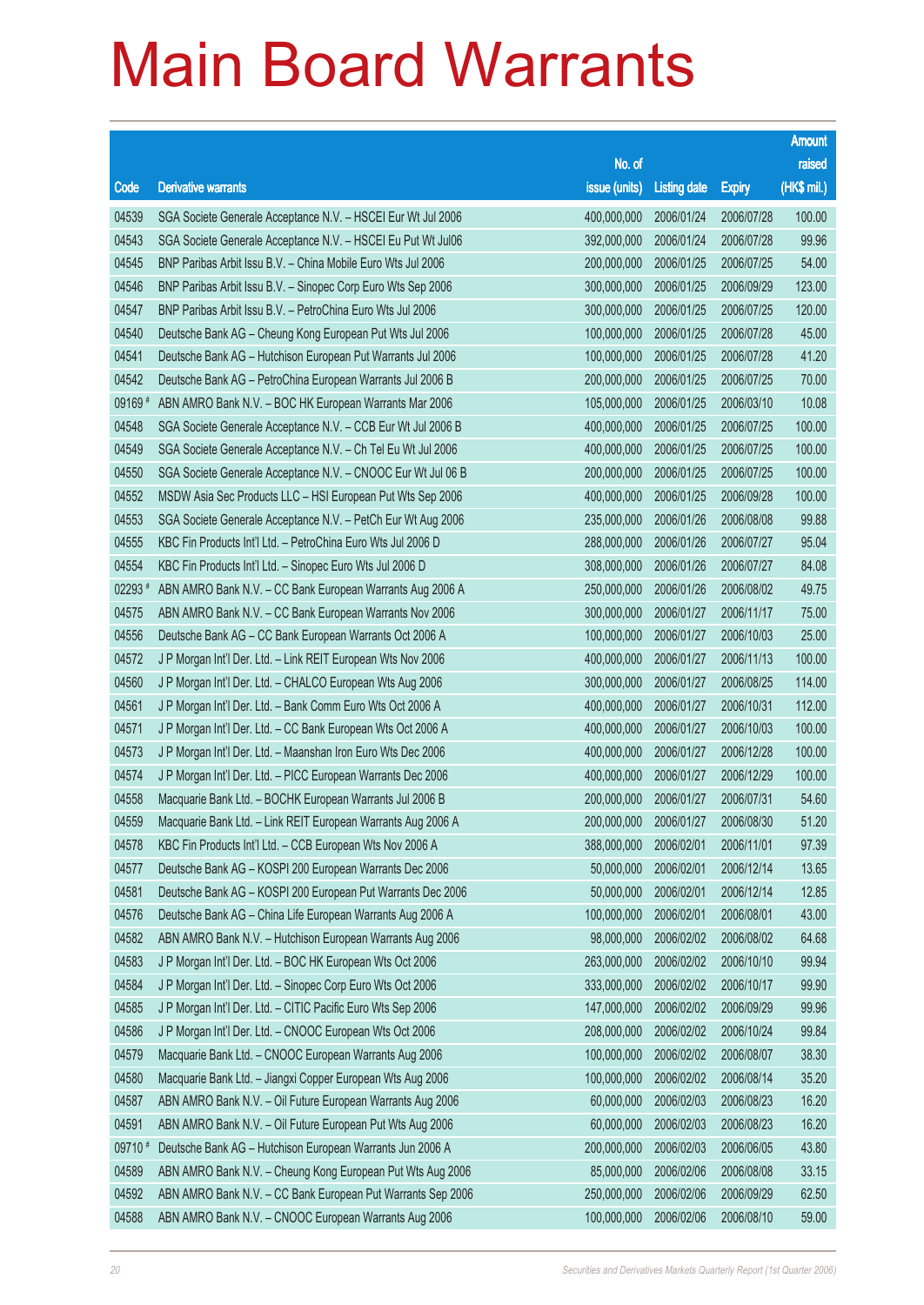# Main Board Warrants

| Code | Derivative warrants | No. of issue (units) | Listing date | Expiry | Amount raised (HK$ mil.) |
|---|---|---|---|---|---|
| 04539 | SGA Societe Generale Acceptance N.V. – HSCEI Eur Wt Jul 2006 | 400,000,000 | 2006/01/24 | 2006/07/28 | 100.00 |
| 04543 | SGA Societe Generale Acceptance N.V. – HSCEI Eu Put Wt Jul06 | 392,000,000 | 2006/01/24 | 2006/07/28 | 99.96 |
| 04545 | BNP Paribas Arbit Issu B.V. – China Mobile Euro Wts Jul 2006 | 200,000,000 | 2006/01/25 | 2006/07/25 | 54.00 |
| 04546 | BNP Paribas Arbit Issu B.V. – Sinopec Corp Euro Wts Sep 2006 | 300,000,000 | 2006/01/25 | 2006/09/29 | 123.00 |
| 04547 | BNP Paribas Arbit Issu B.V. – PetroChina Euro Wts Jul 2006 | 300,000,000 | 2006/01/25 | 2006/07/25 | 120.00 |
| 04540 | Deutsche Bank AG – Cheung Kong European Put Wts Jul 2006 | 100,000,000 | 2006/01/25 | 2006/07/28 | 45.00 |
| 04541 | Deutsche Bank AG – Hutchison European Put Warrants Jul 2006 | 100,000,000 | 2006/01/25 | 2006/07/28 | 41.20 |
| 04542 | Deutsche Bank AG – PetroChina European Warrants Jul 2006 B | 200,000,000 | 2006/01/25 | 2006/07/25 | 70.00 |
| 09169 # | ABN AMRO Bank N.V. – BOC HK European Warrants Mar 2006 | 105,000,000 | 2006/01/25 | 2006/03/10 | 10.08 |
| 04548 | SGA Societe Generale Acceptance N.V. – CCB Eur Wt Jul 2006 B | 400,000,000 | 2006/01/25 | 2006/07/25 | 100.00 |
| 04549 | SGA Societe Generale Acceptance N.V. – Ch Tel Eu Wt Jul 2006 | 400,000,000 | 2006/01/25 | 2006/07/25 | 100.00 |
| 04550 | SGA Societe Generale Acceptance N.V. – CNOOC Eur Wt Jul 06 B | 200,000,000 | 2006/01/25 | 2006/07/25 | 100.00 |
| 04552 | MSDW Asia Sec Products LLC – HSI European Put Wts Sep 2006 | 400,000,000 | 2006/01/25 | 2006/09/28 | 100.00 |
| 04553 | SGA Societe Generale Acceptance N.V. – PetCh Eur Wt Aug 2006 | 235,000,000 | 2006/01/26 | 2006/08/08 | 99.88 |
| 04555 | KBC Fin Products Int'l Ltd. – PetroChina Euro Wts Jul 2006 D | 288,000,000 | 2006/01/26 | 2006/07/27 | 95.04 |
| 04554 | KBC Fin Products Int'l Ltd. – Sinopec Euro Wts Jul 2006 D | 308,000,000 | 2006/01/26 | 2006/07/27 | 84.08 |
| 02293 # | ABN AMRO Bank N.V. – CC Bank European Warrants Aug 2006 A | 250,000,000 | 2006/01/26 | 2006/08/02 | 49.75 |
| 04575 | ABN AMRO Bank N.V. – CC Bank European Warrants Nov 2006 | 300,000,000 | 2006/01/27 | 2006/11/17 | 75.00 |
| 04556 | Deutsche Bank AG – CC Bank European Warrants Oct 2006 A | 100,000,000 | 2006/01/27 | 2006/10/03 | 25.00 |
| 04572 | J P Morgan Int'l Der. Ltd. – Link REIT European Wts Nov 2006 | 400,000,000 | 2006/01/27 | 2006/11/13 | 100.00 |
| 04560 | J P Morgan Int'l Der. Ltd. – CHALCO European Wts Aug 2006 | 300,000,000 | 2006/01/27 | 2006/08/25 | 114.00 |
| 04561 | J P Morgan Int'l Der. Ltd. – Bank Comm Euro Wts Oct 2006 A | 400,000,000 | 2006/01/27 | 2006/10/31 | 112.00 |
| 04571 | J P Morgan Int'l Der. Ltd. – CC Bank European Wts Oct 2006 A | 400,000,000 | 2006/01/27 | 2006/10/03 | 100.00 |
| 04573 | J P Morgan Int'l Der. Ltd. – Maanshan Iron Euro Wts Dec 2006 | 400,000,000 | 2006/01/27 | 2006/12/28 | 100.00 |
| 04574 | J P Morgan Int'l Der. Ltd. – PICC European Warrants Dec 2006 | 400,000,000 | 2006/01/27 | 2006/12/29 | 100.00 |
| 04558 | Macquarie Bank Ltd. – BOCHK European Warrants Jul 2006 B | 200,000,000 | 2006/01/27 | 2006/07/31 | 54.60 |
| 04559 | Macquarie Bank Ltd. – Link REIT European Warrants Aug 2006 A | 200,000,000 | 2006/01/27 | 2006/08/30 | 51.20 |
| 04578 | KBC Fin Products Int'l Ltd. – CCB European Wts Nov 2006 A | 388,000,000 | 2006/02/01 | 2006/11/01 | 97.39 |
| 04577 | Deutsche Bank AG – KOSPI 200 European Warrants Dec 2006 | 50,000,000 | 2006/02/01 | 2006/12/14 | 13.65 |
| 04581 | Deutsche Bank AG – KOSPI 200 European Put Warrants Dec 2006 | 50,000,000 | 2006/02/01 | 2006/12/14 | 12.85 |
| 04576 | Deutsche Bank AG – China Life European Warrants Aug 2006 A | 100,000,000 | 2006/02/01 | 2006/08/01 | 43.00 |
| 04582 | ABN AMRO Bank N.V. – Hutchison European Warrants Aug 2006 | 98,000,000 | 2006/02/02 | 2006/08/02 | 64.68 |
| 04583 | J P Morgan Int'l Der. Ltd. – BOC HK European Wts Oct 2006 | 263,000,000 | 2006/02/02 | 2006/10/10 | 99.94 |
| 04584 | J P Morgan Int'l Der. Ltd. – Sinopec Corp Euro Wts Oct 2006 | 333,000,000 | 2006/02/02 | 2006/10/17 | 99.90 |
| 04585 | J P Morgan Int'l Der. Ltd. – CITIC Pacific Euro Wts Sep 2006 | 147,000,000 | 2006/02/02 | 2006/09/29 | 99.96 |
| 04586 | J P Morgan Int'l Der. Ltd. – CNOOC European Wts Oct 2006 | 208,000,000 | 2006/02/02 | 2006/10/24 | 99.84 |
| 04579 | Macquarie Bank Ltd. – CNOOC European Warrants Aug 2006 | 100,000,000 | 2006/02/02 | 2006/08/07 | 38.30 |
| 04580 | Macquarie Bank Ltd. – Jiangxi Copper European Wts Aug 2006 | 100,000,000 | 2006/02/02 | 2006/08/14 | 35.20 |
| 04587 | ABN AMRO Bank N.V. – Oil Future European Warrants Aug 2006 | 60,000,000 | 2006/02/03 | 2006/08/23 | 16.20 |
| 04591 | ABN AMRO Bank N.V. – Oil Future European Put Wts Aug 2006 | 60,000,000 | 2006/02/03 | 2006/08/23 | 16.20 |
| 09710 # | Deutsche Bank AG – Hutchison European Warrants Jun 2006 A | 200,000,000 | 2006/02/03 | 2006/06/05 | 43.80 |
| 04589 | ABN AMRO Bank N.V. – Cheung Kong European Put Wts Aug 2006 | 85,000,000 | 2006/02/06 | 2006/08/08 | 33.15 |
| 04592 | ABN AMRO Bank N.V. – CC Bank European Put Warrants Sep 2006 | 250,000,000 | 2006/02/06 | 2006/09/29 | 62.50 |
| 04588 | ABN AMRO Bank N.V. – CNOOC European Warrants Aug 2006 | 100,000,000 | 2006/02/06 | 2006/08/10 | 59.00 |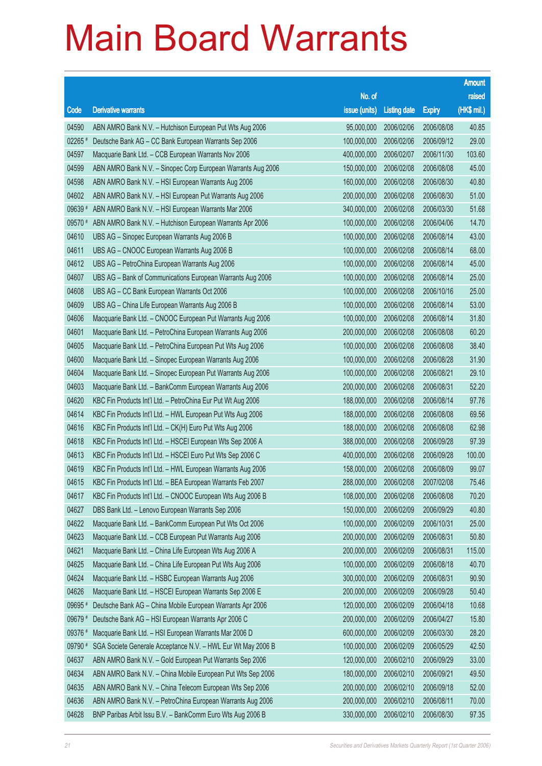# Main Board Warrants

| Code | Derivative warrants | No. of issue (units) | Listing date | Expiry | Amount raised (HK$ mil.) |
|---|---|---|---|---|---|
| 04590 | ABN AMRO Bank N.V. – Hutchison European Put Wts Aug 2006 | 95,000,000 | 2006/02/06 | 2006/08/08 | 40.85 |
| 02265 # | Deutsche Bank AG – CC Bank European Warrants Sep 2006 | 100,000,000 | 2006/02/06 | 2006/09/12 | 29.00 |
| 04597 | Macquarie Bank Ltd. – CCB European Warrants Nov 2006 | 400,000,000 | 2006/02/07 | 2006/11/30 | 103.60 |
| 04599 | ABN AMRO Bank N.V. – Sinopec Corp European Warrants Aug 2006 | 150,000,000 | 2006/02/08 | 2006/08/08 | 45.00 |
| 04598 | ABN AMRO Bank N.V. – HSI European Warrants Aug 2006 | 160,000,000 | 2006/02/08 | 2006/08/30 | 40.80 |
| 04602 | ABN AMRO Bank N.V. – HSI European Put Warrants Aug 2006 | 200,000,000 | 2006/02/08 | 2006/08/30 | 51.00 |
| 09639 # | ABN AMRO Bank N.V. – HSI European Warrants Mar 2006 | 340,000,000 | 2006/02/08 | 2006/03/30 | 51.68 |
| 09570 # | ABN AMRO Bank N.V. – Hutchison European Warrants Apr 2006 | 100,000,000 | 2006/02/08 | 2006/04/06 | 14.70 |
| 04610 | UBS AG – Sinopec European Warrants Aug 2006 B | 100,000,000 | 2006/02/08 | 2006/08/14 | 43.00 |
| 04611 | UBS AG – CNOOC European Warrants Aug 2006 B | 100,000,000 | 2006/02/08 | 2006/08/14 | 68.00 |
| 04612 | UBS AG – PetroChina European Warrants Aug 2006 | 100,000,000 | 2006/02/08 | 2006/08/14 | 45.00 |
| 04607 | UBS AG – Bank of Communications European Warrants Aug 2006 | 100,000,000 | 2006/02/08 | 2006/08/14 | 25.00 |
| 04608 | UBS AG – CC Bank European Warrants Oct 2006 | 100,000,000 | 2006/02/08 | 2006/10/16 | 25.00 |
| 04609 | UBS AG – China Life European Warrants Aug 2006 B | 100,000,000 | 2006/02/08 | 2006/08/14 | 53.00 |
| 04606 | Macquarie Bank Ltd. – CNOOC European Put Warrants Aug 2006 | 100,000,000 | 2006/02/08 | 2006/08/14 | 31.80 |
| 04601 | Macquarie Bank Ltd. – PetroChina European Warrants Aug 2006 | 200,000,000 | 2006/02/08 | 2006/08/08 | 60.20 |
| 04605 | Macquarie Bank Ltd. – PetroChina European Put Wts Aug 2006 | 100,000,000 | 2006/02/08 | 2006/08/08 | 38.40 |
| 04600 | Macquarie Bank Ltd. – Sinopec European Warrants Aug 2006 | 100,000,000 | 2006/02/08 | 2006/08/28 | 31.90 |
| 04604 | Macquarie Bank Ltd. – Sinopec European Put Warrants Aug 2006 | 100,000,000 | 2006/02/08 | 2006/08/21 | 29.10 |
| 04603 | Macquarie Bank Ltd. – BankComm European Warrants Aug 2006 | 200,000,000 | 2006/02/08 | 2006/08/31 | 52.20 |
| 04620 | KBC Fin Products Int'l Ltd. – PetroChina Eur Put Wt Aug 2006 | 188,000,000 | 2006/02/08 | 2006/08/14 | 97.76 |
| 04614 | KBC Fin Products Int'l Ltd. – HWL European Put Wts Aug 2006 | 188,000,000 | 2006/02/08 | 2006/08/08 | 69.56 |
| 04616 | KBC Fin Products Int'l Ltd. – CK(H) Euro Put Wts Aug 2006 | 188,000,000 | 2006/02/08 | 2006/08/08 | 62.98 |
| 04618 | KBC Fin Products Int'l Ltd. – HSCEI European Wts Sep 2006 A | 388,000,000 | 2006/02/08 | 2006/09/28 | 97.39 |
| 04613 | KBC Fin Products Int'l Ltd. – HSCEI Euro Put Wts Sep 2006 C | 400,000,000 | 2006/02/08 | 2006/09/28 | 100.00 |
| 04619 | KBC Fin Products Int'l Ltd. – HWL European Warrants Aug 2006 | 158,000,000 | 2006/02/08 | 2006/08/09 | 99.07 |
| 04615 | KBC Fin Products Int'l Ltd. – BEA European Warrants Feb 2007 | 288,000,000 | 2006/02/08 | 2007/02/08 | 75.46 |
| 04617 | KBC Fin Products Int'l Ltd. – CNOOC European Wts Aug 2006 B | 108,000,000 | 2006/02/08 | 2006/08/08 | 70.20 |
| 04627 | DBS Bank Ltd. – Lenovo European Warrants Sep 2006 | 150,000,000 | 2006/02/09 | 2006/09/29 | 40.80 |
| 04622 | Macquarie Bank Ltd. – BankComm European Put Wts Oct 2006 | 100,000,000 | 2006/02/09 | 2006/10/31 | 25.00 |
| 04623 | Macquarie Bank Ltd. – CCB European Put Warrants Aug 2006 | 200,000,000 | 2006/02/09 | 2006/08/31 | 50.80 |
| 04621 | Macquarie Bank Ltd. – China Life European Wts Aug 2006 A | 200,000,000 | 2006/02/09 | 2006/08/31 | 115.00 |
| 04625 | Macquarie Bank Ltd. – China Life European Put Wts Aug 2006 | 100,000,000 | 2006/02/09 | 2006/08/18 | 40.70 |
| 04624 | Macquarie Bank Ltd. – HSBC European Warrants Aug 2006 | 300,000,000 | 2006/02/09 | 2006/08/31 | 90.90 |
| 04626 | Macquarie Bank Ltd. – HSCEI European Warrants Sep 2006 E | 200,000,000 | 2006/02/09 | 2006/09/28 | 50.40 |
| 09695 # | Deutsche Bank AG – China Mobile European Warrants Apr 2006 | 120,000,000 | 2006/02/09 | 2006/04/18 | 10.68 |
| 09679 # | Deutsche Bank AG – HSI European Warrants Apr 2006 C | 200,000,000 | 2006/02/09 | 2006/04/27 | 15.80 |
| 09376 # | Macquarie Bank Ltd. – HSI European Warrants Mar 2006 D | 600,000,000 | 2006/02/09 | 2006/03/30 | 28.20 |
| 09790 # | SGA Societe Generale Acceptance N.V. – HWL Eur Wt May 2006 B | 100,000,000 | 2006/02/09 | 2006/05/29 | 42.50 |
| 04637 | ABN AMRO Bank N.V. – Gold European Put Warrants Sep 2006 | 120,000,000 | 2006/02/10 | 2006/09/29 | 33.00 |
| 04634 | ABN AMRO Bank N.V. – China Mobile European Put Wts Sep 2006 | 180,000,000 | 2006/02/10 | 2006/09/21 | 49.50 |
| 04635 | ABN AMRO Bank N.V. – China Telecom European Wts Sep 2006 | 200,000,000 | 2006/02/10 | 2006/09/18 | 52.00 |
| 04636 | ABN AMRO Bank N.V. – PetroChina European Warrants Aug 2006 | 200,000,000 | 2006/02/10 | 2006/08/11 | 70.00 |
| 04628 | BNP Paribas Arbit Issu B.V. – BankComm Euro Wts Aug 2006 B | 330,000,000 | 2006/02/10 | 2006/08/30 | 97.35 |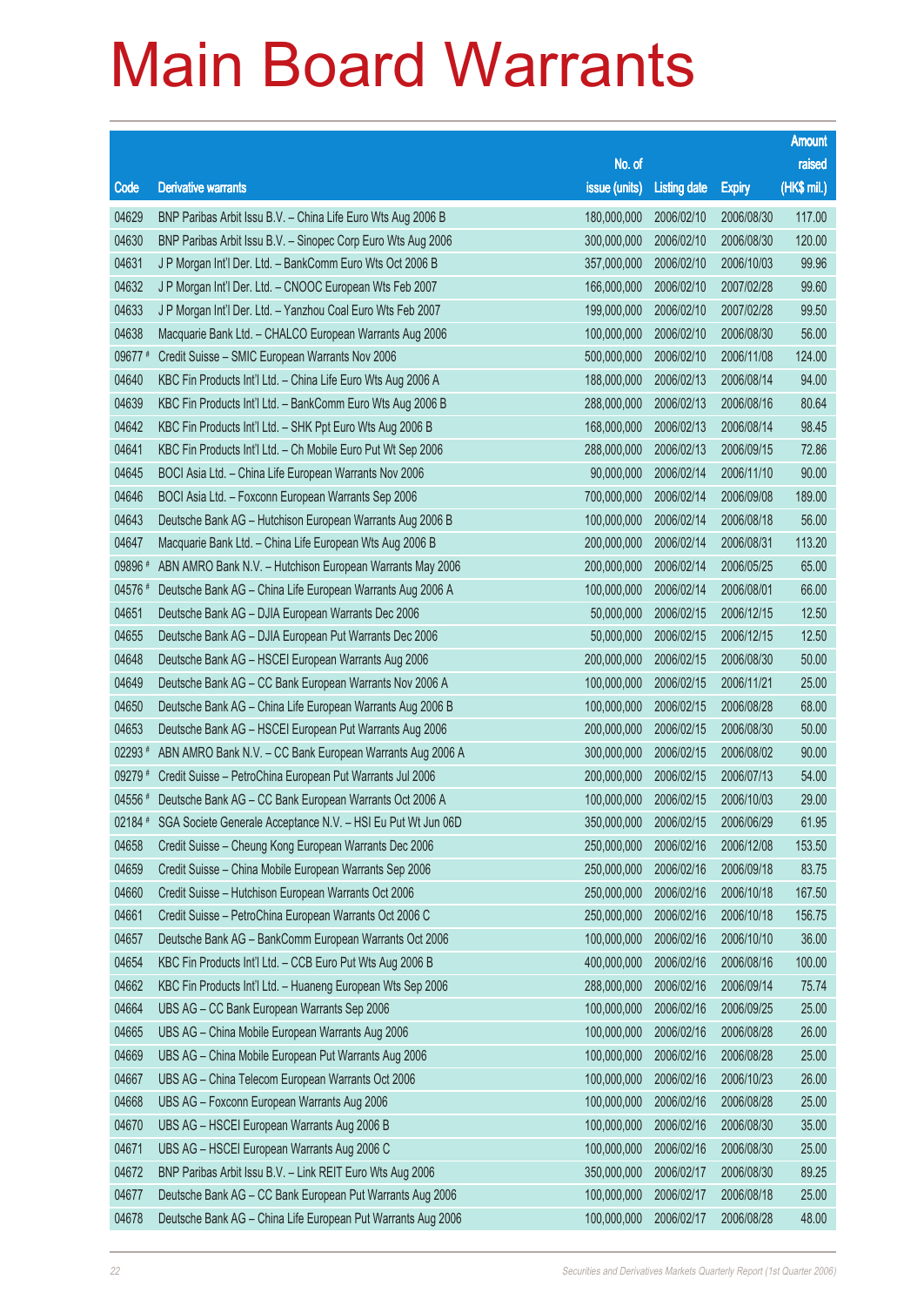# Main Board Warrants

| Code | Derivative warrants | No. of issue (units) | Listing date | Expiry | Amount raised (HK$ mil.) |
|---|---|---|---|---|---|
| 04629 | BNP Paribas Arbit Issu B.V. – China Life Euro Wts Aug 2006 B | 180,000,000 | 2006/02/10 | 2006/08/30 | 117.00 |
| 04630 | BNP Paribas Arbit Issu B.V. – Sinopec Corp Euro Wts Aug 2006 | 300,000,000 | 2006/02/10 | 2006/08/30 | 120.00 |
| 04631 | J P Morgan Int'l Der. Ltd. – BankComm Euro Wts Oct 2006 B | 357,000,000 | 2006/02/10 | 2006/10/03 | 99.96 |
| 04632 | J P Morgan Int'l Der. Ltd. – CNOOC European Wts Feb 2007 | 166,000,000 | 2006/02/10 | 2007/02/28 | 99.60 |
| 04633 | J P Morgan Int'l Der. Ltd. – Yanzhou Coal Euro Wts Feb 2007 | 199,000,000 | 2006/02/10 | 2007/02/28 | 99.50 |
| 04638 | Macquarie Bank Ltd. – CHALCO European Warrants Aug 2006 | 100,000,000 | 2006/02/10 | 2006/08/30 | 56.00 |
| 09677 # | Credit Suisse – SMIC European Warrants Nov 2006 | 500,000,000 | 2006/02/10 | 2006/11/08 | 124.00 |
| 04640 | KBC Fin Products Int'l Ltd. – China Life Euro Wts Aug 2006 A | 188,000,000 | 2006/02/13 | 2006/08/14 | 94.00 |
| 04639 | KBC Fin Products Int'l Ltd. – BankComm Euro Wts Aug 2006 B | 288,000,000 | 2006/02/13 | 2006/08/16 | 80.64 |
| 04642 | KBC Fin Products Int'l Ltd. – SHK Ppt Euro Wts Aug 2006 B | 168,000,000 | 2006/02/13 | 2006/08/14 | 98.45 |
| 04641 | KBC Fin Products Int'l Ltd. – Ch Mobile Euro Put Wt Sep 2006 | 288,000,000 | 2006/02/13 | 2006/09/15 | 72.86 |
| 04645 | BOCI Asia Ltd. – China Life European Warrants Nov 2006 | 90,000,000 | 2006/02/14 | 2006/11/10 | 90.00 |
| 04646 | BOCI Asia Ltd. – Foxconn European Warrants Sep 2006 | 700,000,000 | 2006/02/14 | 2006/09/08 | 189.00 |
| 04643 | Deutsche Bank AG – Hutchison European Warrants Aug 2006 B | 100,000,000 | 2006/02/14 | 2006/08/18 | 56.00 |
| 04647 | Macquarie Bank Ltd. – China Life European Wts Aug 2006 B | 200,000,000 | 2006/02/14 | 2006/08/31 | 113.20 |
| 09896 # | ABN AMRO Bank N.V. – Hutchison European Wts May 2006 | 200,000,000 | 2006/02/14 | 2006/05/25 | 65.00 |
| 04576 # | Deutsche Bank AG – China Life European Warrants Aug 2006 A | 100,000,000 | 2006/02/14 | 2006/08/01 | 66.00 |
| 04651 | Deutsche Bank AG – DJIA European Warrants Dec 2006 | 50,000,000 | 2006/02/15 | 2006/12/15 | 12.50 |
| 04655 | Deutsche Bank AG – DJIA European Put Warrants Dec 2006 | 50,000,000 | 2006/02/15 | 2006/12/15 | 12.50 |
| 04648 | Deutsche Bank AG – HSCEI European Warrants Aug 2006 | 200,000,000 | 2006/02/15 | 2006/08/30 | 50.00 |
| 04649 | Deutsche Bank AG – CC Bank European Warrants Nov 2006 A | 100,000,000 | 2006/02/15 | 2006/11/21 | 25.00 |
| 04650 | Deutsche Bank AG – China Life European Warrants Aug 2006 B | 100,000,000 | 2006/02/15 | 2006/08/28 | 68.00 |
| 04653 | Deutsche Bank AG – HSCEI European Put Warrants Aug 2006 | 200,000,000 | 2006/02/15 | 2006/08/30 | 50.00 |
| 02293 # | ABN AMRO Bank N.V. – CC Bank European Warrants Aug 2006 A | 300,000,000 | 2006/02/15 | 2006/08/02 | 90.00 |
| 09279 # | Credit Suisse – PetroChina European Put Warrants Jul 2006 | 200,000,000 | 2006/02/15 | 2006/07/13 | 54.00 |
| 04556 # | Deutsche Bank AG – CC Bank European Warrants Oct 2006 A | 100,000,000 | 2006/02/15 | 2006/10/03 | 29.00 |
| 02184 # | SGA Societe Generale Acceptance N.V. – HSI Eu Put Wt Jun 06D | 350,000,000 | 2006/02/15 | 2006/06/29 | 61.95 |
| 04658 | Credit Suisse – Cheung Kong European Warrants Dec 2006 | 250,000,000 | 2006/02/16 | 2006/12/08 | 153.50 |
| 04659 | Credit Suisse – China Mobile European Warrants Sep 2006 | 250,000,000 | 2006/02/16 | 2006/09/18 | 83.75 |
| 04660 | Credit Suisse – Hutchison European Warrants Oct 2006 | 250,000,000 | 2006/02/16 | 2006/10/18 | 167.50 |
| 04661 | Credit Suisse – PetroChina European Warrants Oct 2006 C | 250,000,000 | 2006/02/16 | 2006/10/18 | 156.75 |
| 04657 | Deutsche Bank AG – BankComm European Warrants Oct 2006 | 100,000,000 | 2006/02/16 | 2006/10/10 | 36.00 |
| 04654 | KBC Fin Products Int'l Ltd. – CCB Euro Put Wts Aug 2006 B | 400,000,000 | 2006/02/16 | 2006/08/16 | 100.00 |
| 04662 | KBC Fin Products Int'l Ltd. – Huaneng European Wts Sep 2006 | 288,000,000 | 2006/02/16 | 2006/09/14 | 75.74 |
| 04664 | UBS AG – CC Bank European Warrants Sep 2006 | 100,000,000 | 2006/02/16 | 2006/09/25 | 25.00 |
| 04665 | UBS AG – China Mobile European Warrants Aug 2006 | 100,000,000 | 2006/02/16 | 2006/08/28 | 26.00 |
| 04669 | UBS AG – China Mobile European Put Warrants Aug 2006 | 100,000,000 | 2006/02/16 | 2006/08/28 | 25.00 |
| 04667 | UBS AG – China Telecom European Warrants Oct 2006 | 100,000,000 | 2006/02/16 | 2006/10/23 | 26.00 |
| 04668 | UBS AG – Foxconn European Warrants Aug 2006 | 100,000,000 | 2006/02/16 | 2006/08/28 | 25.00 |
| 04670 | UBS AG – HSCEI European Warrants Aug 2006 B | 100,000,000 | 2006/02/16 | 2006/08/30 | 35.00 |
| 04671 | UBS AG – HSCEI European Warrants Aug 2006 C | 100,000,000 | 2006/02/16 | 2006/08/30 | 25.00 |
| 04672 | BNP Paribas Arbit Issu B.V. – Link REIT Euro Wts Aug 2006 | 350,000,000 | 2006/02/17 | 2006/08/30 | 89.25 |
| 04677 | Deutsche Bank AG – CC Bank European Put Warrants Aug 2006 | 100,000,000 | 2006/02/17 | 2006/08/18 | 25.00 |
| 04678 | Deutsche Bank AG – China Life European Put Warrants Aug 2006 | 100,000,000 | 2006/02/17 | 2006/08/28 | 48.00 |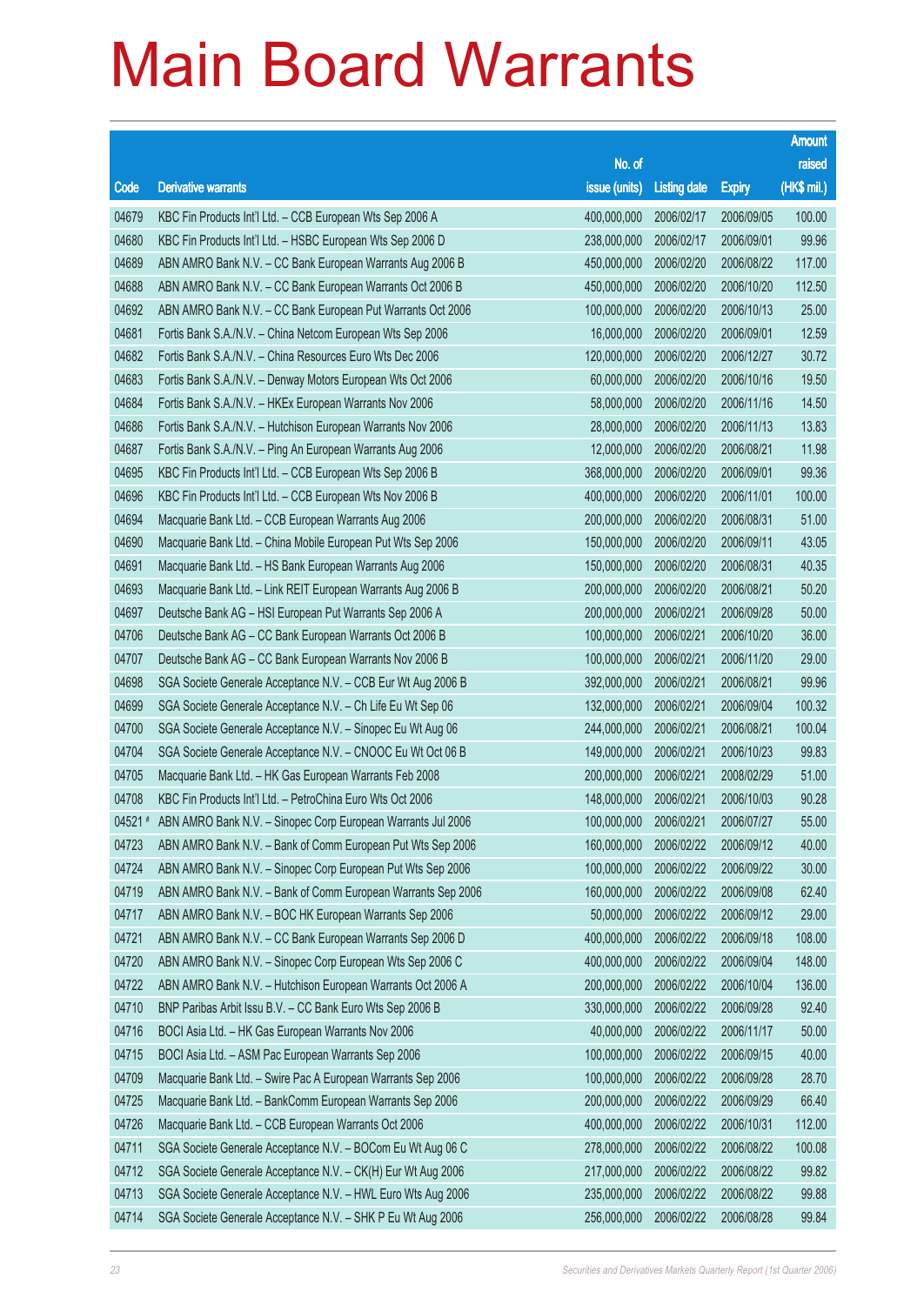# Main Board Warrants

| Code | Derivative warrants | No. of issue (units) | Listing date | Expiry | Amount raised (HK$ mil.) |
|---|---|---|---|---|---|
| 04679 | KBC Fin Products Int'l Ltd. – CCB European Wts Sep 2006 A | 400,000,000 | 2006/02/17 | 2006/09/05 | 100.00 |
| 04680 | KBC Fin Products Int'l Ltd. – HSBC European Wts Sep 2006 D | 238,000,000 | 2006/02/17 | 2006/09/01 | 99.96 |
| 04689 | ABN AMRO Bank N.V. – CC Bank European Warrants Aug 2006 B | 450,000,000 | 2006/02/20 | 2006/08/22 | 117.00 |
| 04688 | ABN AMRO Bank N.V. – CC Bank European Warrants Oct 2006 B | 450,000,000 | 2006/02/20 | 2006/10/20 | 112.50 |
| 04692 | ABN AMRO Bank N.V. – CC Bank European Put Warrants Oct 2006 | 100,000,000 | 2006/02/20 | 2006/10/13 | 25.00 |
| 04681 | Fortis Bank S.A./N.V. – China Netcom European Wts Sep 2006 | 16,000,000 | 2006/02/20 | 2006/09/01 | 12.59 |
| 04682 | Fortis Bank S.A./N.V. – China Resources Euro Wts Dec 2006 | 120,000,000 | 2006/02/20 | 2006/12/27 | 30.72 |
| 04683 | Fortis Bank S.A./N.V. – Denway Motors European Wts Oct 2006 | 60,000,000 | 2006/02/20 | 2006/10/16 | 19.50 |
| 04684 | Fortis Bank S.A./N.V. – HKEx European Warrants Nov 2006 | 58,000,000 | 2006/02/20 | 2006/11/16 | 14.50 |
| 04686 | Fortis Bank S.A./N.V. – Hutchison European Warrants Nov 2006 | 28,000,000 | 2006/02/20 | 2006/11/13 | 13.83 |
| 04687 | Fortis Bank S.A./N.V. – Ping An European Warrants Aug 2006 | 12,000,000 | 2006/02/20 | 2006/08/21 | 11.98 |
| 04695 | KBC Fin Products Int'l Ltd. – CCB European Wts Sep 2006 B | 368,000,000 | 2006/02/20 | 2006/09/01 | 99.36 |
| 04696 | KBC Fin Products Int'l Ltd. – CCB European Wts Nov 2006 B | 400,000,000 | 2006/02/20 | 2006/11/01 | 100.00 |
| 04694 | Macquarie Bank Ltd. – CCB European Warrants Aug 2006 | 200,000,000 | 2006/02/20 | 2006/08/31 | 51.00 |
| 04690 | Macquarie Bank Ltd. – China Mobile European Put Wts Sep 2006 | 150,000,000 | 2006/02/20 | 2006/09/11 | 43.05 |
| 04691 | Macquarie Bank Ltd. – HS Bank European Warrants Aug 2006 | 150,000,000 | 2006/02/20 | 2006/08/31 | 40.35 |
| 04693 | Macquarie Bank Ltd. – Link REIT European Warrants Aug 2006 B | 200,000,000 | 2006/02/20 | 2006/08/21 | 50.20 |
| 04697 | Deutsche Bank AG – HSI European Put Warrants Sep 2006 A | 200,000,000 | 2006/02/21 | 2006/09/28 | 50.00 |
| 04706 | Deutsche Bank AG – CC Bank European Warrants Oct 2006 B | 100,000,000 | 2006/02/21 | 2006/10/20 | 36.00 |
| 04707 | Deutsche Bank AG – CC Bank European Warrants Nov 2006 B | 100,000,000 | 2006/02/21 | 2006/11/20 | 29.00 |
| 04698 | SGA Societe Generale Acceptance N.V. – CCB Eur Wt Aug 2006 B | 392,000,000 | 2006/02/21 | 2006/08/21 | 99.96 |
| 04699 | SGA Societe Generale Acceptance N.V. – Ch Life Eu Wt Sep 06 | 132,000,000 | 2006/02/21 | 2006/09/04 | 100.32 |
| 04700 | SGA Societe Generale Acceptance N.V. – Sinopec Eu Wt Aug 06 | 244,000,000 | 2006/02/21 | 2006/08/21 | 100.04 |
| 04704 | SGA Societe Generale Acceptance N.V. – CNOOC Eu Wt Oct 06 B | 149,000,000 | 2006/02/21 | 2006/10/23 | 99.83 |
| 04705 | Macquarie Bank Ltd. – HK Gas European Warrants Feb 2008 | 200,000,000 | 2006/02/21 | 2008/02/29 | 51.00 |
| 04708 | KBC Fin Products Int'l Ltd. – PetroChina Euro Wts Oct 2006 | 148,000,000 | 2006/02/21 | 2006/10/03 | 90.28 |
| 04521 # | ABN AMRO Bank N.V. – Sinopec Corp European Warrants Jul 2006 | 100,000,000 | 2006/02/21 | 2006/07/27 | 55.00 |
| 04723 | ABN AMRO Bank N.V. – Bank of Comm European Put Wts Sep 2006 | 160,000,000 | 2006/02/22 | 2006/09/12 | 40.00 |
| 04724 | ABN AMRO Bank N.V. – Sinopec Corp European Put Wts Sep 2006 | 100,000,000 | 2006/02/22 | 2006/09/22 | 30.00 |
| 04719 | ABN AMRO Bank N.V. – Bank of Comm European Warrants Sep 2006 | 160,000,000 | 2006/02/22 | 2006/09/08 | 62.40 |
| 04717 | ABN AMRO Bank N.V. – BOC HK European Warrants Sep 2006 | 50,000,000 | 2006/02/22 | 2006/09/12 | 29.00 |
| 04721 | ABN AMRO Bank N.V. – CC Bank European Warrants Sep 2006 D | 400,000,000 | 2006/02/22 | 2006/09/18 | 108.00 |
| 04720 | ABN AMRO Bank N.V. – Sinopec Corp European Wts Sep 2006 C | 400,000,000 | 2006/02/22 | 2006/09/04 | 148.00 |
| 04722 | ABN AMRO Bank N.V. – Hutchison European Warrants Oct 2006 A | 200,000,000 | 2006/02/22 | 2006/10/04 | 136.00 |
| 04710 | BNP Paribas Arbit Issu B.V. – CC Bank Euro Wts Sep 2006 B | 330,000,000 | 2006/02/22 | 2006/09/28 | 92.40 |
| 04716 | BOCI Asia Ltd. – HK Gas European Warrants Nov 2006 | 40,000,000 | 2006/02/22 | 2006/11/17 | 50.00 |
| 04715 | BOCI Asia Ltd. – ASM Pac European Warrants Sep 2006 | 100,000,000 | 2006/02/22 | 2006/09/15 | 40.00 |
| 04709 | Macquarie Bank Ltd. – Swire Pac A European Warrants Sep 2006 | 100,000,000 | 2006/02/22 | 2006/09/28 | 28.70 |
| 04725 | Macquarie Bank Ltd. – BankComm European Warrants Sep 2006 | 200,000,000 | 2006/02/22 | 2006/09/29 | 66.40 |
| 04726 | Macquarie Bank Ltd. – CCB European Warrants Oct 2006 | 400,000,000 | 2006/02/22 | 2006/10/31 | 112.00 |
| 04711 | SGA Societe Generale Acceptance N.V. – BOCom Eu Wt Aug 06 C | 278,000,000 | 2006/02/22 | 2006/08/22 | 100.08 |
| 04712 | SGA Societe Generale Acceptance N.V. – CK(H) Eur Wt Aug 2006 | 217,000,000 | 2006/02/22 | 2006/08/22 | 99.82 |
| 04713 | SGA Societe Generale Acceptance N.V. – HWL Euro Wts Aug 2006 | 235,000,000 | 2006/02/22 | 2006/08/22 | 99.88 |
| 04714 | SGA Societe Generale Acceptance N.V. – SHK P Eu Wt Aug 2006 | 256,000,000 | 2006/02/22 | 2006/08/28 | 99.84 |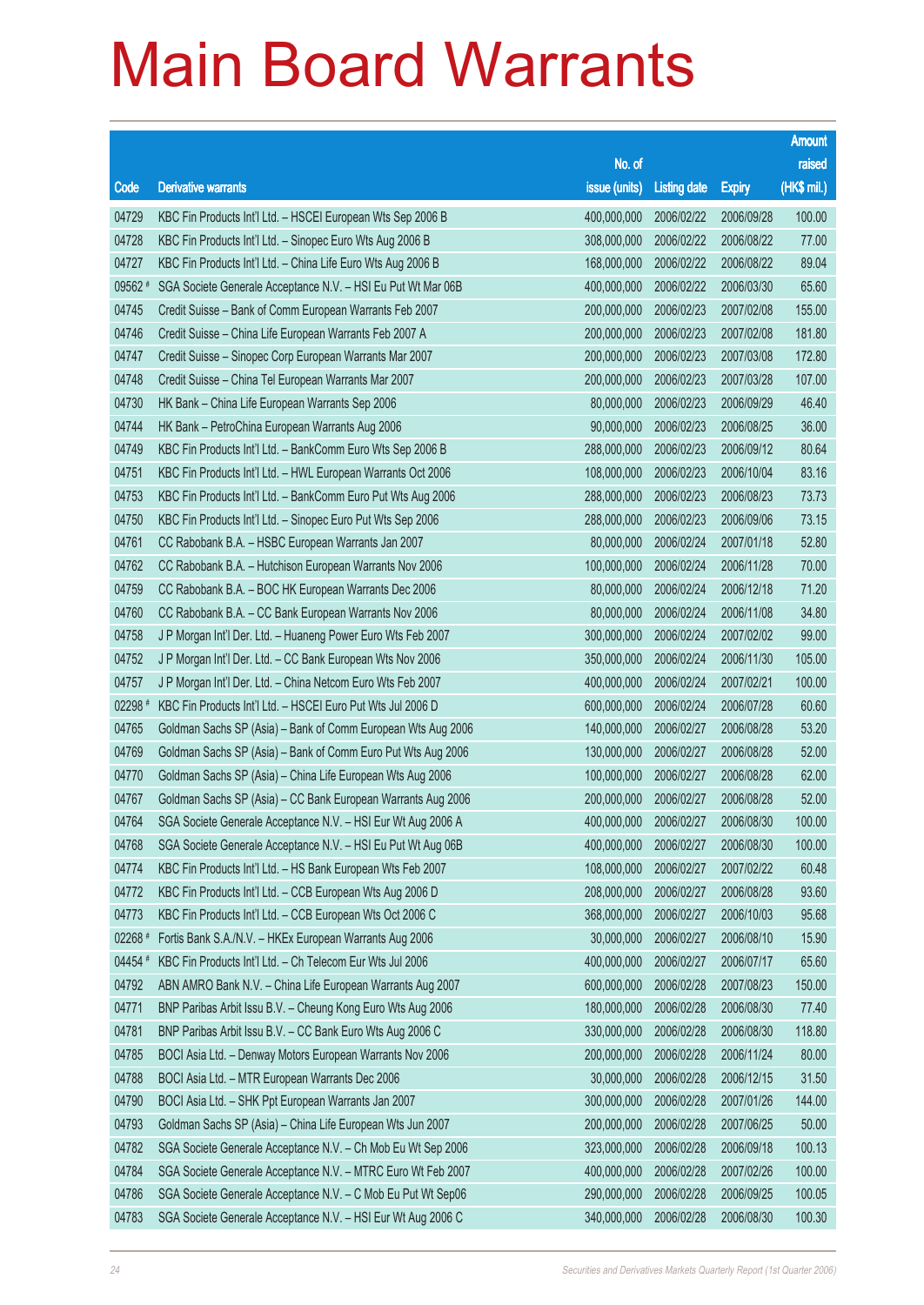# Main Board Warrants

| Code | Derivative warrants | No. of issue (units) | Listing date | Expiry | Amount raised (HK$ mil.) |
|---|---|---|---|---|---|
| 04729 | KBC Fin Products Int'l Ltd. – HSCEI European Wts Sep 2006 B | 400,000,000 | 2006/02/22 | 2006/09/28 | 100.00 |
| 04728 | KBC Fin Products Int'l Ltd. – Sinopec Euro Wts Aug 2006 B | 308,000,000 | 2006/02/22 | 2006/08/22 | 77.00 |
| 04727 | KBC Fin Products Int'l Ltd. – China Life Euro Wts Aug 2006 B | 168,000,000 | 2006/02/22 | 2006/08/22 | 89.04 |
| 09562 # | SGA Societe Generale Acceptance N.V. – HSI Eu Put Wt Mar 06B | 400,000,000 | 2006/02/22 | 2006/03/30 | 65.60 |
| 04745 | Credit Suisse – Bank of Comm European Warrants Feb 2007 | 200,000,000 | 2006/02/23 | 2007/02/08 | 155.00 |
| 04746 | Credit Suisse – China Life European Warrants Feb 2007 A | 200,000,000 | 2006/02/23 | 2007/02/08 | 181.80 |
| 04747 | Credit Suisse – Sinopec Corp European Warrants Mar 2007 | 200,000,000 | 2006/02/23 | 2007/03/08 | 172.80 |
| 04748 | Credit Suisse – China Tel European Warrants Mar 2007 | 200,000,000 | 2006/02/23 | 2007/03/28 | 107.00 |
| 04730 | HK Bank – China Life European Warrants Sep 2006 | 80,000,000 | 2006/02/23 | 2006/09/29 | 46.40 |
| 04744 | HK Bank – PetroChina European Warrants Aug 2006 | 90,000,000 | 2006/02/23 | 2006/08/25 | 36.00 |
| 04749 | KBC Fin Products Int'l Ltd. – BankComm Euro Wts Sep 2006 B | 288,000,000 | 2006/02/23 | 2006/09/12 | 80.64 |
| 04751 | KBC Fin Products Int'l Ltd. – HWL European Warrants Oct 2006 | 108,000,000 | 2006/02/23 | 2006/10/04 | 83.16 |
| 04753 | KBC Fin Products Int'l Ltd. – BankComm Euro Put Wts Aug 2006 | 288,000,000 | 2006/02/23 | 2006/08/23 | 73.73 |
| 04750 | KBC Fin Products Int'l Ltd. – Sinopec Euro Put Wts Sep 2006 | 288,000,000 | 2006/02/23 | 2006/09/06 | 73.15 |
| 04761 | CC Rabobank B.A. – HSBC European Warrants Jan 2007 | 80,000,000 | 2006/02/24 | 2007/01/18 | 52.80 |
| 04762 | CC Rabobank B.A. – Hutchison European Warrants Nov 2006 | 100,000,000 | 2006/02/24 | 2006/11/28 | 70.00 |
| 04759 | CC Rabobank B.A. – BOC HK European Warrants Dec 2006 | 80,000,000 | 2006/02/24 | 2006/12/18 | 71.20 |
| 04760 | CC Rabobank B.A. – CC Bank European Warrants Nov 2006 | 80,000,000 | 2006/02/24 | 2006/11/08 | 34.80 |
| 04758 | J P Morgan Int'l Der. Ltd. – Huaneng Power Euro Wts Feb 2007 | 300,000,000 | 2006/02/24 | 2007/02/02 | 99.00 |
| 04752 | J P Morgan Int'l Der. Ltd. – CC Bank European Wts Nov 2006 | 350,000,000 | 2006/02/24 | 2006/11/30 | 105.00 |
| 04757 | J P Morgan Int'l Der. Ltd. – China Netcom Euro Wts Feb 2007 | 400,000,000 | 2006/02/24 | 2007/02/21 | 100.00 |
| 02298 # | KBC Fin Products Int'l Ltd. – HSCEI Euro Put Wts Jul 2006 D | 600,000,000 | 2006/02/24 | 2006/07/28 | 60.60 |
| 04765 | Goldman Sachs SP (Asia) – Bank of Comm European Wts Aug 2006 | 140,000,000 | 2006/02/27 | 2006/08/28 | 53.20 |
| 04769 | Goldman Sachs SP (Asia) – Bank of Comm Euro Put Wts Aug 2006 | 130,000,000 | 2006/02/27 | 2006/08/28 | 52.00 |
| 04770 | Goldman Sachs SP (Asia) – China Life European Wts Aug 2006 | 100,000,000 | 2006/02/27 | 2006/08/28 | 62.00 |
| 04767 | Goldman Sachs SP (Asia) – CC Bank European Warrants Aug 2006 | 200,000,000 | 2006/02/27 | 2006/08/28 | 52.00 |
| 04764 | SGA Societe Generale Acceptance N.V. – HSI Eur Wt Aug 2006 A | 400,000,000 | 2006/02/27 | 2006/08/30 | 100.00 |
| 04768 | SGA Societe Generale Acceptance N.V. – HSI Eu Put Wt Aug 06B | 400,000,000 | 2006/02/27 | 2006/08/30 | 100.00 |
| 04774 | KBC Fin Products Int'l Ltd. – HS Bank European Wts Feb 2007 | 108,000,000 | 2006/02/27 | 2007/02/22 | 60.48 |
| 04772 | KBC Fin Products Int'l Ltd. – CCB European Wts Aug 2006 D | 208,000,000 | 2006/02/27 | 2006/08/28 | 93.60 |
| 04773 | KBC Fin Products Int'l Ltd. – CCB European Wts Oct 2006 C | 368,000,000 | 2006/02/27 | 2006/10/03 | 95.68 |
| 02268 # | Fortis Bank S.A./N.V. – HKEx European Warrants Aug 2006 | 30,000,000 | 2006/02/27 | 2006/08/10 | 15.90 |
| 04454 # | KBC Fin Products Int'l Ltd. – Ch Telecom Eur Wts Jul 2006 | 400,000,000 | 2006/02/27 | 2006/07/17 | 65.60 |
| 04792 | ABN AMRO Bank N.V. – China Life European Warrants Aug 2007 | 600,000,000 | 2006/02/28 | 2007/08/23 | 150.00 |
| 04771 | BNP Paribas Arbit Issu B.V. – Cheung Kong Euro Wts Aug 2006 | 180,000,000 | 2006/02/28 | 2006/08/30 | 77.40 |
| 04781 | BNP Paribas Arbit Issu B.V. – CC Bank Euro Wts Aug 2006 C | 330,000,000 | 2006/02/28 | 2006/08/30 | 118.80 |
| 04785 | BOCI Asia Ltd. – Denway Motors European Warrants Nov 2006 | 200,000,000 | 2006/02/28 | 2006/11/24 | 80.00 |
| 04788 | BOCI Asia Ltd. – MTR European Warrants Dec 2006 | 30,000,000 | 2006/02/28 | 2006/12/15 | 31.50 |
| 04790 | BOCI Asia Ltd. – SHK Ppt European Warrants Jan 2007 | 300,000,000 | 2006/02/28 | 2007/01/26 | 144.00 |
| 04793 | Goldman Sachs SP (Asia) – China Life European Wts Jun 2007 | 200,000,000 | 2006/02/28 | 2007/06/25 | 50.00 |
| 04782 | SGA Societe Generale Acceptance N.V. – Ch Mob Eu Wt Sep 2006 | 323,000,000 | 2006/02/28 | 2006/09/18 | 100.13 |
| 04784 | SGA Societe Generale Acceptance N.V. – MTRC Euro Wt Feb 2007 | 400,000,000 | 2006/02/28 | 2007/02/26 | 100.00 |
| 04786 | SGA Societe Generale Acceptance N.V. – C Mob Eu Put Wt Sep06 | 290,000,000 | 2006/02/28 | 2006/09/25 | 100.05 |
| 04783 | SGA Societe Generale Acceptance N.V. – HSI Eur Wt Aug 2006 C | 340,000,000 | 2006/02/28 | 2006/08/30 | 100.30 |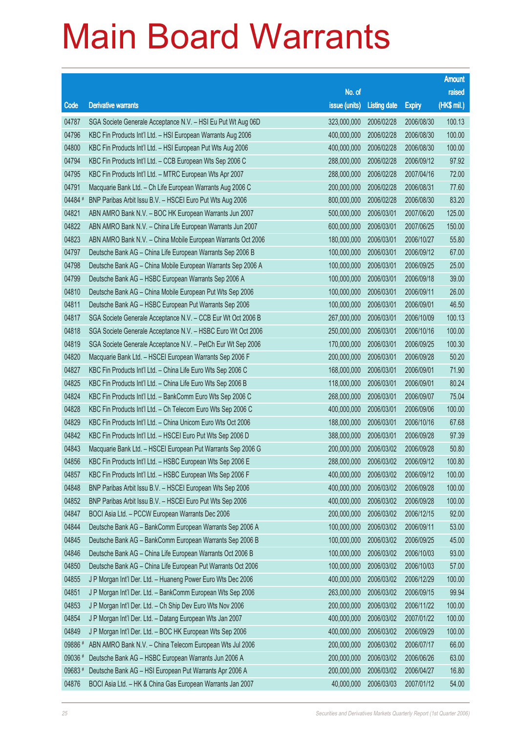# Main Board Warrants

| Code | Derivative warrants | No. of issue (units) | Listing date | Expiry | Amount raised (HK$ mil.) |
|---|---|---|---|---|---|
| 04787 | SGA Societe Generale Acceptance N.V. – HSI Eu Put Wt Aug 06D | 323,000,000 | 2006/02/28 | 2006/08/30 | 100.13 |
| 04796 | KBC Fin Products Int'l Ltd. – HSI European Warrants Aug 2006 | 400,000,000 | 2006/02/28 | 2006/08/30 | 100.00 |
| 04800 | KBC Fin Products Int'l Ltd. – HSI European Put Wts Aug 2006 | 400,000,000 | 2006/02/28 | 2006/08/30 | 100.00 |
| 04794 | KBC Fin Products Int'l Ltd. – CCB European Wts Sep 2006 C | 288,000,000 | 2006/02/28 | 2006/09/12 | 97.92 |
| 04795 | KBC Fin Products Int'l Ltd. – MTRC European Wts Apr 2007 | 288,000,000 | 2006/02/28 | 2007/04/16 | 72.00 |
| 04791 | Macquarie Bank Ltd. – Ch Life European Warrants Aug 2006 C | 200,000,000 | 2006/02/28 | 2006/08/31 | 77.60 |
| 04484 # | BNP Paribas Arbit Issu B.V. – HSCEI Euro Put Wts Aug 2006 | 800,000,000 | 2006/02/28 | 2006/08/30 | 83.20 |
| 04821 | ABN AMRO Bank N.V. – BOC HK European Warrants Jun 2007 | 500,000,000 | 2006/03/01 | 2007/06/20 | 125.00 |
| 04822 | ABN AMRO Bank N.V. – China Life European Warrants Jun 2007 | 600,000,000 | 2006/03/01 | 2007/06/25 | 150.00 |
| 04823 | ABN AMRO Bank N.V. – China Mobile European Warrants Oct 2006 | 180,000,000 | 2006/03/01 | 2006/10/27 | 55.80 |
| 04797 | Deutsche Bank AG – China Life European Warrants Sep 2006 B | 100,000,000 | 2006/03/01 | 2006/09/12 | 67.00 |
| 04798 | Deutsche Bank AG – China Mobile European Warrants Sep 2006 A | 100,000,000 | 2006/03/01 | 2006/09/25 | 25.00 |
| 04799 | Deutsche Bank AG – HSBC European Warrants Sep 2006 A | 100,000,000 | 2006/03/01 | 2006/09/18 | 39.00 |
| 04810 | Deutsche Bank AG – China Mobile European Put Wts Sep 2006 | 100,000,000 | 2006/03/01 | 2006/09/11 | 26.00 |
| 04811 | Deutsche Bank AG – HSBC European Put Warrants Sep 2006 | 100,000,000 | 2006/03/01 | 2006/09/01 | 46.50 |
| 04817 | SGA Societe Generale Acceptance N.V. – CCB Eur Wt Oct 2006 B | 267,000,000 | 2006/03/01 | 2006/10/09 | 100.13 |
| 04818 | SGA Societe Generale Acceptance N.V. – HSBC Euro Wt Oct 2006 | 250,000,000 | 2006/03/01 | 2006/10/16 | 100.00 |
| 04819 | SGA Societe Generale Acceptance N.V. – PetCh Eur Wt Sep 2006 | 170,000,000 | 2006/03/01 | 2006/09/25 | 100.30 |
| 04820 | Macquarie Bank Ltd. – HSCEI European Warrants Sep 2006 F | 200,000,000 | 2006/03/01 | 2006/09/28 | 50.20 |
| 04827 | KBC Fin Products Int'l Ltd. – China Life Euro Wts Sep 2006 C | 168,000,000 | 2006/03/01 | 2006/09/01 | 71.90 |
| 04825 | KBC Fin Products Int'l Ltd. – China Life Euro Wts Sep 2006 B | 118,000,000 | 2006/03/01 | 2006/09/01 | 80.24 |
| 04824 | KBC Fin Products Int'l Ltd. – BankComm Euro Wts Sep 2006 C | 268,000,000 | 2006/03/01 | 2006/09/07 | 75.04 |
| 04828 | KBC Fin Products Int'l Ltd. – Ch Telecom Euro Wts Sep 2006 C | 400,000,000 | 2006/03/01 | 2006/09/06 | 100.00 |
| 04829 | KBC Fin Products Int'l Ltd. – China Unicom Euro Wts Oct 2006 | 188,000,000 | 2006/03/01 | 2006/10/16 | 67.68 |
| 04842 | KBC Fin Products Int'l Ltd. – HSCEI Euro Put Wts Sep 2006 D | 388,000,000 | 2006/03/01 | 2006/09/28 | 97.39 |
| 04843 | Macquarie Bank Ltd. – HSCEI European Put Warrants Sep 2006 G | 200,000,000 | 2006/03/02 | 2006/09/28 | 50.80 |
| 04856 | KBC Fin Products Int'l Ltd. – HSBC European Wts Sep 2006 E | 288,000,000 | 2006/03/02 | 2006/09/12 | 100.80 |
| 04857 | KBC Fin Products Int'l Ltd. – HSBC European Wts Sep 2006 F | 400,000,000 | 2006/03/02 | 2006/09/12 | 100.00 |
| 04848 | BNP Paribas Arbit Issu B.V. – HSCEI European Wts Sep 2006 | 400,000,000 | 2006/03/02 | 2006/09/28 | 100.00 |
| 04852 | BNP Paribas Arbit Issu B.V. – HSCEI Euro Put Wts Sep 2006 | 400,000,000 | 2006/03/02 | 2006/09/28 | 100.00 |
| 04847 | BOCI Asia Ltd. – PCCW European Warrants Dec 2006 | 200,000,000 | 2006/03/02 | 2006/12/15 | 92.00 |
| 04844 | Deutsche Bank AG – BankComm European Warrants Sep 2006 A | 100,000,000 | 2006/03/02 | 2006/09/11 | 53.00 |
| 04845 | Deutsche Bank AG – BankComm European Warrants Sep 2006 B | 100,000,000 | 2006/03/02 | 2006/09/25 | 45.00 |
| 04846 | Deutsche Bank AG – China Life European Warrants Oct 2006 B | 100,000,000 | 2006/03/02 | 2006/10/03 | 93.00 |
| 04850 | Deutsche Bank AG – China Life European Put Warrants Oct 2006 | 100,000,000 | 2006/03/02 | 2006/10/03 | 57.00 |
| 04855 | J P Morgan Int'l Der. Ltd. – Huaneng Power Euro Wts Dec 2006 | 400,000,000 | 2006/03/02 | 2006/12/29 | 100.00 |
| 04851 | J P Morgan Int'l Der. Ltd. – BankComm European Wts Sep 2006 | 263,000,000 | 2006/03/02 | 2006/09/15 | 99.94 |
| 04853 | J P Morgan Int'l Der. Ltd. – Ch Ship Dev Euro Wts Nov 2006 | 200,000,000 | 2006/03/02 | 2006/11/22 | 100.00 |
| 04854 | J P Morgan Int'l Der. Ltd. – Datang European Wts Jan 2007 | 400,000,000 | 2006/03/02 | 2007/01/22 | 100.00 |
| 04849 | J P Morgan Int'l Der. Ltd. – BOC HK European Wts Sep 2006 | 400,000,000 | 2006/03/02 | 2006/09/29 | 100.00 |
| 09886 # | ABN AMRO Bank N.V. – China Telecom European Wts Jul 2006 | 200,000,000 | 2006/03/02 | 2006/07/17 | 66.00 |
| 09036 # | Deutsche Bank AG – HSBC European Warrants Jun 2006 A | 200,000,000 | 2006/03/02 | 2006/06/26 | 63.00 |
| 09683 # | Deutsche Bank AG – HSI European Put Warrants Apr 2006 A | 200,000,000 | 2006/03/02 | 2006/04/27 | 16.80 |
| 04876 | BOCI Asia Ltd. – HK & China Gas European Warrants Jan 2007 | 40,000,000 | 2006/03/03 | 2007/01/12 | 54.00 |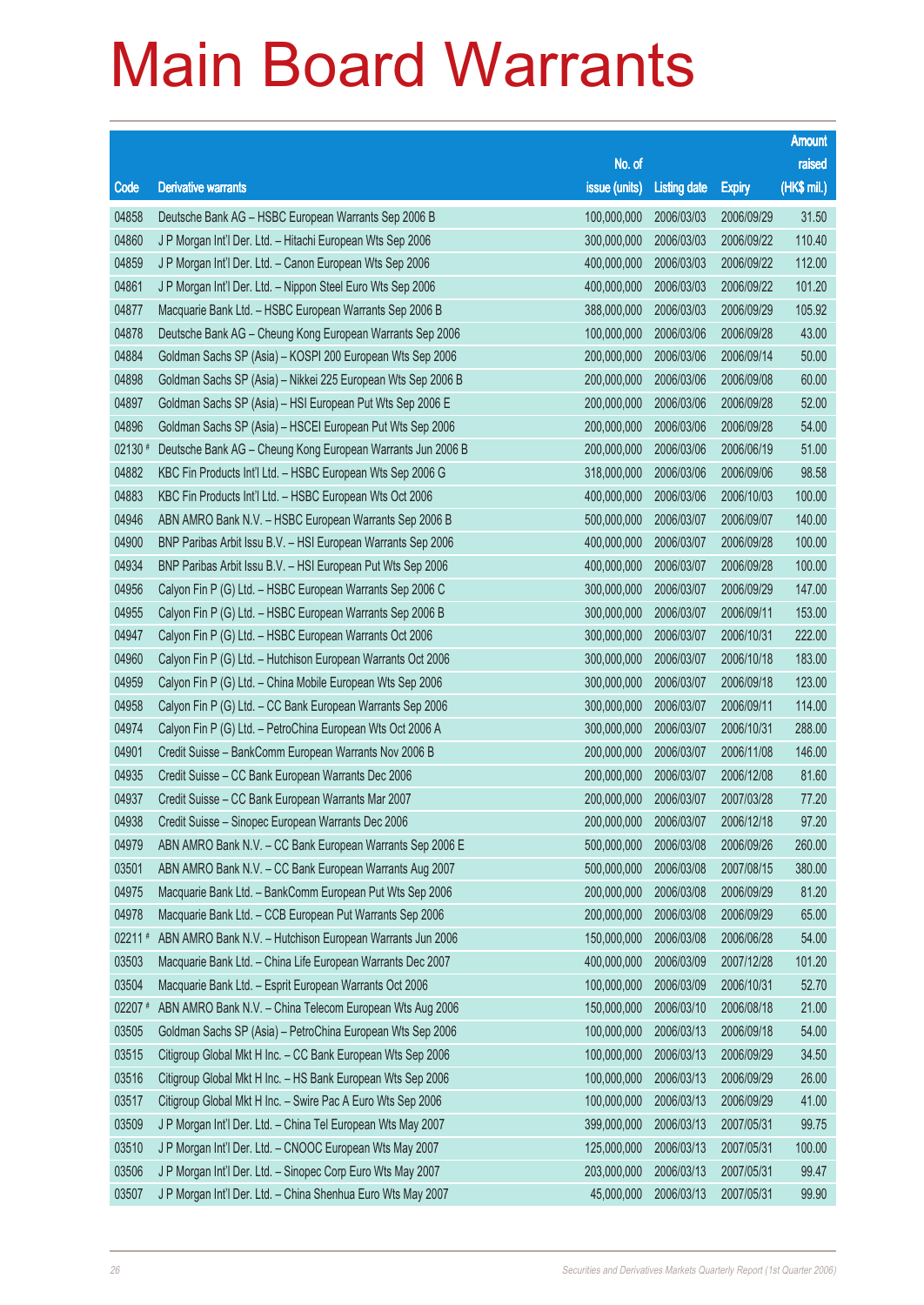# Main Board Warrants

| Code | Derivative warrants | No. of issue (units) | Listing date | Expiry | Amount raised (HK$ mil.) |
|---|---|---|---|---|---|
| 04858 | Deutsche Bank AG – HSBC European Warrants Sep 2006 B | 100,000,000 | 2006/03/03 | 2006/09/29 | 31.50 |
| 04860 | J P Morgan Int'l Der. Ltd. – Hitachi European Wts Sep 2006 | 300,000,000 | 2006/03/03 | 2006/09/22 | 110.40 |
| 04859 | J P Morgan Int'l Der. Ltd. – Canon European Wts Sep 2006 | 400,000,000 | 2006/03/03 | 2006/09/22 | 112.00 |
| 04861 | J P Morgan Int'l Der. Ltd. – Nippon Steel Euro Wts Sep 2006 | 400,000,000 | 2006/03/03 | 2006/09/22 | 101.20 |
| 04877 | Macquarie Bank Ltd. – HSBC European Warrants Sep 2006 B | 388,000,000 | 2006/03/03 | 2006/09/29 | 105.92 |
| 04878 | Deutsche Bank AG – Cheung Kong European Warrants Sep 2006 | 100,000,000 | 2006/03/06 | 2006/09/28 | 43.00 |
| 04884 | Goldman Sachs SP (Asia) – KOSPI 200 European Wts Sep 2006 | 200,000,000 | 2006/03/06 | 2006/09/14 | 50.00 |
| 04898 | Goldman Sachs SP (Asia) – Nikkei 225 European Wts Sep 2006 B | 200,000,000 | 2006/03/06 | 2006/09/08 | 60.00 |
| 04897 | Goldman Sachs SP (Asia) – HSI European Put Wts Sep 2006 E | 200,000,000 | 2006/03/06 | 2006/09/28 | 52.00 |
| 04896 | Goldman Sachs SP (Asia) – HSCEI European Put Wts Sep 2006 | 200,000,000 | 2006/03/06 | 2006/09/28 | 54.00 |
| 02130 # | Deutsche Bank AG – Cheung Kong European Warrants Jun 2006 B | 200,000,000 | 2006/03/06 | 2006/06/19 | 51.00 |
| 04882 | KBC Fin Products Int'l Ltd. – HSBC European Wts Sep 2006 G | 318,000,000 | 2006/03/06 | 2006/09/06 | 98.58 |
| 04883 | KBC Fin Products Int'l Ltd. – HSBC European Wts Oct 2006 | 400,000,000 | 2006/03/06 | 2006/10/03 | 100.00 |
| 04946 | ABN AMRO Bank N.V. – HSBC European Warrants Sep 2006 B | 500,000,000 | 2006/03/07 | 2006/09/07 | 140.00 |
| 04900 | BNP Paribas Arbit Issu B.V. – HSI European Warrants Sep 2006 | 400,000,000 | 2006/03/07 | 2006/09/28 | 100.00 |
| 04934 | BNP Paribas Arbit Issu B.V. – HSI European Put Wts Sep 2006 | 400,000,000 | 2006/03/07 | 2006/09/28 | 100.00 |
| 04956 | Calyon Fin P (G) Ltd. – HSBC European Warrants Sep 2006 C | 300,000,000 | 2006/03/07 | 2006/09/29 | 147.00 |
| 04955 | Calyon Fin P (G) Ltd. – HSBC European Warrants Sep 2006 B | 300,000,000 | 2006/03/07 | 2006/09/11 | 153.00 |
| 04947 | Calyon Fin P (G) Ltd. – HSBC European Warrants Oct 2006 | 300,000,000 | 2006/03/07 | 2006/10/31 | 222.00 |
| 04960 | Calyon Fin P (G) Ltd. – Hutchison European Warrants Oct 2006 | 300,000,000 | 2006/03/07 | 2006/10/18 | 183.00 |
| 04959 | Calyon Fin P (G) Ltd. – China Mobile European Wts Sep 2006 | 300,000,000 | 2006/03/07 | 2006/09/18 | 123.00 |
| 04958 | Calyon Fin P (G) Ltd. – CC Bank European Warrants Sep 2006 | 300,000,000 | 2006/03/07 | 2006/09/11 | 114.00 |
| 04974 | Calyon Fin P (G) Ltd. – PetroChina European Wts Oct 2006 A | 300,000,000 | 2006/03/07 | 2006/10/31 | 288.00 |
| 04901 | Credit Suisse – BankComm European Warrants Nov 2006 B | 200,000,000 | 2006/03/07 | 2006/11/08 | 146.00 |
| 04935 | Credit Suisse – CC Bank European Warrants Dec 2006 | 200,000,000 | 2006/03/07 | 2006/12/08 | 81.60 |
| 04937 | Credit Suisse – CC Bank European Warrants Mar 2007 | 200,000,000 | 2006/03/07 | 2007/03/28 | 77.20 |
| 04938 | Credit Suisse – Sinopec European Warrants Dec 2006 | 200,000,000 | 2006/03/07 | 2006/12/18 | 97.20 |
| 04979 | ABN AMRO Bank N.V. – CC Bank European Warrants Sep 2006 E | 500,000,000 | 2006/03/08 | 2006/09/26 | 260.00 |
| 03501 | ABN AMRO Bank N.V. – CC Bank European Warrants Aug 2007 | 500,000,000 | 2006/03/08 | 2007/08/15 | 380.00 |
| 04975 | Macquarie Bank Ltd. – BankComm European Put Wts Sep 2006 | 200,000,000 | 2006/03/08 | 2006/09/29 | 81.20 |
| 04978 | Macquarie Bank Ltd. – CCB European Put Warrants Sep 2006 | 200,000,000 | 2006/03/08 | 2006/09/29 | 65.00 |
| 02211 # | ABN AMRO Bank N.V. – Hutchison European Warrants Jun 2006 | 150,000,000 | 2006/03/08 | 2006/06/28 | 54.00 |
| 03503 | Macquarie Bank Ltd. – China Life European Warrants Dec 2007 | 400,000,000 | 2006/03/09 | 2007/12/28 | 101.20 |
| 03504 | Macquarie Bank Ltd. – Esprit European Warrants Oct 2006 | 100,000,000 | 2006/03/09 | 2006/10/31 | 52.70 |
| 02207 # | ABN AMRO Bank N.V. – China Telecom European Wts Aug 2006 | 150,000,000 | 2006/03/10 | 2006/08/18 | 21.00 |
| 03505 | Goldman Sachs SP (Asia) – PetroChina European Wts Sep 2006 | 100,000,000 | 2006/03/13 | 2006/09/18 | 54.00 |
| 03515 | Citigroup Global Mkt H Inc. – CC Bank European Wts Sep 2006 | 100,000,000 | 2006/03/13 | 2006/09/29 | 34.50 |
| 03516 | Citigroup Global Mkt H Inc. – HS Bank European Wts Sep 2006 | 100,000,000 | 2006/03/13 | 2006/09/29 | 26.00 |
| 03517 | Citigroup Global Mkt H Inc. – Swire Pac A Euro Wts Sep 2006 | 100,000,000 | 2006/03/13 | 2006/09/29 | 41.00 |
| 03509 | J P Morgan Int'l Der. Ltd. – China Tel European Wts May 2007 | 399,000,000 | 2006/03/13 | 2007/05/31 | 99.75 |
| 03510 | J P Morgan Int'l Der. Ltd. – CNOOC European Wts May 2007 | 125,000,000 | 2006/03/13 | 2007/05/31 | 100.00 |
| 03506 | J P Morgan Int'l Der. Ltd. – Sinopec Corp Euro Wts May 2007 | 203,000,000 | 2006/03/13 | 2007/05/31 | 99.47 |
| 03507 | J P Morgan Int'l Der. Ltd. – China Shenhua Euro Wts May 2007 | 45,000,000 | 2006/03/13 | 2007/05/31 | 99.90 |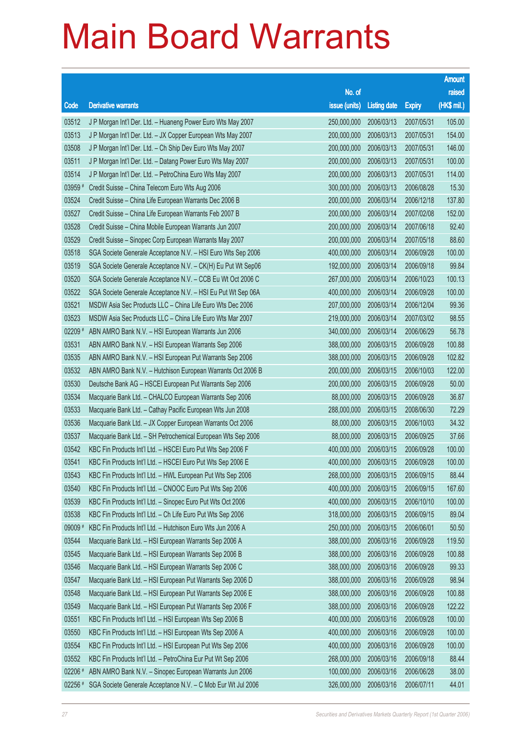# Main Board Warrants

| Code | Derivative warrants | No. of issue (units) | Listing date | Expiry | Amount raised (HK$ mil.) |
|---|---|---|---|---|---|
| 03512 | J P Morgan Int'l Der. Ltd. – Huaneng Power Euro Wts May 2007 | 250,000,000 | 2006/03/13 | 2007/05/31 | 105.00 |
| 03513 | J P Morgan Int'l Der. Ltd. – JX Copper European Wts May 2007 | 200,000,000 | 2006/03/13 | 2007/05/31 | 154.00 |
| 03508 | J P Morgan Int'l Der. Ltd. – Ch Ship Dev Euro Wts May 2007 | 200,000,000 | 2006/03/13 | 2007/05/31 | 146.00 |
| 03511 | J P Morgan Int'l Der. Ltd. – Datang Power Euro Wts May 2007 | 200,000,000 | 2006/03/13 | 2007/05/31 | 100.00 |
| 03514 | J P Morgan Int'l Der. Ltd. – PetroChina Euro Wts May 2007 | 200,000,000 | 2006/03/13 | 2007/05/31 | 114.00 |
| 03959 # | Credit Suisse – China Telecom Euro Wts Aug 2006 | 300,000,000 | 2006/03/13 | 2006/08/28 | 15.30 |
| 03524 | Credit Suisse – China Life European Warrants Dec 2006 B | 200,000,000 | 2006/03/14 | 2006/12/18 | 137.80 |
| 03527 | Credit Suisse – China Life European Warrants Feb 2007 B | 200,000,000 | 2006/03/14 | 2007/02/08 | 152.00 |
| 03528 | Credit Suisse – China Mobile European Warrants Jun 2007 | 200,000,000 | 2006/03/14 | 2007/06/18 | 92.40 |
| 03529 | Credit Suisse – Sinopec Corp European Warrants May 2007 | 200,000,000 | 2006/03/14 | 2007/05/18 | 88.60 |
| 03518 | SGA Societe Generale Acceptance N.V. – HSI Euro Wts Sep 2006 | 400,000,000 | 2006/03/14 | 2006/09/28 | 100.00 |
| 03519 | SGA Societe Generale Acceptance N.V. – CK(H) Eu Put Wt Sep06 | 192,000,000 | 2006/03/14 | 2006/09/18 | 99.84 |
| 03520 | SGA Societe Generale Acceptance N.V. – CCB Eu Wt Oct 2006 C | 267,000,000 | 2006/03/14 | 2006/10/23 | 100.13 |
| 03522 | SGA Societe Generale Acceptance N.V. – HSI Eu Put Wt Sep 06A | 400,000,000 | 2006/03/14 | 2006/09/28 | 100.00 |
| 03521 | MSDW Asia Sec Products LLC – China Life Euro Wts Dec 2006 | 207,000,000 | 2006/03/14 | 2006/12/04 | 99.36 |
| 03523 | MSDW Asia Sec Products LLC – China Life Euro Wts Mar 2007 | 219,000,000 | 2006/03/14 | 2007/03/02 | 98.55 |
| 02209 # | ABN AMRO Bank N.V. – HSI European Warrants Jun 2006 | 340,000,000 | 2006/03/14 | 2006/06/29 | 56.78 |
| 03531 | ABN AMRO Bank N.V. – HSI European Warrants Sep 2006 | 388,000,000 | 2006/03/15 | 2006/09/28 | 100.88 |
| 03535 | ABN AMRO Bank N.V. – HSI European Put Warrants Sep 2006 | 388,000,000 | 2006/03/15 | 2006/09/28 | 102.82 |
| 03532 | ABN AMRO Bank N.V. – Hutchison European Warrants Oct 2006 B | 200,000,000 | 2006/03/15 | 2006/10/03 | 122.00 |
| 03530 | Deutsche Bank AG – HSCEI European Put Warrants Sep 2006 | 200,000,000 | 2006/03/15 | 2006/09/28 | 50.00 |
| 03534 | Macquarie Bank Ltd. – CHALCO European Warrants Sep 2006 | 88,000,000 | 2006/03/15 | 2006/09/28 | 36.87 |
| 03533 | Macquarie Bank Ltd. – Cathay Pacific European Wts Jun 2008 | 288,000,000 | 2006/03/15 | 2008/06/30 | 72.29 |
| 03536 | Macquarie Bank Ltd. – JX Copper European Warrants Oct 2006 | 88,000,000 | 2006/03/15 | 2006/10/03 | 34.32 |
| 03537 | Macquarie Bank Ltd. – SH Petrochemical European Wts Sep 2006 | 88,000,000 | 2006/03/15 | 2006/09/25 | 37.66 |
| 03542 | KBC Fin Products Int'l Ltd. – HSCEI Euro Put Wts Sep 2006 F | 400,000,000 | 2006/03/15 | 2006/09/28 | 100.00 |
| 03541 | KBC Fin Products Int'l Ltd. – HSCEI Euro Put Wts Sep 2006 E | 400,000,000 | 2006/03/15 | 2006/09/28 | 100.00 |
| 03543 | KBC Fin Products Int'l Ltd. – HWL European Put Wts Sep 2006 | 268,000,000 | 2006/03/15 | 2006/09/15 | 88.44 |
| 03540 | KBC Fin Products Int'l Ltd. – CNOOC Euro Put Wts Sep 2006 | 400,000,000 | 2006/03/15 | 2006/09/15 | 167.60 |
| 03539 | KBC Fin Products Int'l Ltd. – Sinopec Euro Put Wts Oct 2006 | 400,000,000 | 2006/03/15 | 2006/10/10 | 100.00 |
| 03538 | KBC Fin Products Int'l Ltd. – Ch Life Euro Put Wts Sep 2006 | 318,000,000 | 2006/03/15 | 2006/09/15 | 89.04 |
| 09009 # | KBC Fin Products Int'l Ltd. – Hutchison Euro Wts Jun 2006 A | 250,000,000 | 2006/03/15 | 2006/06/01 | 50.50 |
| 03544 | Macquarie Bank Ltd. – HSI European Warrants Sep 2006 A | 388,000,000 | 2006/03/16 | 2006/09/28 | 119.50 |
| 03545 | Macquarie Bank Ltd. – HSI European Warrants Sep 2006 B | 388,000,000 | 2006/03/16 | 2006/09/28 | 100.88 |
| 03546 | Macquarie Bank Ltd. – HSI European Warrants Sep 2006 C | 388,000,000 | 2006/03/16 | 2006/09/28 | 99.33 |
| 03547 | Macquarie Bank Ltd. – HSI European Put Warrants Sep 2006 D | 388,000,000 | 2006/03/16 | 2006/09/28 | 98.94 |
| 03548 | Macquarie Bank Ltd. – HSI European Put Warrants Sep 2006 E | 388,000,000 | 2006/03/16 | 2006/09/28 | 100.88 |
| 03549 | Macquarie Bank Ltd. – HSI European Put Warrants Sep 2006 F | 388,000,000 | 2006/03/16 | 2006/09/28 | 122.22 |
| 03551 | KBC Fin Products Int'l Ltd. – HSI European Wts Sep 2006 B | 400,000,000 | 2006/03/16 | 2006/09/28 | 100.00 |
| 03550 | KBC Fin Products Int'l Ltd. – HSI European Wts Sep 2006 A | 400,000,000 | 2006/03/16 | 2006/09/28 | 100.00 |
| 03554 | KBC Fin Products Int'l Ltd. – HSI European Put Wts Sep 2006 | 400,000,000 | 2006/03/16 | 2006/09/28 | 100.00 |
| 03552 | KBC Fin Products Int'l Ltd. – PetroChina Eur Put Wt Sep 2006 | 268,000,000 | 2006/03/16 | 2006/09/18 | 88.44 |
| 02206 # | ABN AMRO Bank N.V. – Sinopec European Warrants Jun 2006 | 100,000,000 | 2006/03/16 | 2006/06/28 | 38.00 |
| 02256 # | SGA Societe Generale Acceptance N.V. – C Mob Eur Wt Jul 2006 | 326,000,000 | 2006/03/16 | 2006/07/11 | 44.01 |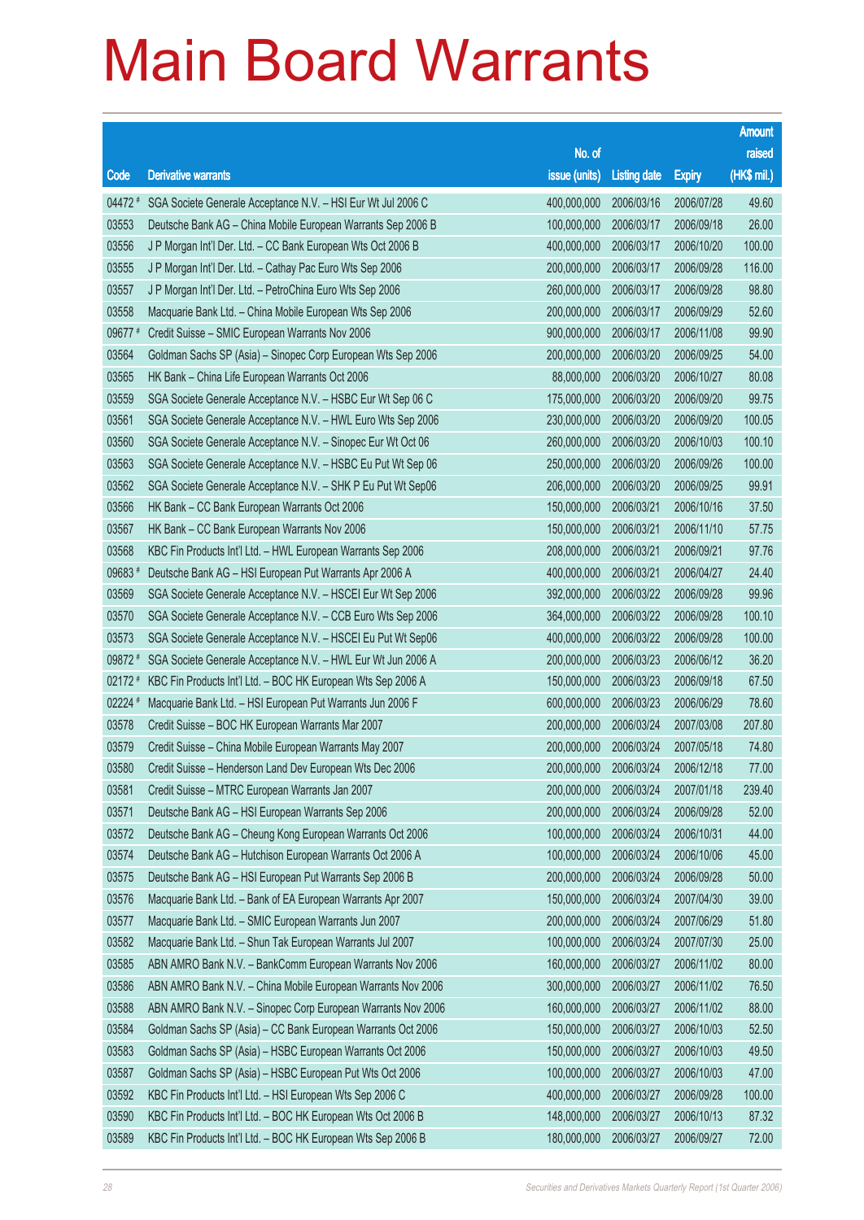# Main Board Warrants

| Code | Derivative warrants | No. of issue (units) | Listing date | Expiry | Amount raised (HK$ mil.) |
|---|---|---|---|---|---|
| 04472 # | SGA Societe Generale Acceptance N.V. – HSI Eur Wt Jul 2006 C | 400,000,000 | 2006/03/16 | 2006/07/28 | 49.60 |
| 03553 | Deutsche Bank AG – China Mobile European Warrants Sep 2006 B | 100,000,000 | 2006/03/17 | 2006/09/18 | 26.00 |
| 03556 | J P Morgan Int'l Der. Ltd. – CC Bank European Wts Oct 2006 B | 400,000,000 | 2006/03/17 | 2006/10/20 | 100.00 |
| 03555 | J P Morgan Int'l Der. Ltd. – Cathay Pac Euro Wts Sep 2006 | 200,000,000 | 2006/03/17 | 2006/09/28 | 116.00 |
| 03557 | J P Morgan Int'l Der. Ltd. – PetroChina Euro Wts Sep 2006 | 260,000,000 | 2006/03/17 | 2006/09/28 | 98.80 |
| 03558 | Macquarie Bank Ltd. – China Mobile European Wts Sep 2006 | 200,000,000 | 2006/03/17 | 2006/09/29 | 52.60 |
| 09677 # | Credit Suisse – SMIC European Warrants Nov 2006 | 900,000,000 | 2006/03/17 | 2006/11/08 | 99.90 |
| 03564 | Goldman Sachs SP (Asia) – Sinopec Corp European Wts Sep 2006 | 200,000,000 | 2006/03/20 | 2006/09/25 | 54.00 |
| 03565 | HK Bank – China Life European Warrants Oct 2006 | 88,000,000 | 2006/03/20 | 2006/10/27 | 80.08 |
| 03559 | SGA Societe Generale Acceptance N.V. – HSBC Eur Wt Sep 06 C | 175,000,000 | 2006/03/20 | 2006/09/20 | 99.75 |
| 03561 | SGA Societe Generale Acceptance N.V. – HWL Euro Wts Sep 2006 | 230,000,000 | 2006/03/20 | 2006/09/20 | 100.05 |
| 03560 | SGA Societe Generale Acceptance N.V. – Sinopec Eur Wt Oct 06 | 260,000,000 | 2006/03/20 | 2006/10/03 | 100.10 |
| 03563 | SGA Societe Generale Acceptance N.V. – HSBC Eu Put Wt Sep 06 | 250,000,000 | 2006/03/20 | 2006/09/26 | 100.00 |
| 03562 | SGA Societe Generale Acceptance N.V. – SHK P Eu Put Wt Sep06 | 206,000,000 | 2006/03/20 | 2006/09/25 | 99.91 |
| 03566 | HK Bank – CC Bank European Warrants Oct 2006 | 150,000,000 | 2006/03/21 | 2006/10/16 | 37.50 |
| 03567 | HK Bank – CC Bank European Warrants Nov 2006 | 150,000,000 | 2006/03/21 | 2006/11/10 | 57.75 |
| 03568 | KBC Fin Products Int'l Ltd. – HWL European Warrants Sep 2006 | 208,000,000 | 2006/03/21 | 2006/09/21 | 97.76 |
| 09683 # | Deutsche Bank AG – HSI European Put Warrants Apr 2006 A | 400,000,000 | 2006/03/21 | 2006/04/27 | 24.40 |
| 03569 | SGA Societe Generale Acceptance N.V. – HSCEI Eur Wt Sep 2006 | 392,000,000 | 2006/03/22 | 2006/09/28 | 99.96 |
| 03570 | SGA Societe Generale Acceptance N.V. – CCB Euro Wts Sep 2006 | 364,000,000 | 2006/03/22 | 2006/09/28 | 100.10 |
| 03573 | SGA Societe Generale Acceptance N.V. – HSCEI Eu Put Wt Sep06 | 400,000,000 | 2006/03/22 | 2006/09/28 | 100.00 |
| 09872 # | SGA Societe Generale Acceptance N.V. – HWL Eur Wt Jun 2006 A | 200,000,000 | 2006/03/23 | 2006/06/12 | 36.20 |
| 02172 # | KBC Fin Products Int'l Ltd. – BOC HK European Wts Sep 2006 A | 150,000,000 | 2006/03/23 | 2006/09/18 | 67.50 |
| 02224 # | Macquarie Bank Ltd. – HSI European Put Warrants Jun 2006 F | 600,000,000 | 2006/03/23 | 2006/06/29 | 78.60 |
| 03578 | Credit Suisse – BOC HK European Warrants Mar 2007 | 200,000,000 | 2006/03/24 | 2007/03/08 | 207.80 |
| 03579 | Credit Suisse – China Mobile European Warrants May 2007 | 200,000,000 | 2006/03/24 | 2007/05/18 | 74.80 |
| 03580 | Credit Suisse – Henderson Land Dev European Wts Dec 2006 | 200,000,000 | 2006/03/24 | 2006/12/18 | 77.00 |
| 03581 | Credit Suisse – MTRC European Warrants Jan 2007 | 200,000,000 | 2006/03/24 | 2007/01/18 | 239.40 |
| 03571 | Deutsche Bank AG – HSI European Warrants Sep 2006 | 200,000,000 | 2006/03/24 | 2006/09/28 | 52.00 |
| 03572 | Deutsche Bank AG – Cheung Kong European Warrants Oct 2006 | 100,000,000 | 2006/03/24 | 2006/10/31 | 44.00 |
| 03574 | Deutsche Bank AG – Hutchison European Warrants Oct 2006 A | 100,000,000 | 2006/03/24 | 2006/10/06 | 45.00 |
| 03575 | Deutsche Bank AG – HSI European Put Warrants Sep 2006 B | 200,000,000 | 2006/03/24 | 2006/09/28 | 50.00 |
| 03576 | Macquarie Bank Ltd. – Bank of EA European Warrants Apr 2007 | 150,000,000 | 2006/03/24 | 2007/04/30 | 39.00 |
| 03577 | Macquarie Bank Ltd. – SMIC European Warrants Jun 2007 | 200,000,000 | 2006/03/24 | 2007/06/29 | 51.80 |
| 03582 | Macquarie Bank Ltd. – Shun Tak European Warrants Jul 2007 | 100,000,000 | 2006/03/24 | 2007/07/30 | 25.00 |
| 03585 | ABN AMRO Bank N.V. – BankComm European Warrants Nov 2006 | 160,000,000 | 2006/03/27 | 2006/11/02 | 80.00 |
| 03586 | ABN AMRO Bank N.V. – China Mobile European Warrants Nov 2006 | 300,000,000 | 2006/03/27 | 2006/11/02 | 76.50 |
| 03588 | ABN AMRO Bank N.V. – Sinopec Corp European Warrants Nov 2006 | 160,000,000 | 2006/03/27 | 2006/11/02 | 88.00 |
| 03584 | Goldman Sachs SP (Asia) – CC Bank European Warrants Oct 2006 | 150,000,000 | 2006/03/27 | 2006/10/03 | 52.50 |
| 03583 | Goldman Sachs SP (Asia) – HSBC European Warrants Oct 2006 | 150,000,000 | 2006/03/27 | 2006/10/03 | 49.50 |
| 03587 | Goldman Sachs SP (Asia) – HSBC European Put Wts Oct 2006 | 100,000,000 | 2006/03/27 | 2006/10/03 | 47.00 |
| 03592 | KBC Fin Products Int'l Ltd. – HSI European Wts Sep 2006 C | 400,000,000 | 2006/03/27 | 2006/09/28 | 100.00 |
| 03590 | KBC Fin Products Int'l Ltd. – BOC HK European Wts Oct 2006 B | 148,000,000 | 2006/03/27 | 2006/10/13 | 87.32 |
| 03589 | KBC Fin Products Int'l Ltd. – BOC HK European Wts Sep 2006 B | 180,000,000 | 2006/03/27 | 2006/09/27 | 72.00 |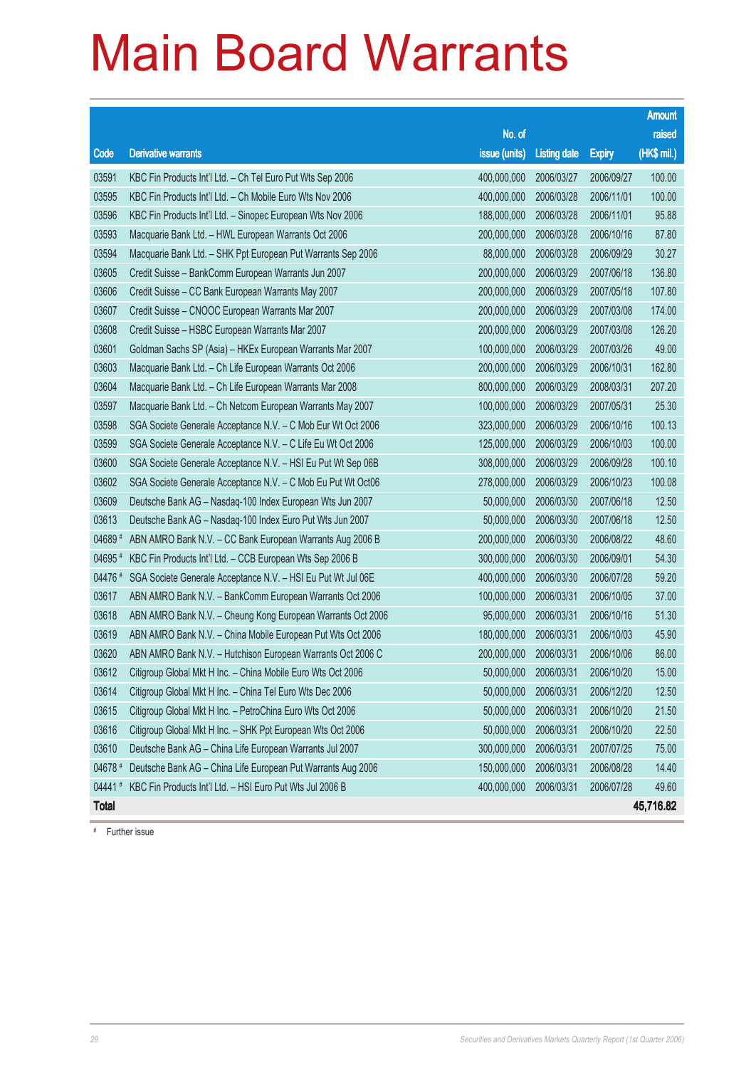# Main Board Warrants

| Code | Derivative warrants | No. of issue (units) | Listing date | Expiry | Amount raised (HK$ mil.) |
|---|---|---|---|---|---|
| 03591 | KBC Fin Products Int'l Ltd. – Ch Tel Euro Put Wts Sep 2006 | 400,000,000 | 2006/03/27 | 2006/09/27 | 100.00 |
| 03595 | KBC Fin Products Int'l Ltd. – Ch Mobile Euro Wts Nov 2006 | 400,000,000 | 2006/03/28 | 2006/11/01 | 100.00 |
| 03596 | KBC Fin Products Int'l Ltd. – Sinopec European Wts Nov 2006 | 188,000,000 | 2006/03/28 | 2006/11/01 | 95.88 |
| 03593 | Macquarie Bank Ltd. – HWL European Warrants Oct 2006 | 200,000,000 | 2006/03/28 | 2006/10/16 | 87.80 |
| 03594 | Macquarie Bank Ltd. – SHK Ppt European Put Warrants Sep 2006 | 88,000,000 | 2006/03/28 | 2006/09/29 | 30.27 |
| 03605 | Credit Suisse – BankComm European Warrants Jun 2007 | 200,000,000 | 2006/03/29 | 2007/06/18 | 136.80 |
| 03606 | Credit Suisse – CC Bank European Warrants May 2007 | 200,000,000 | 2006/03/29 | 2007/05/18 | 107.80 |
| 03607 | Credit Suisse – CNOOC European Warrants Mar 2007 | 200,000,000 | 2006/03/29 | 2007/03/08 | 174.00 |
| 03608 | Credit Suisse – HSBC European Warrants Mar 2007 | 200,000,000 | 2006/03/29 | 2007/03/08 | 126.20 |
| 03601 | Goldman Sachs SP (Asia) – HKEx European Warrants Mar 2007 | 100,000,000 | 2006/03/29 | 2007/03/26 | 49.00 |
| 03603 | Macquarie Bank Ltd. – Ch Life European Warrants Oct 2006 | 200,000,000 | 2006/03/29 | 2006/10/31 | 162.80 |
| 03604 | Macquarie Bank Ltd. – Ch Life European Warrants Mar 2008 | 800,000,000 | 2006/03/29 | 2008/03/31 | 207.20 |
| 03597 | Macquarie Bank Ltd. – Ch Netcom European Warrants May 2007 | 100,000,000 | 2006/03/29 | 2007/05/31 | 25.30 |
| 03598 | SGA Societe Generale Acceptance N.V. – C Mob Eur Wt Oct 2006 | 323,000,000 | 2006/03/29 | 2006/10/16 | 100.13 |
| 03599 | SGA Societe Generale Acceptance N.V. – C Life Eu Wt Oct 2006 | 125,000,000 | 2006/03/29 | 2006/10/03 | 100.00 |
| 03600 | SGA Societe Generale Acceptance N.V. – HSI Eu Put Wt Sep 06B | 308,000,000 | 2006/03/29 | 2006/09/28 | 100.10 |
| 03602 | SGA Societe Generale Acceptance N.V. – C Mob Eu Put Wt Oct06 | 278,000,000 | 2006/03/29 | 2006/10/23 | 100.08 |
| 03609 | Deutsche Bank AG – Nasdaq-100 Index European Wts Jun 2007 | 50,000,000 | 2006/03/30 | 2007/06/18 | 12.50 |
| 03613 | Deutsche Bank AG – Nasdaq-100 Index Euro Put Wts Jun 2007 | 50,000,000 | 2006/03/30 | 2007/06/18 | 12.50 |
| 04689 # | ABN AMRO Bank N.V. – CC Bank European Warrants Aug 2006 B | 200,000,000 | 2006/03/30 | 2006/08/22 | 48.60 |
| 04695 # | KBC Fin Products Int'l Ltd. – CCB European Wts Sep 2006 B | 300,000,000 | 2006/03/30 | 2006/09/01 | 54.30 |
| 04476 # | SGA Societe Generale Acceptance N.V. – HSI Eu Put Wt Jul 06E | 400,000,000 | 2006/03/30 | 2006/07/28 | 59.20 |
| 03617 | ABN AMRO Bank N.V. – BankComm European Warrants Oct 2006 | 100,000,000 | 2006/03/31 | 2006/10/05 | 37.00 |
| 03618 | ABN AMRO Bank N.V. – Cheung Kong European Warrants Oct 2006 | 95,000,000 | 2006/03/31 | 2006/10/16 | 51.30 |
| 03619 | ABN AMRO Bank N.V. – China Mobile European Put Wts Oct 2006 | 180,000,000 | 2006/03/31 | 2006/10/03 | 45.90 |
| 03620 | ABN AMRO Bank N.V. – Hutchison European Warrants Oct 2006 C | 200,000,000 | 2006/03/31 | 2006/10/06 | 86.00 |
| 03612 | Citigroup Global Mkt H Inc. – China Mobile Euro Wts Oct 2006 | 50,000,000 | 2006/03/31 | 2006/10/20 | 15.00 |
| 03614 | Citigroup Global Mkt H Inc. – China Tel Euro Wts Dec 2006 | 50,000,000 | 2006/03/31 | 2006/12/20 | 12.50 |
| 03615 | Citigroup Global Mkt H Inc. – PetroChina Euro Wts Oct 2006 | 50,000,000 | 2006/03/31 | 2006/10/20 | 21.50 |
| 03616 | Citigroup Global Mkt H Inc. – SHK Ppt European Wts Oct 2006 | 50,000,000 | 2006/03/31 | 2006/10/20 | 22.50 |
| 03610 | Deutsche Bank AG – China Life European Warrants Jul 2007 | 300,000,000 | 2006/03/31 | 2007/07/25 | 75.00 |
| 04678 # | Deutsche Bank AG – China Life European Put Warrants Aug 2006 | 150,000,000 | 2006/03/31 | 2006/08/28 | 14.40 |
| 04441 # | KBC Fin Products Int'l Ltd. – HSI Euro Put Wts Jul 2006 B | 400,000,000 | 2006/03/31 | 2006/07/28 | 49.60 |
| **Total** | | | | | **45,716.82** |

# Further issue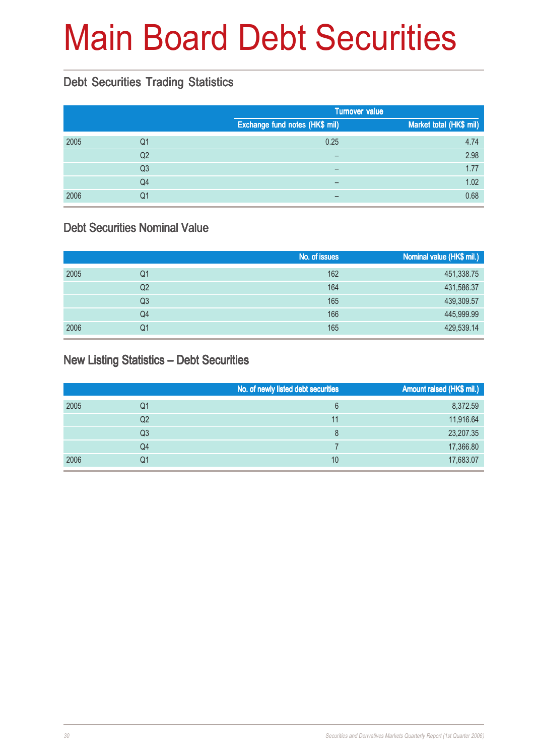# Main Board Debt Securities

## Debt Securities Trading Statistics

| | | Turnover value | |
|---|---|---|---|
| | | Exchange fund notes (HK$ mil) | Market total (HK$ mil) |
| 2005 | Q1 | 0.25 | 4.74 |
| | Q2 | – | 2.98 |
| | Q3 | – | 1.77 |
| | Q4 | – | 1.02 |
| 2006 | Q1 | – | 0.68 |

## Debt Securities Nominal Value

| | | No. of issues | Nominal value (HK$ mil.) |
|---|---|---|---|
| 2005 | Q1 | 162 | 451,338.75 |
| | Q2 | 164 | 431,586.37 |
| | Q3 | 165 | 439,309.57 |
| | Q4 | 166 | 445,999.99 |
| 2006 | Q1 | 165 | 429,539.14 |

## New Listing Statistics – Debt Securities

| | | No. of newly listed debt securities | Amount raised (HK$ mil.) |
|---|---|---|---|
| 2005 | Q1 | 6 | 8,372.59 |
| | Q2 | 11 | 11,916.64 |
| | Q3 | 8 | 23,207.35 |
| | Q4 | 7 | 17,366.80 |
| 2006 | Q1 | 10 | 17,683.07 |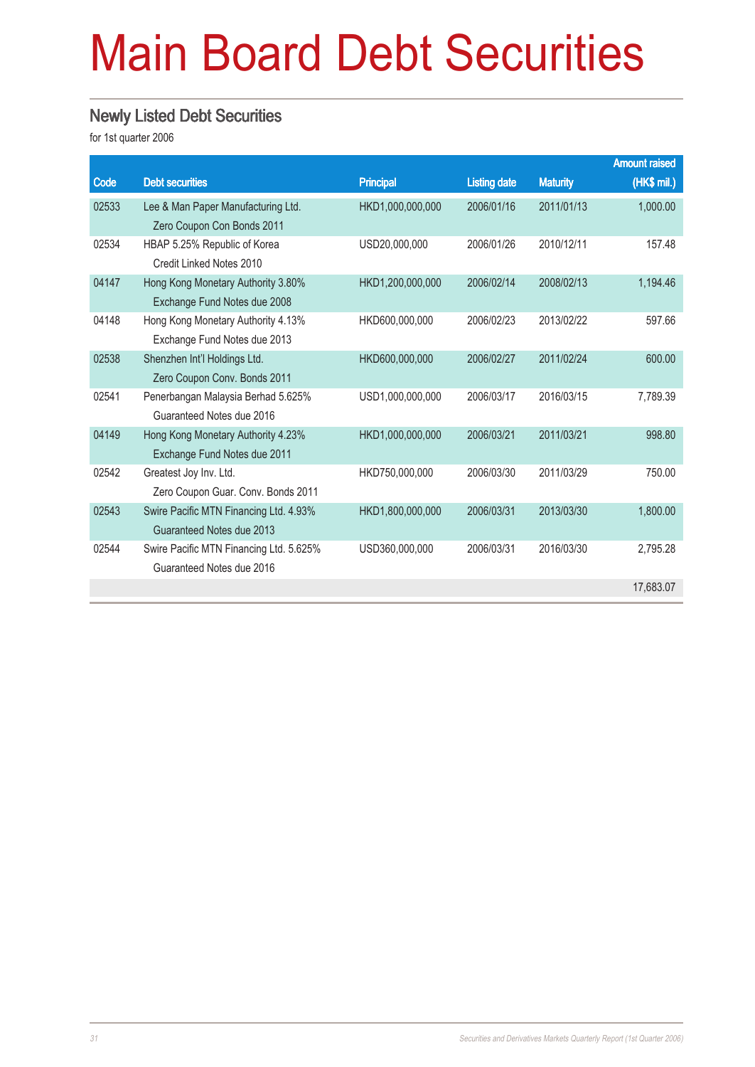# Main Board Debt Securities

## Newly Listed Debt Securities

for 1st quarter 2006

| Code | Debt securities | Principal | Listing date | Maturity | Amount raised (HK$ mil.) |
|---|---|---|---|---|---|
| 02533 | Lee & Man Paper Manufacturing Ltd. Zero Coupon Con Bonds 2011 | HKD1,000,000,000 | 2006/01/16 | 2011/01/13 | 1,000.00 |
| 02534 | HBAP 5.25% Republic of Korea Credit Linked Notes 2010 | USD20,000,000 | 2006/01/26 | 2010/12/11 | 157.48 |
| 04147 | Hong Kong Monetary Authority 3.80% Exchange Fund Notes due 2008 | HKD1,200,000,000 | 2006/02/14 | 2008/02/13 | 1,194.46 |
| 04148 | Hong Kong Monetary Authority 4.13% Exchange Fund Notes due 2013 | HKD600,000,000 | 2006/02/23 | 2013/02/22 | 597.66 |
| 02538 | Shenzhen Int'l Holdings Ltd. Zero Coupon Conv. Bonds 2011 | HKD600,000,000 | 2006/02/27 | 2011/02/24 | 600.00 |
| 02541 | Penerbangan Malaysia Berhad 5.625% Guaranteed Notes due 2016 | USD1,000,000,000 | 2006/03/17 | 2016/03/15 | 7,789.39 |
| 04149 | Hong Kong Monetary Authority 4.23% Exchange Fund Notes due 2011 | HKD1,000,000,000 | 2006/03/21 | 2011/03/21 | 998.80 |
| 02542 | Greatest Joy Inv. Ltd. Zero Coupon Guar. Conv. Bonds 2011 | HKD750,000,000 | 2006/03/30 | 2011/03/29 | 750.00 |
| 02543 | Swire Pacific MTN Financing Ltd. 4.93% Guaranteed Notes due 2013 | HKD1,800,000,000 | 2006/03/31 | 2013/03/30 | 1,800.00 |
| 02544 | Swire Pacific MTN Financing Ltd. 5.625% Guaranteed Notes due 2016 | USD360,000,000 | 2006/03/31 | 2016/03/30 | 2,795.28 |
| | | | | | 17,683.07 |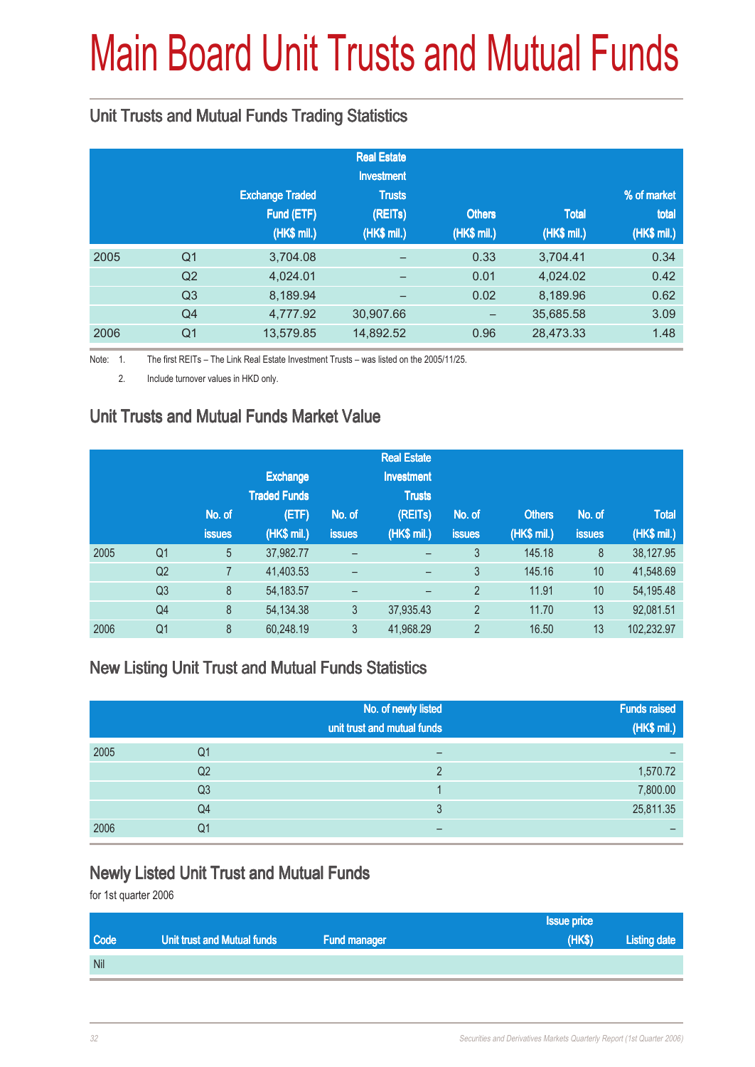# Main Board Unit Trusts and Mutual Funds

## Unit Trusts and Mutual Funds Trading Statistics

| | | Exchange Traded Fund (ETF) (HK$ mil.) | Real Estate Investment Trusts (REITs) (HK$ mil.) | Others (HK$ mil.) | Total (HK$ mil.) | % of market total (HK$ mil.) |
|---|---|---|---|---|---|---|
| 2005 | Q1 | 3,704.08 | – | 0.33 | 3,704.41 | 0.34 |
| | Q2 | 4,024.01 | – | 0.01 | 4,024.02 | 0.42 |
| | Q3 | 8,189.94 | – | 0.02 | 8,189.96 | 0.62 |
| | Q4 | 4,777.92 | 30,907.66 | – | 35,685.58 | 3.09 |
| 2006 | Q1 | 13,579.85 | 14,892.52 | 0.96 | 28,473.33 | 1.48 |

Note: 1. The first REITs – The Link Real Estate Investment Trusts – was listed on the 2005/11/25.

2. Include turnover values in HKD only.

## Unit Trusts and Mutual Funds Market Value

| | | No. of issues | Exchange Traded Funds (ETF) (HK$ mil.) | No. of issues | Real Estate Investment Trusts (REITs) (HK$ mil.) | No. of issues | Others (HK$ mil.) | No. of issues | Total (HK$ mil.) |
|---|---|---|---|---|---|---|---|---|---|
| 2005 | Q1 | 5 | 37,982.77 | – | – | 3 | 145.18 | 8 | 38,127.95 |
| | Q2 | 7 | 41,403.53 | – | – | 3 | 145.16 | 10 | 41,548.69 |
| | Q3 | 8 | 54,183.57 | – | – | 2 | 11.91 | 10 | 54,195.48 |
| | Q4 | 8 | 54,134.38 | 3 | 37,935.43 | 2 | 11.70 | 13 | 92,081.51 |
| 2006 | Q1 | 8 | 60,248.19 | 3 | 41,968.29 | 2 | 16.50 | 13 | 102,232.97 |

## New Listing Unit Trust and Mutual Funds Statistics

| | | No. of newly listed unit trust and mutual funds | Funds raised (HK$ mil.) |
|---|---|---|---|
| 2005 | Q1 | – | – |
| | Q2 | 2 | 1,570.72 |
| | Q3 | 1 | 7,800.00 |
| | Q4 | 3 | 25,811.35 |
| 2006 | Q1 | – | – |

## Newly Listed Unit Trust and Mutual Funds

for 1st quarter 2006

| Code | Unit trust and Mutual funds | Fund manager | Issue price (HK$) | Listing date |
|---|---|---|---|---|
| Nil | | | | |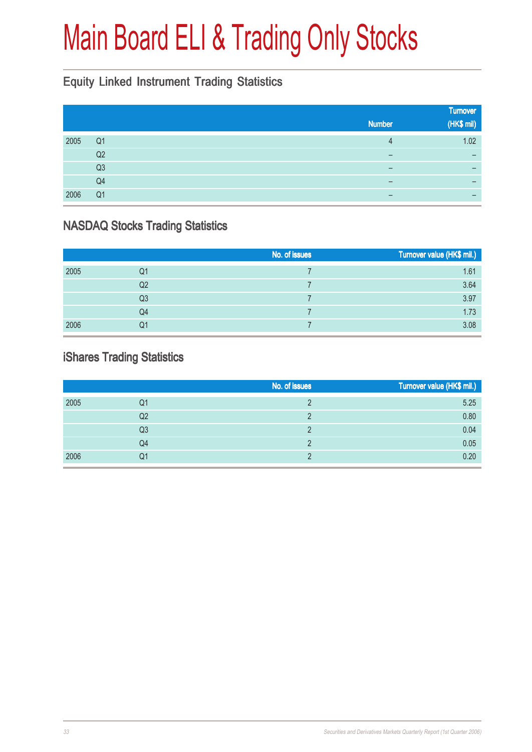# Main Board ELI & Trading Only Stocks

## Equity Linked Instrument Trading Statistics

| | | Number | Turnover (HK$ mil) |
|---|---|---|---|
| 2005 | Q1 | 4 | 1.02 |
| | Q2 | – | – |
| | Q3 | – | – |
| | Q4 | – | – |
| 2006 | Q1 | – | – |

## NASDAQ Stocks Trading Statistics

| | | No. of issues | Turnover value (HK$ mil.) |
|---|---|---|---|
| 2005 | Q1 | 7 | 1.61 |
| | Q2 | 7 | 3.64 |
| | Q3 | 7 | 3.97 |
| | Q4 | 7 | 1.73 |
| 2006 | Q1 | 7 | 3.08 |

## iShares Trading Statistics

| | | No. of issues | Turnover value (HK$ mil.) |
|---|---|---|---|
| 2005 | Q1 | 2 | 5.25 |
| | Q2 | 2 | 0.80 |
| | Q3 | 2 | 0.04 |
| | Q4 | 2 | 0.05 |
| 2006 | Q1 | 2 | 0.20 |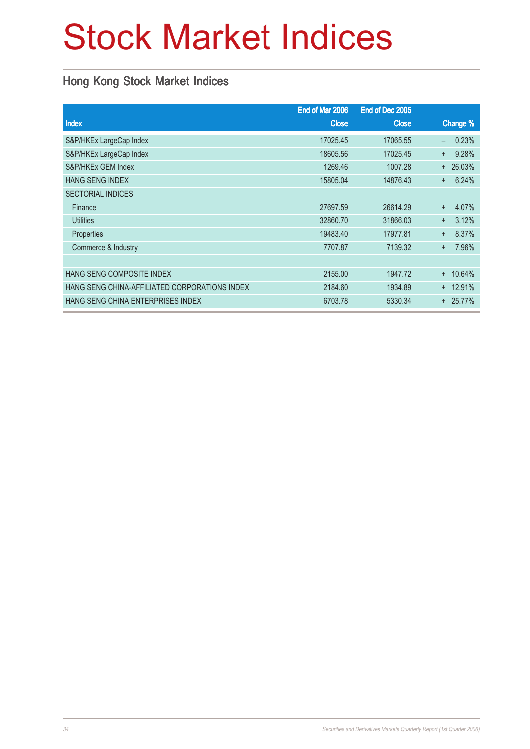# Stock Market Indices

## Hong Kong Stock Market Indices

| Index | End of Mar 2006 Close | End of Dec 2005 Close | Change % |
|---|---|---|---|
| S&P/HKEx LargeCap Index | 17025.45 | 17065.55 | – 0.23% |
| S&P/HKEx LargeCap Index | 18605.56 | 17025.45 | + 9.28% |
| S&P/HKEx GEM Index | 1269.46 | 1007.28 | + 26.03% |
| HANG SENG INDEX | 15805.04 | 14876.43 | + 6.24% |
| SECTORIAL INDICES | | | |
| Finance | 27697.59 | 26614.29 | + 4.07% |
| Utilities | 32860.70 | 31866.03 | + 3.12% |
| Properties | 19483.40 | 17977.81 | + 8.37% |
| Commerce & Industry | 7707.87 | 7139.32 | + 7.96% |
| | | | |
| HANG SENG COMPOSITE INDEX | 2155.00 | 1947.72 | + 10.64% |
| HANG SENG CHINA-AFFILIATED CORPORATIONS INDEX | 2184.60 | 1934.89 | + 12.91% |
| HANG SENG CHINA ENTERPRISES INDEX | 6703.78 | 5330.34 | + 25.77% |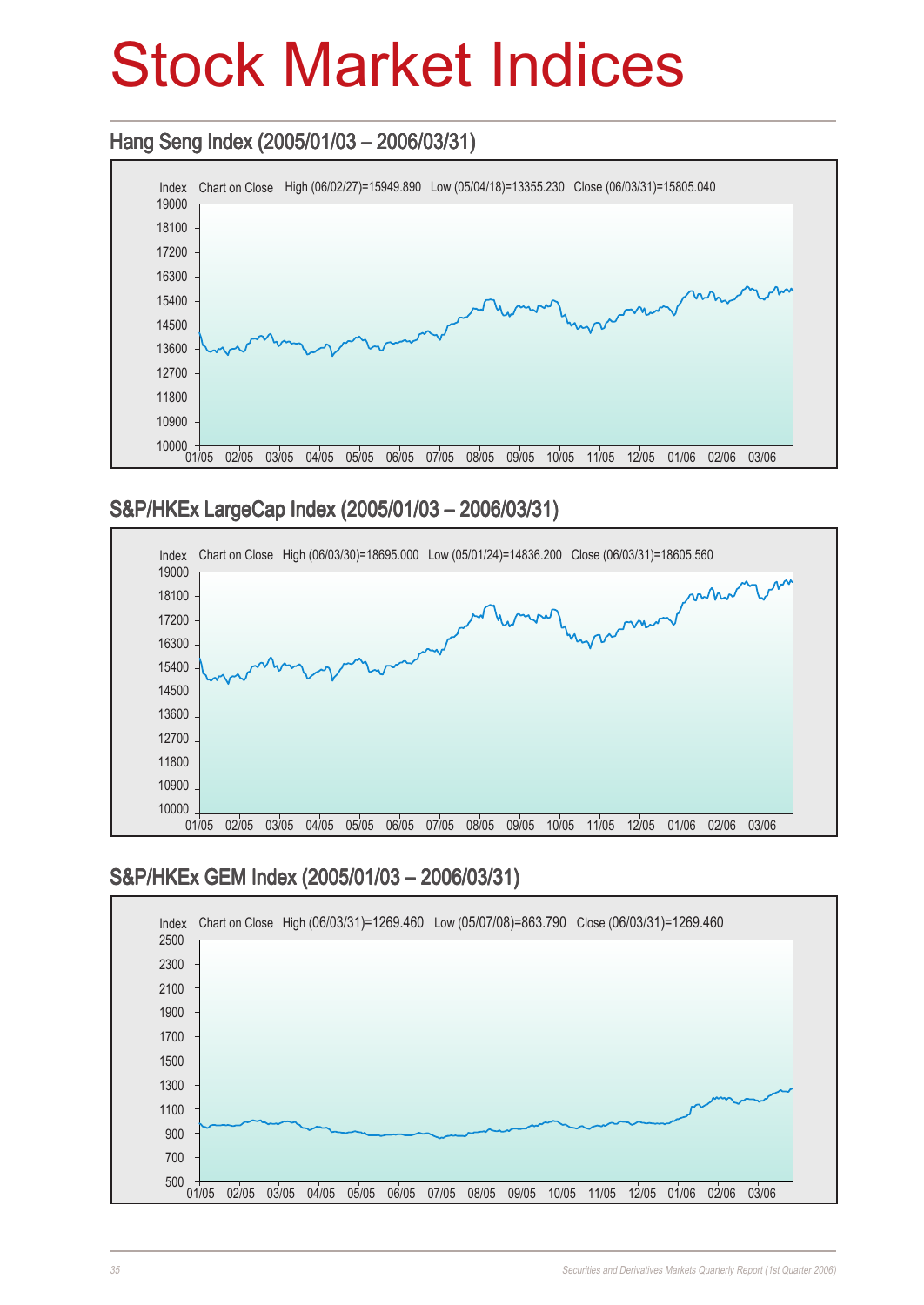# Stock Market Indices

## Hang Seng Index (2005/01/03 – 2006/03/31)

Index Chart on Close High (06/02/27)=15949.890 Low (05/04/18)=13355.230 Close (06/03/31)=15805.040

## S&P/HKEx LargeCap Index (2005/01/03 – 2006/03/31)

Index Chart on Close High (06/03/30)=18695.000 Low (05/01/24)=14836.200 Close (06/03/31)=18605.560

## S&P/HKEx GEM Index (2005/01/03 – 2006/03/31)

Index Chart on Close High (06/03/31)=1269.460 Low (05/07/08)=863.790 Close (06/03/31)=1269.460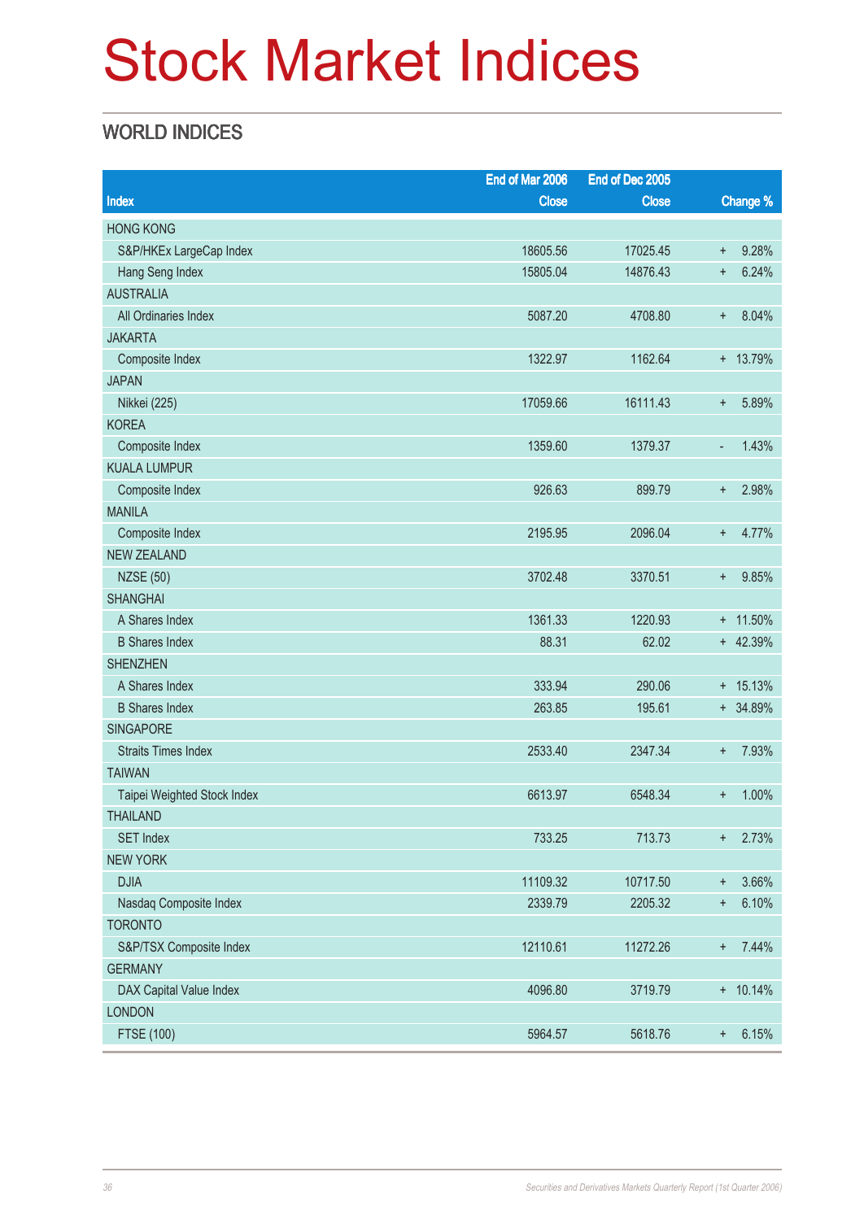# Stock Market Indices

## WORLD INDICES

| Index | End of Mar 2006 Close | End of Dec 2005 Close | Change % |
|---|---|---|---|
| HONG KONG | | | |
| S&P/HKEx LargeCap Index | 18605.56 | 17025.45 | + 9.28% |
| Hang Seng Index | 15805.04 | 14876.43 | + 6.24% |
| AUSTRALIA | | | |
| All Ordinaries Index | 5087.20 | 4708.80 | + 8.04% |
| JAKARTA | | | |
| Composite Index | 1322.97 | 1162.64 | + 13.79% |
| JAPAN | | | |
| Nikkei (225) | 17059.66 | 16111.43 | + 5.89% |
| KOREA | | | |
| Composite Index | 1359.60 | 1379.37 | - 1.43% |
| KUALA LUMPUR | | | |
| Composite Index | 926.63 | 899.79 | + 2.98% |
| MANILA | | | |
| Composite Index | 2195.95 | 2096.04 | + 4.77% |
| NEW ZEALAND | | | |
| NZSE (50) | 3702.48 | 3370.51 | + 9.85% |
| SHANGHAI | | | |
| A Shares Index | 1361.33 | 1220.93 | + 11.50% |
| B Shares Index | 88.31 | 62.02 | + 42.39% |
| SHENZHEN | | | |
| A Shares Index | 333.94 | 290.06 | + 15.13% |
| B Shares Index | 263.85 | 195.61 | + 34.89% |
| SINGAPORE | | | |
| Straits Times Index | 2533.40 | 2347.34 | + 7.93% |
| TAIWAN | | | |
| Taipei Weighted Stock Index | 6613.97 | 6548.34 | + 1.00% |
| THAILAND | | | |
| SET Index | 733.25 | 713.73 | + 2.73% |
| NEW YORK | | | |
| DJIA | 11109.32 | 10717.50 | + 3.66% |
| Nasdaq Composite Index | 2339.79 | 2205.32 | + 6.10% |
| TORONTO | | | |
| S&P/TSX Composite Index | 12110.61 | 11272.26 | + 7.44% |
| GERMANY | | | |
| DAX Capital Value Index | 4096.80 | 3719.79 | + 10.14% |
| LONDON | | | |
| FTSE (100) | 5964.57 | 5618.76 | + 6.15% |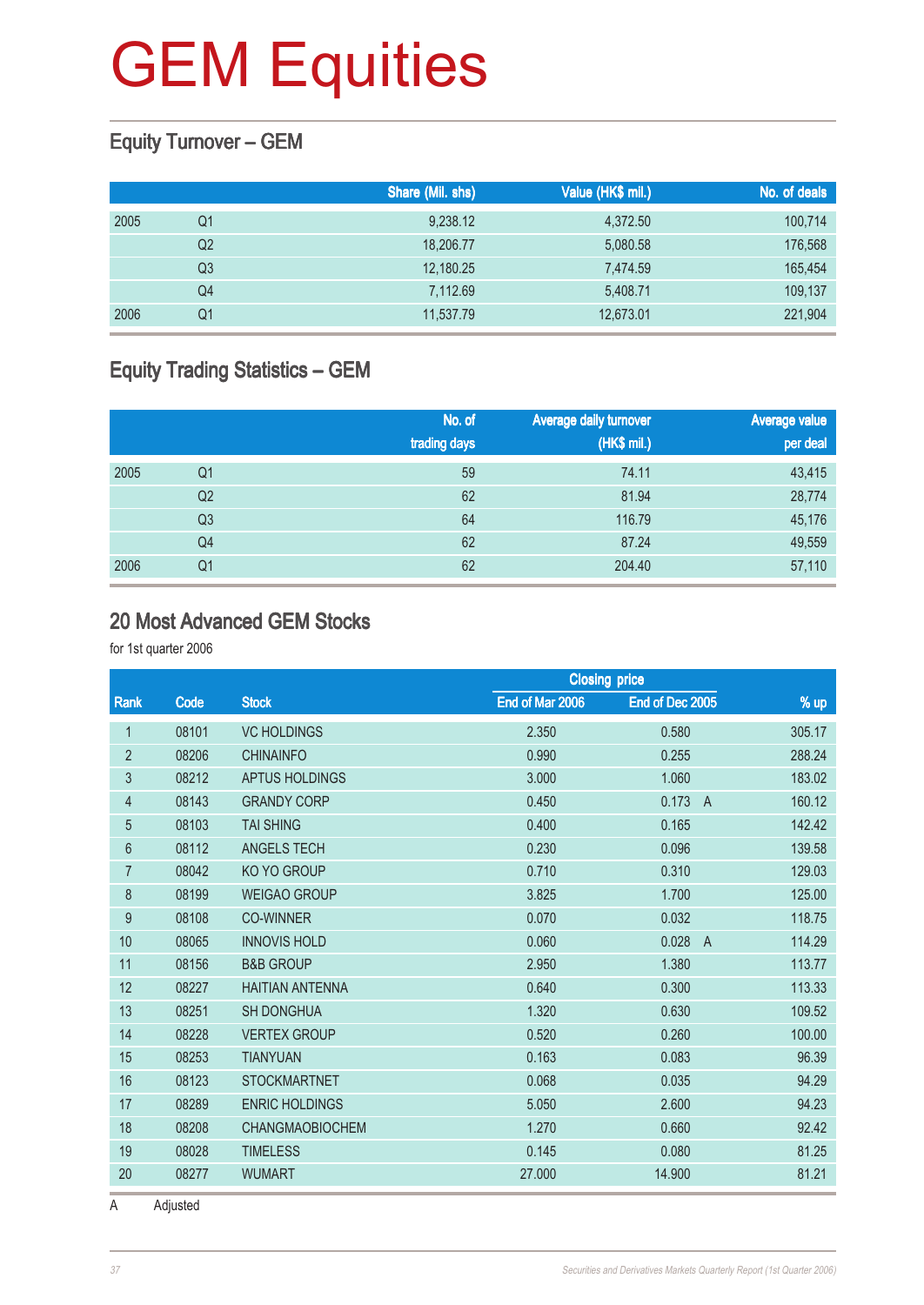# GEM Equities

## Equity Turnover – GEM

| | | Share (Mil. shs) | Value (HK$ mil.) | No. of deals |
|---|---|---|---|---|
| 2005 | Q1 | 9,238.12 | 4,372.50 | 100,714 |
| | Q2 | 18,206.77 | 5,080.58 | 176,568 |
| | Q3 | 12,180.25 | 7,474.59 | 165,454 |
| | Q4 | 7,112.69 | 5,408.71 | 109,137 |
| 2006 | Q1 | 11,537.79 | 12,673.01 | 221,904 |

## Equity Trading Statistics – GEM

| | | No. of trading days | Average daily turnover (HK$ mil.) | Average value per deal |
|---|---|---|---|---|
| 2005 | Q1 | 59 | 74.11 | 43,415 |
| | Q2 | 62 | 81.94 | 28,774 |
| | Q3 | 64 | 116.79 | 45,176 |
| | Q4 | 62 | 87.24 | 49,559 |
| 2006 | Q1 | 62 | 204.40 | 57,110 |

## 20 Most Advanced GEM Stocks

for 1st quarter 2006

| | | | Closing price | | |
|---|---|---|---|---|---|
| Rank | Code | Stock | End of Mar 2006 | End of Dec 2005 | % up |
| 1 | 08101 | VC HOLDINGS | 2.350 | 0.580 | 305.17 |
| 2 | 08206 | CHINAINFO | 0.990 | 0.255 | 288.24 |
| 3 | 08212 | APTUS HOLDINGS | 3.000 | 1.060 | 183.02 |
| 4 | 08143 | GRANDY CORP | 0.450 | 0.173 A | 160.12 |
| 5 | 08103 | TAI SHING | 0.400 | 0.165 | 142.42 |
| 6 | 08112 | ANGELS TECH | 0.230 | 0.096 | 139.58 |
| 7 | 08042 | KO YO GROUP | 0.710 | 0.310 | 129.03 |
| 8 | 08199 | WEIGAO GROUP | 3.825 | 1.700 | 125.00 |
| 9 | 08108 | CO-WINNER | 0.070 | 0.032 | 118.75 |
| 10 | 08065 | INNOVIS HOLD | 0.060 | 0.028 A | 114.29 |
| 11 | 08156 | B&B GROUP | 2.950 | 1.380 | 113.77 |
| 12 | 08227 | HAITIAN ANTENNA | 0.640 | 0.300 | 113.33 |
| 13 | 08251 | SH DONGHUA | 1.320 | 0.630 | 109.52 |
| 14 | 08228 | VERTEX GROUP | 0.520 | 0.260 | 100.00 |
| 15 | 08253 | TIANYUAN | 0.163 | 0.083 | 96.39 |
| 16 | 08123 | STOCKMARTNET | 0.068 | 0.035 | 94.29 |
| 17 | 08289 | ENRIC HOLDINGS | 5.050 | 2.600 | 94.23 |
| 18 | 08208 | CHANGMAOBIOCHEM | 1.270 | 0.660 | 92.42 |
| 19 | 08028 | TIMELESS | 0.145 | 0.080 | 81.25 |
| 20 | 08277 | WUMART | 27.000 | 14.900 | 81.21 |

A Adjusted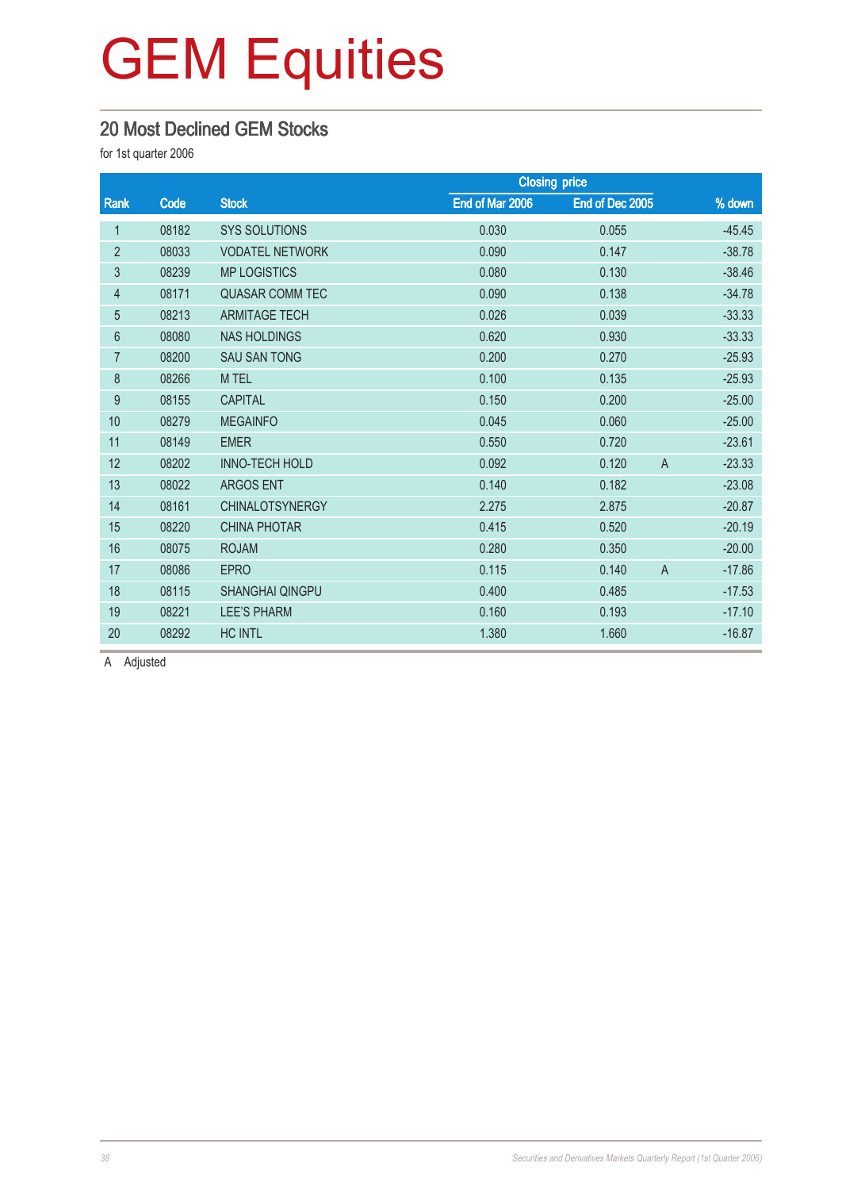# GEM Equities

## 20 Most Declined GEM Stocks

for 1st quarter 2006

| Rank | Code | Stock | Closing price | | | % down |
|---|---|---|---|---|---|---|
| | | | End of Mar 2006 | End of Dec 2005 | | |
| 1 | 08182 | SYS SOLUTIONS | 0.030 | 0.055 | | -45.45 |
| 2 | 08033 | VODATEL NETWORK | 0.090 | 0.147 | | -38.78 |
| 3 | 08239 | MP LOGISTICS | 0.080 | 0.130 | | -38.46 |
| 4 | 08171 | QUASAR COMM TEC | 0.090 | 0.138 | | -34.78 |
| 5 | 08213 | ARMITAGE TECH | 0.026 | 0.039 | | -33.33 |
| 6 | 08080 | NAS HOLDINGS | 0.620 | 0.930 | | -33.33 |
| 7 | 08200 | SAU SAN TONG | 0.200 | 0.270 | | -25.93 |
| 8 | 08266 | M TEL | 0.100 | 0.135 | | -25.93 |
| 9 | 08155 | CAPITAL | 0.150 | 0.200 | | -25.00 |
| 10 | 08279 | MEGAINFO | 0.045 | 0.060 | | -25.00 |
| 11 | 08149 | EMER | 0.550 | 0.720 | | -23.61 |
| 12 | 08202 | INNO-TECH HOLD | 0.092 | 0.120 | A | -23.33 |
| 13 | 08022 | ARGOS ENT | 0.140 | 0.182 | | -23.08 |
| 14 | 08161 | CHINALOTSYNERGY | 2.275 | 2.875 | | -20.87 |
| 15 | 08220 | CHINA PHOTAR | 0.415 | 0.520 | | -20.19 |
| 16 | 08075 | ROJAM | 0.280 | 0.350 | | -20.00 |
| 17 | 08086 | EPRO | 0.115 | 0.140 | A | -17.86 |
| 18 | 08115 | SHANGHAI QINGPU | 0.400 | 0.485 | | -17.53 |
| 19 | 08221 | LEE'S PHARM | 0.160 | 0.193 | | -17.10 |
| 20 | 08292 | HC INTL | 1.380 | 1.660 | | -16.87 |

A Adjusted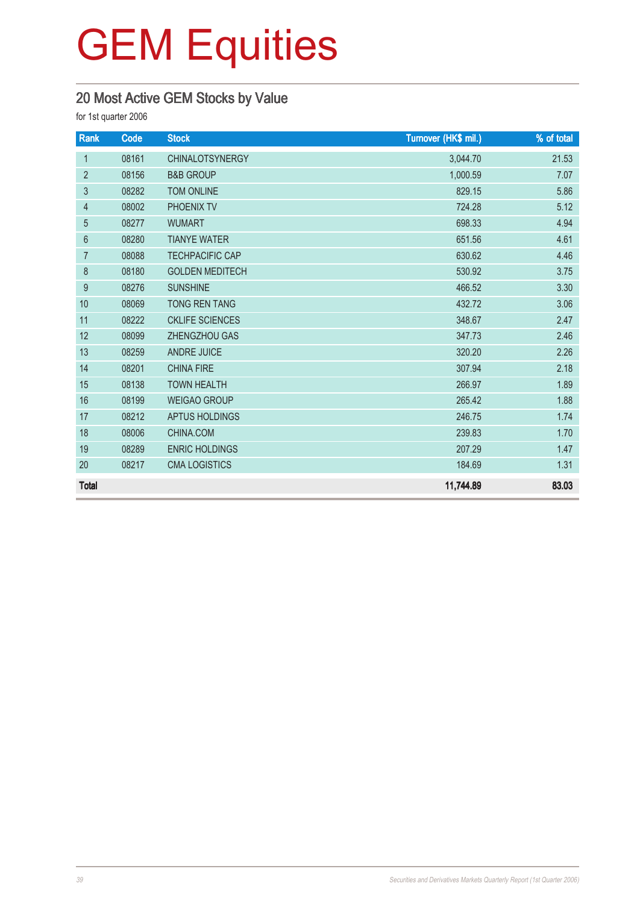# GEM Equities

## 20 Most Active GEM Stocks by Value

for 1st quarter 2006

| Rank | Code | Stock | Turnover (HK$ mil.) | % of total |
|---|---|---|---|---|
| 1 | 08161 | CHINALOTSYNERGY | 3,044.70 | 21.53 |
| 2 | 08156 | B&B GROUP | 1,000.59 | 7.07 |
| 3 | 08282 | TOM ONLINE | 829.15 | 5.86 |
| 4 | 08002 | PHOENIX TV | 724.28 | 5.12 |
| 5 | 08277 | WUMART | 698.33 | 4.94 |
| 6 | 08280 | TIANYE WATER | 651.56 | 4.61 |
| 7 | 08088 | TECHPACIFIC CAP | 630.62 | 4.46 |
| 8 | 08180 | GOLDEN MEDITECH | 530.92 | 3.75 |
| 9 | 08276 | SUNSHINE | 466.52 | 3.30 |
| 10 | 08069 | TONG REN TANG | 432.72 | 3.06 |
| 11 | 08222 | CKLIFE SCIENCES | 348.67 | 2.47 |
| 12 | 08099 | ZHENGZHOU GAS | 347.73 | 2.46 |
| 13 | 08259 | ANDRE JUICE | 320.20 | 2.26 |
| 14 | 08201 | CHINA FIRE | 307.94 | 2.18 |
| 15 | 08138 | TOWN HEALTH | 266.97 | 1.89 |
| 16 | 08199 | WEIGAO GROUP | 265.42 | 1.88 |
| 17 | 08212 | APTUS HOLDINGS | 246.75 | 1.74 |
| 18 | 08006 | CHINA.COM | 239.83 | 1.70 |
| 19 | 08289 | ENRIC HOLDINGS | 207.29 | 1.47 |
| 20 | 08217 | CMA LOGISTICS | 184.69 | 1.31 |
| **Total** | | | **11,744.89** | **83.03** |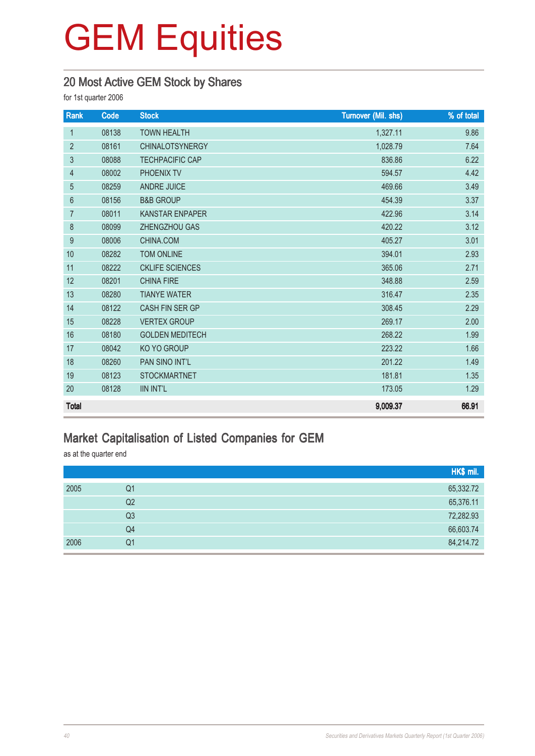# GEM Equities

## 20 Most Active GEM Stock by Shares

for 1st quarter 2006

| Rank | Code | Stock | Turnover (Mil. shs) | % of total |
|---|---|---|---|---|
| 1 | 08138 | TOWN HEALTH | 1,327.11 | 9.86 |
| 2 | 08161 | CHINALOTSYNERGY | 1,028.79 | 7.64 |
| 3 | 08088 | TECHPACIFIC CAP | 836.86 | 6.22 |
| 4 | 08002 | PHOENIX TV | 594.57 | 4.42 |
| 5 | 08259 | ANDRE JUICE | 469.66 | 3.49 |
| 6 | 08156 | B&B GROUP | 454.39 | 3.37 |
| 7 | 08011 | KANSTAR ENPAPER | 422.96 | 3.14 |
| 8 | 08099 | ZHENGZHOU GAS | 420.22 | 3.12 |
| 9 | 08006 | CHINA.COM | 405.27 | 3.01 |
| 10 | 08282 | TOM ONLINE | 394.01 | 2.93 |
| 11 | 08222 | CKLIFE SCIENCES | 365.06 | 2.71 |
| 12 | 08201 | CHINA FIRE | 348.88 | 2.59 |
| 13 | 08280 | TIANYE WATER | 316.47 | 2.35 |
| 14 | 08122 | CASH FIN SER GP | 308.45 | 2.29 |
| 15 | 08228 | VERTEX GROUP | 269.17 | 2.00 |
| 16 | 08180 | GOLDEN MEDITECH | 268.22 | 1.99 |
| 17 | 08042 | KO YO GROUP | 223.22 | 1.66 |
| 18 | 08260 | PAN SINO INT'L | 201.22 | 1.49 |
| 19 | 08123 | STOCKMARTNET | 181.81 | 1.35 |
| 20 | 08128 | IIN INT'L | 173.05 | 1.29 |
| **Total** | | | **9,009.37** | **66.91** |

## Market Capitalisation of Listed Companies for GEM

as at the quarter end

| | | HK$ mil. |
|---|---|---|
| 2005 | Q1 | 65,332.72 |
| | Q2 | 65,376.11 |
| | Q3 | 72,282.93 |
| | Q4 | 66,603.74 |
| 2006 | Q1 | 84,214.72 |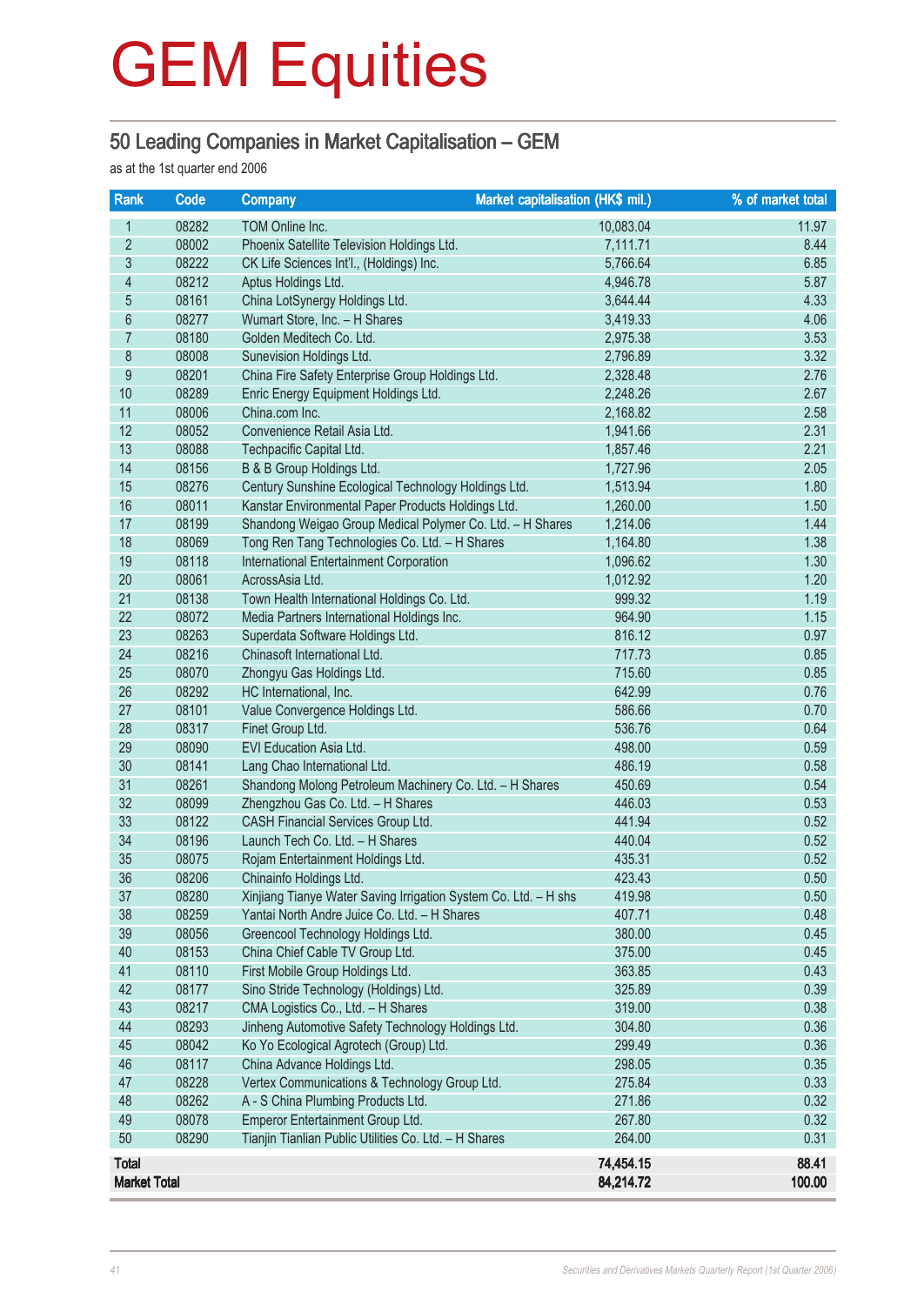# GEM Equities

## 50 Leading Companies in Market Capitalisation – GEM

as at the 1st quarter end 2006

| Rank | Code | Company | Market capitalisation (HK$ mil.) | % of market total |
|---|---|---|---|---|
| 1 | 08282 | TOM Online Inc. | 10,083.04 | 11.97 |
| 2 | 08002 | Phoenix Satellite Television Holdings Ltd. | 7,111.71 | 8.44 |
| 3 | 08222 | CK Life Sciences Int'l., (Holdings) Inc. | 5,766.64 | 6.85 |
| 4 | 08212 | Aptus Holdings Ltd. | 4,946.78 | 5.87 |
| 5 | 08161 | China LotSynergy Holdings Ltd. | 3,644.44 | 4.33 |
| 6 | 08277 | Wumart Store, Inc. – H Shares | 3,419.33 | 4.06 |
| 7 | 08180 | Golden Meditech Co. Ltd. | 2,975.38 | 3.53 |
| 8 | 08008 | Sunevision Holdings Ltd. | 2,796.89 | 3.32 |
| 9 | 08201 | China Fire Safety Enterprise Group Holdings Ltd. | 2,328.48 | 2.76 |
| 10 | 08289 | Enric Energy Equipment Holdings Ltd. | 2,248.26 | 2.67 |
| 11 | 08006 | China.com Inc. | 2,168.82 | 2.58 |
| 12 | 08052 | Convenience Retail Asia Ltd. | 1,941.66 | 2.31 |
| 13 | 08088 | Techpacific Capital Ltd. | 1,857.46 | 2.21 |
| 14 | 08156 | B & B Group Holdings Ltd. | 1,727.96 | 2.05 |
| 15 | 08276 | Century Sunshine Ecological Technology Holdings Ltd. | 1,513.94 | 1.80 |
| 16 | 08011 | Kanstar Environmental Paper Products Holdings Ltd. | 1,260.00 | 1.50 |
| 17 | 08199 | Shandong Weigao Group Medical Polymer Co. Ltd. – H Shares | 1,214.06 | 1.44 |
| 18 | 08069 | Tong Ren Tang Technologies Co. Ltd. – H Shares | 1,164.80 | 1.38 |
| 19 | 08118 | International Entertainment Corporation | 1,096.62 | 1.30 |
| 20 | 08061 | AcrossAsia Ltd. | 1,012.92 | 1.20 |
| 21 | 08138 | Town Health International Holdings Co. Ltd. | 999.32 | 1.19 |
| 22 | 08072 | Media Partners International Holdings Inc. | 964.90 | 1.15 |
| 23 | 08263 | Superdata Software Holdings Ltd. | 816.12 | 0.97 |
| 24 | 08216 | Chinasoft International Ltd. | 717.73 | 0.85 |
| 25 | 08070 | Zhongyu Gas Holdings Ltd. | 715.60 | 0.85 |
| 26 | 08292 | HC International, Inc. | 642.99 | 0.76 |
| 27 | 08101 | Value Convergence Holdings Ltd. | 586.66 | 0.70 |
| 28 | 08317 | Finet Group Ltd. | 536.76 | 0.64 |
| 29 | 08090 | EVI Education Asia Ltd. | 498.00 | 0.59 |
| 30 | 08141 | Lang Chao International Ltd. | 486.19 | 0.58 |
| 31 | 08261 | Shandong Molong Petroleum Machinery Co. Ltd. – H Shares | 450.69 | 0.54 |
| 32 | 08099 | Zhengzhou Gas Co. Ltd. – H Shares | 446.03 | 0.53 |
| 33 | 08122 | CASH Financial Services Group Ltd. | 441.94 | 0.52 |
| 34 | 08196 | Launch Tech Co. Ltd. – H Shares | 440.04 | 0.52 |
| 35 | 08075 | Rojam Entertainment Holdings Ltd. | 435.31 | 0.52 |
| 36 | 08206 | Chinainfo Holdings Ltd. | 423.43 | 0.50 |
| 37 | 08280 | Xinjiang Tianye Water Saving Irrigation System Co. Ltd. – H shs | 419.98 | 0.50 |
| 38 | 08259 | Yantai North Andre Juice Co. Ltd. – H Shares | 407.71 | 0.48 |
| 39 | 08056 | Greencool Technology Holdings Ltd. | 380.00 | 0.45 |
| 40 | 08153 | China Chief Cable TV Group Ltd. | 375.00 | 0.45 |
| 41 | 08110 | First Mobile Group Holdings Ltd. | 363.85 | 0.43 |
| 42 | 08177 | Sino Stride Technology (Holdings) Ltd. | 325.89 | 0.39 |
| 43 | 08217 | CMA Logistics Co., Ltd. – H Shares | 319.00 | 0.38 |
| 44 | 08293 | Jinheng Automotive Safety Technology Holdings Ltd. | 304.80 | 0.36 |
| 45 | 08042 | Ko Yo Ecological Agrotech (Group) Ltd. | 299.49 | 0.36 |
| 46 | 08117 | China Advance Holdings Ltd. | 298.05 | 0.35 |
| 47 | 08228 | Vertex Communications & Technology Group Ltd. | 275.84 | 0.33 |
| 48 | 08262 | A - S China Plumbing Products Ltd. | 271.86 | 0.32 |
| 49 | 08078 | Emperor Entertainment Group Ltd. | 267.80 | 0.32 |
| 50 | 08290 | Tianjin Tianlian Public Utilities Co. Ltd. – H Shares | 264.00 | 0.31 |
| **Total** | | | **74,454.15** | **88.41** |
| **Market Total** | | | **84,214.72** | **100.00** |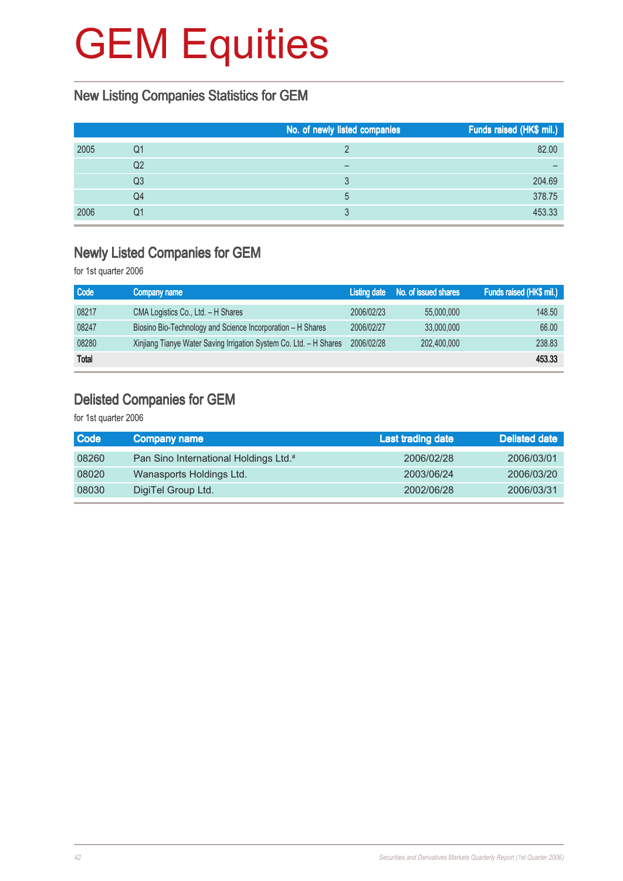# GEM Equities

## New Listing Companies Statistics for GEM

| | | No. of newly listed companies | Funds raised (HK$ mil.) |
|---|---|---|---|
| 2005 | Q1 | 2 | 82.00 |
| | Q2 | – | – |
| | Q3 | 3 | 204.69 |
| | Q4 | 5 | 378.75 |
| 2006 | Q1 | 3 | 453.33 |

## Newly Listed Companies for GEM

for 1st quarter 2006

| Code | Company name | Listing date | No. of issued shares | Funds raised (HK$ mil.) |
|---|---|---|---|---|
| 08217 | CMA Logistics Co., Ltd. – H Shares | 2006/02/23 | 55,000,000 | 148.50 |
| 08247 | Biosino Bio-Technology and Science Incorporation – H Shares | 2006/02/27 | 33,000,000 | 66.00 |
| 08280 | Xinjiang Tianye Water Saving Irrigation System Co. Ltd. – H Shares | 2006/02/28 | 202,400,000 | 238.83 |
| **Total** | | | | **453.33** |

## Delisted Companies for GEM

for 1st quarter 2006

| Code | Company name | Last trading date | Delisted date |
|---|---|---|---|
| 08260 | Pan Sino International Holdings Ltd.# | 2006/02/28 | 2006/03/01 |
| 08020 | Wanasports Holdings Ltd. | 2003/06/24 | 2006/03/20 |
| 08030 | DigiTel Group Ltd. | 2002/06/28 | 2006/03/31 |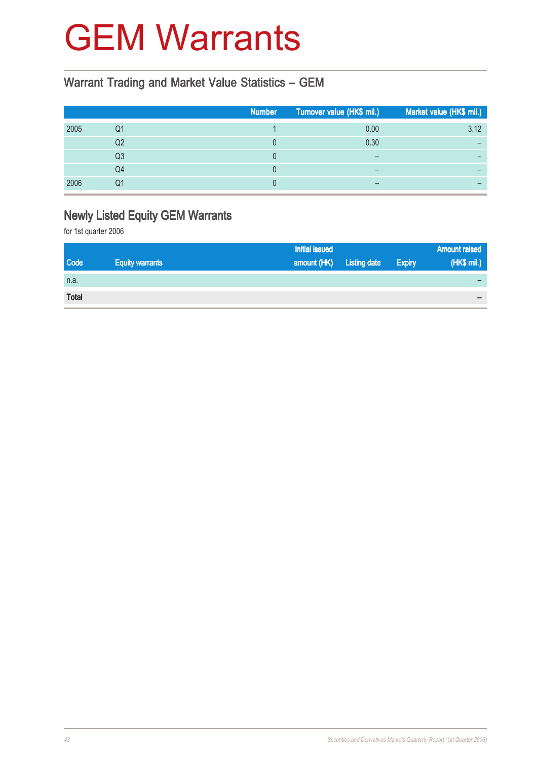# GEM Warrants

## Warrant Trading and Market Value Statistics – GEM

| | | Number | Turnover value (HK$ mil.) | Market value (HK$ mil.) |
|---|---|---|---|---|
| 2005 | Q1 | 1 | 0.00 | 3.12 |
| | Q2 | 0 | 0.30 | – |
| | Q3 | 0 | – | – |
| | Q4 | 0 | – | – |
| 2006 | Q1 | 0 | – | – |

## Newly Listed Equity GEM Warrants

for 1st quarter 2006

| Code | Equity warrants | Initial issued amount (HK) | Listing date | Expiry | Amount raised (HK$ mil.) |
|---|---|---|---|---|---|
| n.a. | | | | | – |
| **Total** | | | | | **–** |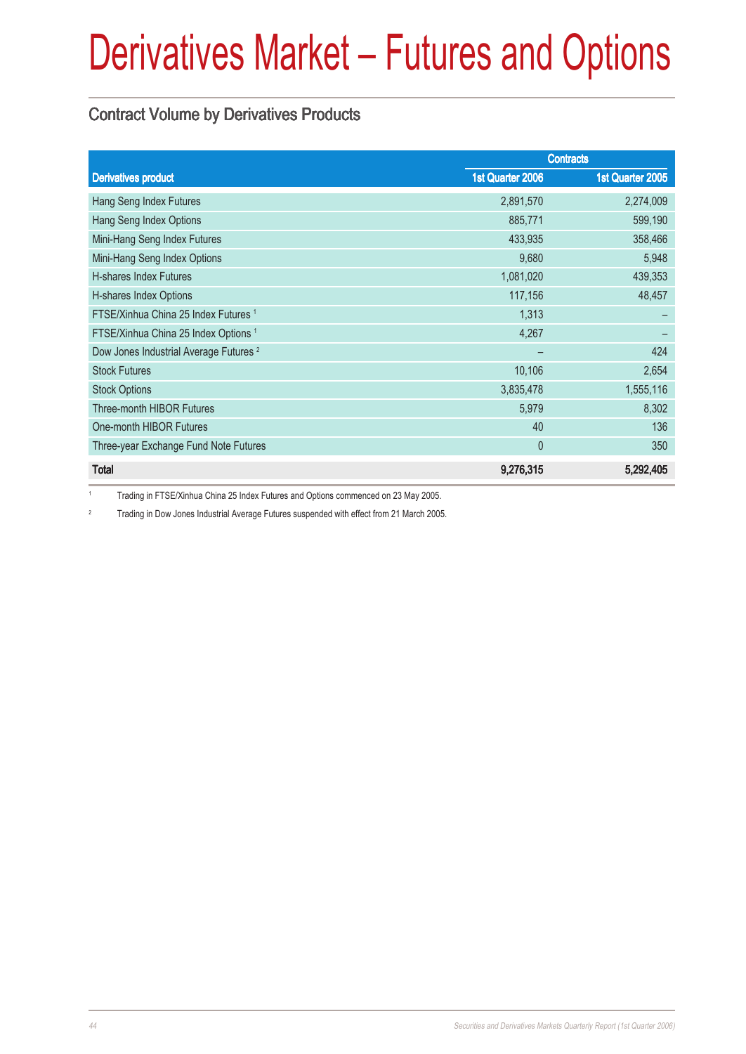# Derivatives Market – Futures and Options

## Contract Volume by Derivatives Products

| Derivatives product | Contracts | |
|---|---|---|
| | 1st Quarter 2006 | 1st Quarter 2005 |
| Hang Seng Index Futures | 2,891,570 | 2,274,009 |
| Hang Seng Index Options | 885,771 | 599,190 |
| Mini-Hang Seng Index Futures | 433,935 | 358,466 |
| Mini-Hang Seng Index Options | 9,680 | 5,948 |
| H-shares Index Futures | 1,081,020 | 439,353 |
| H-shares Index Options | 117,156 | 48,457 |
| FTSE/Xinhua China 25 Index Futures [1] | 1,313 | – |
| FTSE/Xinhua China 25 Index Options [1] | 4,267 | – |
| Dow Jones Industrial Average Futures [2] | – | 424 |
| Stock Futures | 10,106 | 2,654 |
| Stock Options | 3,835,478 | 1,555,116 |
| Three-month HIBOR Futures | 5,979 | 8,302 |
| One-month HIBOR Futures | 40 | 136 |
| Three-year Exchange Fund Note Futures | 0 | 350 |
| **Total** | **9,276,315** | **5,292,405** |

[1] Trading in FTSE/Xinhua China 25 Index Futures and Options commenced on 23 May 2005.

[2] Trading in Dow Jones Industrial Average Futures suspended with effect from 21 March 2005.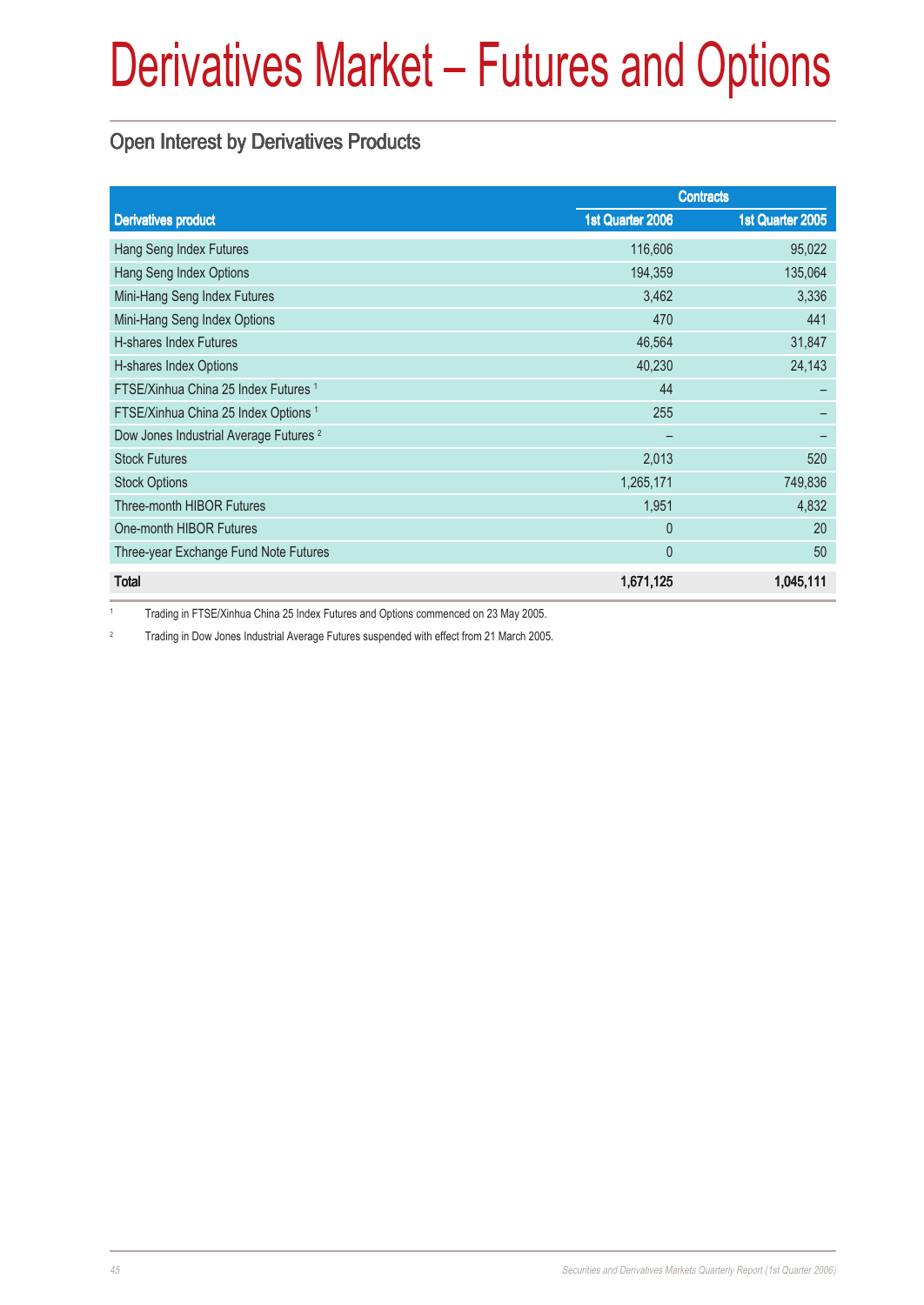# Derivatives Market – Futures and Options

## Open Interest by Derivatives Products

| Derivatives product | Contracts | |
|---|---|---|
| | 1st Quarter 2006 | 1st Quarter 2005 |
| Hang Seng Index Futures | 116,606 | 95,022 |
| Hang Seng Index Options | 194,359 | 135,064 |
| Mini-Hang Seng Index Futures | 3,462 | 3,336 |
| Mini-Hang Seng Index Options | 470 | 441 |
| H-shares Index Futures | 46,564 | 31,847 |
| H-shares Index Options | 40,230 | 24,143 |
| FTSE/Xinhua China 25 Index Futures [1] | 44 | – |
| FTSE/Xinhua China 25 Index Options [1] | 255 | – |
| Dow Jones Industrial Average Futures [2] | – | – |
| Stock Futures | 2,013 | 520 |
| Stock Options | 1,265,171 | 749,836 |
| Three-month HIBOR Futures | 1,951 | 4,832 |
| One-month HIBOR Futures | 0 | 20 |
| Three-year Exchange Fund Note Futures | 0 | 50 |
| **Total** | **1,671,125** | **1,045,111** |

[1] Trading in FTSE/Xinhua China 25 Index Futures and Options commenced on 23 May 2005.

[2] Trading in Dow Jones Industrial Average Futures suspended with effect from 21 March 2005.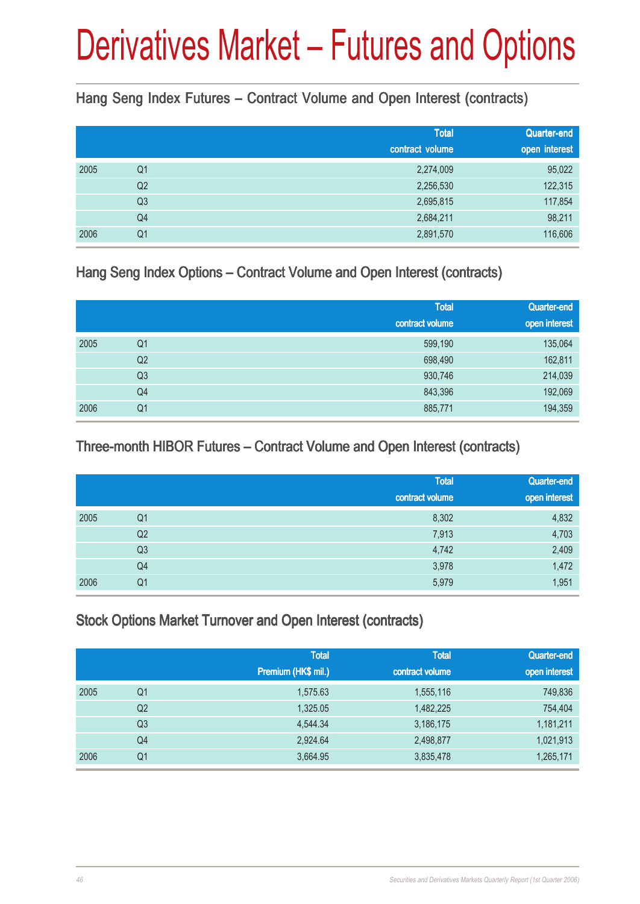# Derivatives Market – Futures and Options

## Hang Seng Index Futures – Contract Volume and Open Interest (contracts)

| | | Total contract volume | Quarter-end open interest |
|---|---|---|---|
| 2005 | Q1 | 2,274,009 | 95,022 |
| | Q2 | 2,256,530 | 122,315 |
| | Q3 | 2,695,815 | 117,854 |
| | Q4 | 2,684,211 | 98,211 |
| 2006 | Q1 | 2,891,570 | 116,606 |

## Hang Seng Index Options – Contract Volume and Open Interest (contracts)

| | | Total contract volume | Quarter-end open interest |
|---|---|---|---|
| 2005 | Q1 | 599,190 | 135,064 |
| | Q2 | 698,490 | 162,811 |
| | Q3 | 930,746 | 214,039 |
| | Q4 | 843,396 | 192,069 |
| 2006 | Q1 | 885,771 | 194,359 |

## Three-month HIBOR Futures – Contract Volume and Open Interest (contracts)

| | | Total contract volume | Quarter-end open interest |
|---|---|---|---|
| 2005 | Q1 | 8,302 | 4,832 |
| | Q2 | 7,913 | 4,703 |
| | Q3 | 4,742 | 2,409 |
| | Q4 | 3,978 | 1,472 |
| 2006 | Q1 | 5,979 | 1,951 |

## Stock Options Market Turnover and Open Interest (contracts)

| | | Total Premium (HK$ mil.) | Total contract volume | Quarter-end open interest |
|---|---|---|---|---|
| 2005 | Q1 | 1,575.63 | 1,555,116 | 749,836 |
| | Q2 | 1,325.05 | 1,482,225 | 754,404 |
| | Q3 | 4,544.34 | 3,186,175 | 1,181,211 |
| | Q4 | 2,924.64 | 2,498,877 | 1,021,913 |
| 2006 | Q1 | 3,664.95 | 3,835,478 | 1,265,171 |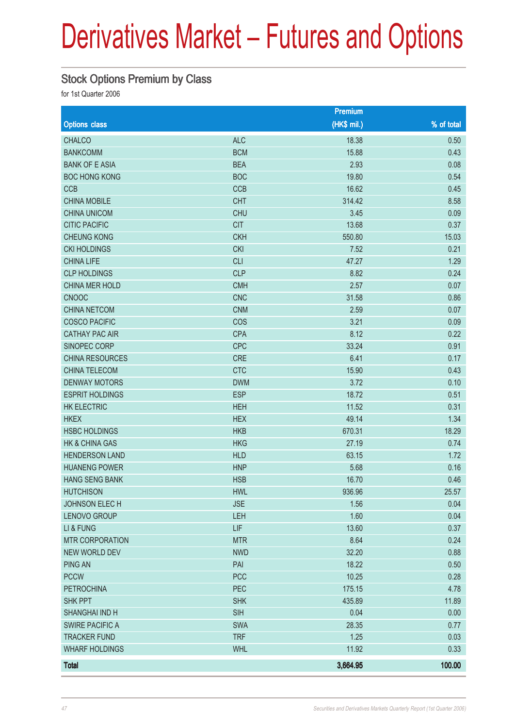# Derivatives Market – Futures and Options

## Stock Options Premium by Class

for 1st Quarter 2006

| Options class | | Premium (HK$ mil.) | % of total |
|---|---|---|---|
| CHALCO | ALC | 18.38 | 0.50 |
| BANKCOMM | BCM | 15.88 | 0.43 |
| BANK OF E ASIA | BEA | 2.93 | 0.08 |
| BOC HONG KONG | BOC | 19.80 | 0.54 |
| CCB | CCB | 16.62 | 0.45 |
| CHINA MOBILE | CHT | 314.42 | 8.58 |
| CHINA UNICOM | CHU | 3.45 | 0.09 |
| CITIC PACIFIC | CIT | 13.68 | 0.37 |
| CHEUNG KONG | CKH | 550.80 | 15.03 |
| CKI HOLDINGS | CKI | 7.52 | 0.21 |
| CHINA LIFE | CLI | 47.27 | 1.29 |
| CLP HOLDINGS | CLP | 8.82 | 0.24 |
| CHINA MER HOLD | CMH | 2.57 | 0.07 |
| CNOOC | CNC | 31.58 | 0.86 |
| CHINA NETCOM | CNM | 2.59 | 0.07 |
| COSCO PACIFIC | COS | 3.21 | 0.09 |
| CATHAY PAC AIR | CPA | 8.12 | 0.22 |
| SINOPEC CORP | CPC | 33.24 | 0.91 |
| CHINA RESOURCES | CRE | 6.41 | 0.17 |
| CHINA TELECOM | CTC | 15.90 | 0.43 |
| DENWAY MOTORS | DWM | 3.72 | 0.10 |
| ESPRIT HOLDINGS | ESP | 18.72 | 0.51 |
| HK ELECTRIC | HEH | 11.52 | 0.31 |
| HKEX | HEX | 49.14 | 1.34 |
| HSBC HOLDINGS | HKB | 670.31 | 18.29 |
| HK & CHINA GAS | HKG | 27.19 | 0.74 |
| HENDERSON LAND | HLD | 63.15 | 1.72 |
| HUANENG POWER | HNP | 5.68 | 0.16 |
| HANG SENG BANK | HSB | 16.70 | 0.46 |
| HUTCHISON | HWL | 936.96 | 25.57 |
| JOHNSON ELEC H | JSE | 1.56 | 0.04 |
| LENOVO GROUP | LEH | 1.60 | 0.04 |
| LI & FUNG | LIF | 13.60 | 0.37 |
| MTR CORPORATION | MTR | 8.64 | 0.24 |
| NEW WORLD DEV | NWD | 32.20 | 0.88 |
| PING AN | PAI | 18.22 | 0.50 |
| PCCW | PCC | 10.25 | 0.28 |
| PETROCHINA | PEC | 175.15 | 4.78 |
| SHK PPT | SHK | 435.89 | 11.89 |
| SHANGHAI IND H | SIH | 0.04 | 0.00 |
| SWIRE PACIFIC A | SWA | 28.35 | 0.77 |
| TRACKER FUND | TRF | 1.25 | 0.03 |
| WHARF HOLDINGS | WHL | 11.92 | 0.33 |
| **Total** | | **3,664.95** | **100.00** |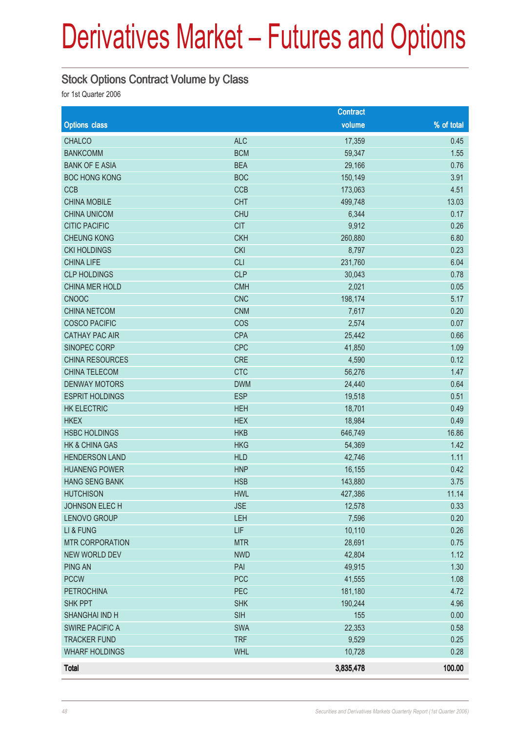# Derivatives Market – Futures and Options

## Stock Options Contract Volume by Class

for 1st Quarter 2006

| Options class | | Contract volume | % of total |
|---|---|---|---|
| CHALCO | ALC | 17,359 | 0.45 |
| BANKCOMM | BCM | 59,347 | 1.55 |
| BANK OF E ASIA | BEA | 29,166 | 0.76 |
| BOC HONG KONG | BOC | 150,149 | 3.91 |
| CCB | CCB | 173,063 | 4.51 |
| CHINA MOBILE | CHT | 499,748 | 13.03 |
| CHINA UNICOM | CHU | 6,344 | 0.17 |
| CITIC PACIFIC | CIT | 9,912 | 0.26 |
| CHEUNG KONG | CKH | 260,880 | 6.80 |
| CKI HOLDINGS | CKI | 8,797 | 0.23 |
| CHINA LIFE | CLI | 231,760 | 6.04 |
| CLP HOLDINGS | CLP | 30,043 | 0.78 |
| CHINA MER HOLD | CMH | 2,021 | 0.05 |
| CNOOC | CNC | 198,174 | 5.17 |
| CHINA NETCOM | CNM | 7,617 | 0.20 |
| COSCO PACIFIC | COS | 2,574 | 0.07 |
| CATHAY PAC AIR | CPA | 25,442 | 0.66 |
| SINOPEC CORP | CPC | 41,850 | 1.09 |
| CHINA RESOURCES | CRE | 4,590 | 0.12 |
| CHINA TELECOM | CTC | 56,276 | 1.47 |
| DENWAY MOTORS | DWM | 24,440 | 0.64 |
| ESPRIT HOLDINGS | ESP | 19,518 | 0.51 |
| HK ELECTRIC | HEH | 18,701 | 0.49 |
| HKEX | HEX | 18,984 | 0.49 |
| HSBC HOLDINGS | HKB | 646,749 | 16.86 |
| HK & CHINA GAS | HKG | 54,369 | 1.42 |
| HENDERSON LAND | HLD | 42,746 | 1.11 |
| HUANENG POWER | HNP | 16,155 | 0.42 |
| HANG SENG BANK | HSB | 143,880 | 3.75 |
| HUTCHISON | HWL | 427,386 | 11.14 |
| JOHNSON ELEC H | JSE | 12,578 | 0.33 |
| LENOVO GROUP | LEH | 7,596 | 0.20 |
| LI & FUNG | LIF | 10,110 | 0.26 |
| MTR CORPORATION | MTR | 28,691 | 0.75 |
| NEW WORLD DEV | NWD | 42,804 | 1.12 |
| PING AN | PAI | 49,915 | 1.30 |
| PCCW | PCC | 41,555 | 1.08 |
| PETROCHINA | PEC | 181,180 | 4.72 |
| SHK PPT | SHK | 190,244 | 4.96 |
| SHANGHAI IND H | SIH | 155 | 0.00 |
| SWIRE PACIFIC A | SWA | 22,353 | 0.58 |
| TRACKER FUND | TRF | 9,529 | 0.25 |
| WHARF HOLDINGS | WHL | 10,728 | 0.28 |
| **Total** | | **3,835,478** | **100.00** |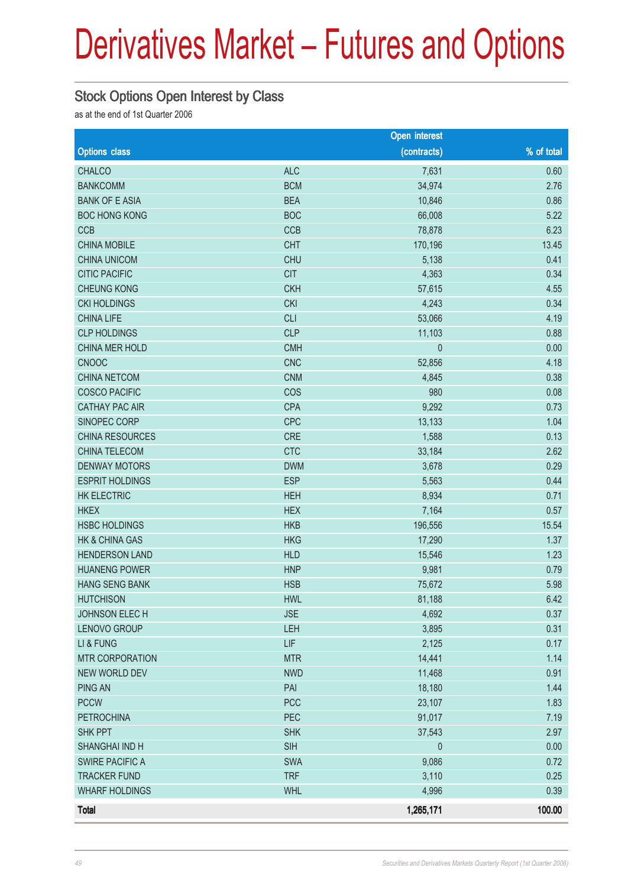# Derivatives Market – Futures and Options

## Stock Options Open Interest by Class

as at the end of 1st Quarter 2006

| Options class | | Open interest (contracts) | % of total |
|---|---|---|---|
| CHALCO | ALC | 7,631 | 0.60 |
| BANKCOMM | BCM | 34,974 | 2.76 |
| BANK OF E ASIA | BEA | 10,846 | 0.86 |
| BOC HONG KONG | BOC | 66,008 | 5.22 |
| CCB | CCB | 78,878 | 6.23 |
| CHINA MOBILE | CHT | 170,196 | 13.45 |
| CHINA UNICOM | CHU | 5,138 | 0.41 |
| CITIC PACIFIC | CIT | 4,363 | 0.34 |
| CHEUNG KONG | CKH | 57,615 | 4.55 |
| CKI HOLDINGS | CKI | 4,243 | 0.34 |
| CHINA LIFE | CLI | 53,066 | 4.19 |
| CLP HOLDINGS | CLP | 11,103 | 0.88 |
| CHINA MER HOLD | CMH | 0 | 0.00 |
| CNOOC | CNC | 52,856 | 4.18 |
| CHINA NETCOM | CNM | 4,845 | 0.38 |
| COSCO PACIFIC | COS | 980 | 0.08 |
| CATHAY PAC AIR | CPA | 9,292 | 0.73 |
| SINOPEC CORP | CPC | 13,133 | 1.04 |
| CHINA RESOURCES | CRE | 1,588 | 0.13 |
| CHINA TELECOM | CTC | 33,184 | 2.62 |
| DENWAY MOTORS | DWM | 3,678 | 0.29 |
| ESPRIT HOLDINGS | ESP | 5,563 | 0.44 |
| HK ELECTRIC | HEH | 8,934 | 0.71 |
| HKEX | HEX | 7,164 | 0.57 |
| HSBC HOLDINGS | HKB | 196,556 | 15.54 |
| HK & CHINA GAS | HKG | 17,290 | 1.37 |
| HENDERSON LAND | HLD | 15,546 | 1.23 |
| HUANENG POWER | HNP | 9,981 | 0.79 |
| HANG SENG BANK | HSB | 75,672 | 5.98 |
| HUTCHISON | HWL | 81,188 | 6.42 |
| JOHNSON ELEC H | JSE | 4,692 | 0.37 |
| LENOVO GROUP | LEH | 3,895 | 0.31 |
| LI & FUNG | LIF | 2,125 | 0.17 |
| MTR CORPORATION | MTR | 14,441 | 1.14 |
| NEW WORLD DEV | NWD | 11,468 | 0.91 |
| PING AN | PAI | 18,180 | 1.44 |
| PCCW | PCC | 23,107 | 1.83 |
| PETROCHINA | PEC | 91,017 | 7.19 |
| SHK PPT | SHK | 37,543 | 2.97 |
| SHANGHAI IND H | SIH | 0 | 0.00 |
| SWIRE PACIFIC A | SWA | 9,086 | 0.72 |
| TRACKER FUND | TRF | 3,110 | 0.25 |
| WHARF HOLDINGS | WHL | 4,996 | 0.39 |
| **Total** | | **1,265,171** | **100.00** |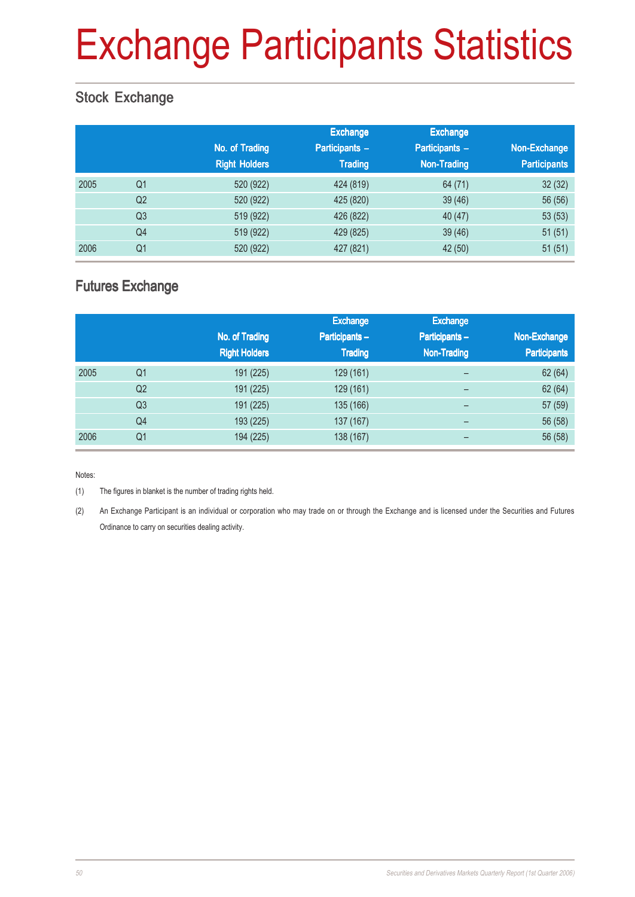# Exchange Participants Statistics

## Stock Exchange

| | | No. of Trading Right Holders | Exchange Participants – Trading | Exchange Participants – Non-Trading | Non-Exchange Participants |
|---|---|---|---|---|---|
| 2005 | Q1 | 520 (922) | 424 (819) | 64 (71) | 32 (32) |
| | Q2 | 520 (922) | 425 (820) | 39 (46) | 56 (56) |
| | Q3 | 519 (922) | 426 (822) | 40 (47) | 53 (53) |
| | Q4 | 519 (922) | 429 (825) | 39 (46) | 51 (51) |
| 2006 | Q1 | 520 (922) | 427 (821) | 42 (50) | 51 (51) |

## Futures Exchange

| | | No. of Trading Right Holders | Exchange Participants – Trading | Exchange Participants – Non-Trading | Non-Exchange Participants |
|---|---|---|---|---|---|
| 2005 | Q1 | 191 (225) | 129 (161) | – | 62 (64) |
| | Q2 | 191 (225) | 129 (161) | – | 62 (64) |
| | Q3 | 191 (225) | 135 (166) | – | 57 (59) |
| | Q4 | 193 (225) | 137 (167) | – | 56 (58) |
| 2006 | Q1 | 194 (225) | 138 (167) | – | 56 (58) |

Notes:

(1) The figures in blanket is the number of trading rights held.

(2) An Exchange Participant is an individual or corporation who may trade on or through the Exchange and is licensed under the Securities and Futures Ordinance to carry on securities dealing activity.